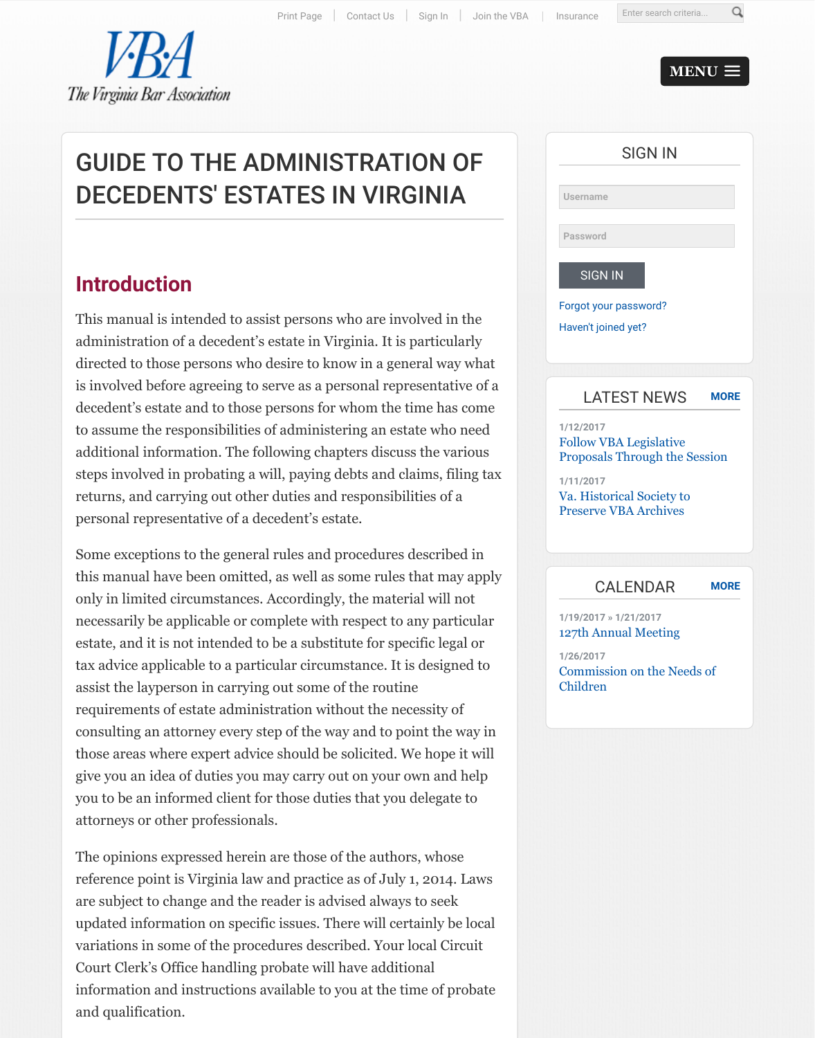# GUIDE TO THE ADMINISTRATION OF DECEDENTS' ESTATES IN VIRGINIA

## Introduction

This manual is intended to assist persons who are involved in the administration of a decedent's estate in Virginia. It is particularly directed to those persons who desire to know in a general way what is involved before agreeing to serve as a personal representative of a decedent's estate and to those persons for whom the time has come to assume the responsibilities of administering an estate who need additional information. The following chapters discuss the various steps involved in probating a will, paying debts and claims, filing tax returns, and carrying out other duties and responsibilities of a personal representative of a decedent's estate.

Some exceptions to the general rules and procedures described in this manual have been omitted, as well as some rules that may apply only in limited circumstances. Accordingly, the material will not necessarily be applicable or complete with respect to any particular estate, and it is not intended to be a substitute for specific legal or tax advice applicable to a particular circumstance. It is designed to assist the layperson in carrying out some of the routine requirements of estate administration without the necessity of consulting an attorney every step of the way and to point the way in those areas where expert advice should be solicited. We hope it will give you an idea of duties you may carry out on your own and help you to be an informed client for those duties that you delegate to attorneys or other professionals.

The opinions expressed herein are those of the authors, whose reference point is Virginia law and practice as of July 1, 2014. Laws are subject to change and the reader is advised always to seek updated information on specific issues. There will certainly be local variations in some of the procedures described. Your local Circuit Court Clerk's Office handling probate will have additional information and instructions available to you at the time of probate and qualification.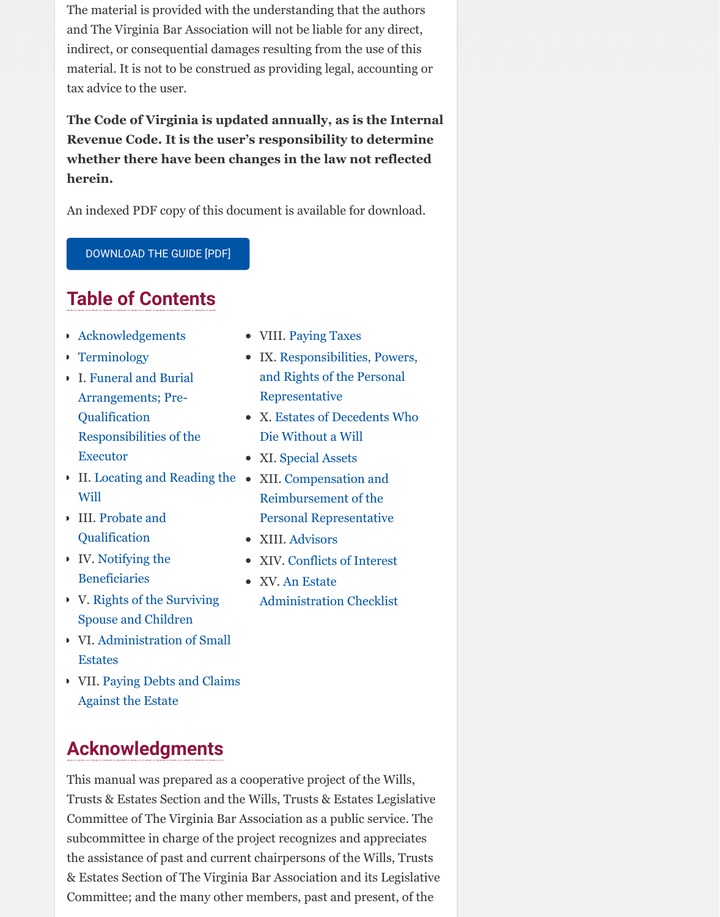The material is provided with the understanding that the authors and The Virginia Bar Association will not be liable for any direct, indirect, or consequential damages resulting from the use of this material. It is not to be construed as providing legal, accounting or tax advice to the user.

**The Code of Virginia is updated annually, as is the Internal Revenue Code. It is the user's responsibility to determine whether there have been changes in the law not reflected herein.**

An indexed PDF copy of this document is available for download.

DOWNLOAD THE GUIDE [PDF]

## Table of Contents

- Acknowledgements
- Terminology
- I. Funeral and Burial Arrangements; Pre-Qualification Responsibilities of the Executor
- II. Locating and Reading the Will
- III. Probate and Qualification
- IV. Notifying the Beneficiaries
- V. Rights of the Surviving Spouse and Children
- VI. Administration of Small Estates
- VII. Paying Debts and Claims Against the Estate
- VIII. Paying Taxes
- IX. Responsibilities, Powers, and Rights of the Personal Representative
- X. Estates of Decedents Who Die Without a Will
- XI. Special Assets
- XII. Compensation and Reimbursement of the Personal Representative
- XIII. Advisors
- XIV. Conflicts of Interest
- XV. An Estate Administration Checklist

## Acknowledgments

This manual was prepared as a cooperative project of the Wills, Trusts & Estates Section and the Wills, Trusts & Estates Legislative Committee of The Virginia Bar Association as a public service. The subcommittee in charge of the project recognizes and appreciates the assistance of past and current chairpersons of the Wills, Trusts & Estates Section of The Virginia Bar Association and its Legislative Committee; and the many other members, past and present, of the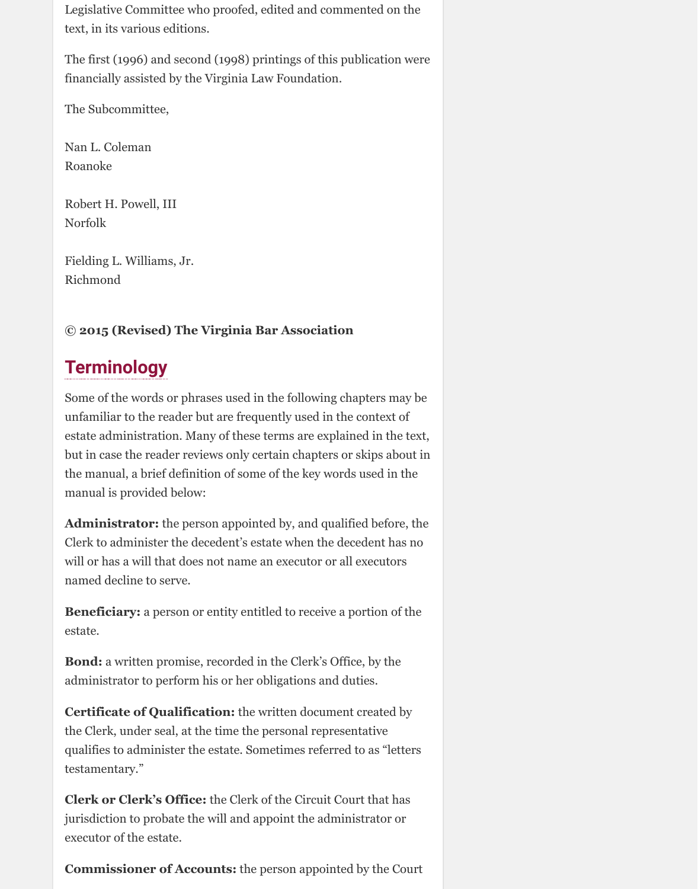Legislative Committee who proofed, edited and commented on the text, in its various editions.

The first (1996) and second (1998) printings of this publication were financially assisted by the Virginia Law Foundation.

The Subcommittee,

Nan L. Coleman
Roanoke

Robert H. Powell, III
Norfolk

Fielding L. Williams, Jr.
Richmond

**© 2015 (Revised) The Virginia Bar Association**

## Terminology

Some of the words or phrases used in the following chapters may be unfamiliar to the reader but are frequently used in the context of estate administration. Many of these terms are explained in the text, but in case the reader reviews only certain chapters or skips about in the manual, a brief definition of some of the key words used in the manual is provided below:

**Administrator:** the person appointed by, and qualified before, the Clerk to administer the decedent's estate when the decedent has no will or has a will that does not name an executor or all executors named decline to serve.

**Beneficiary:** a person or entity entitled to receive a portion of the estate.

**Bond:** a written promise, recorded in the Clerk's Office, by the administrator to perform his or her obligations and duties.

**Certificate of Qualification:** the written document created by the Clerk, under seal, at the time the personal representative qualifies to administer the estate. Sometimes referred to as "letters testamentary."

**Clerk or Clerk's Office:** the Clerk of the Circuit Court that has jurisdiction to probate the will and appoint the administrator or executor of the estate.

**Commissioner of Accounts:** the person appointed by the Court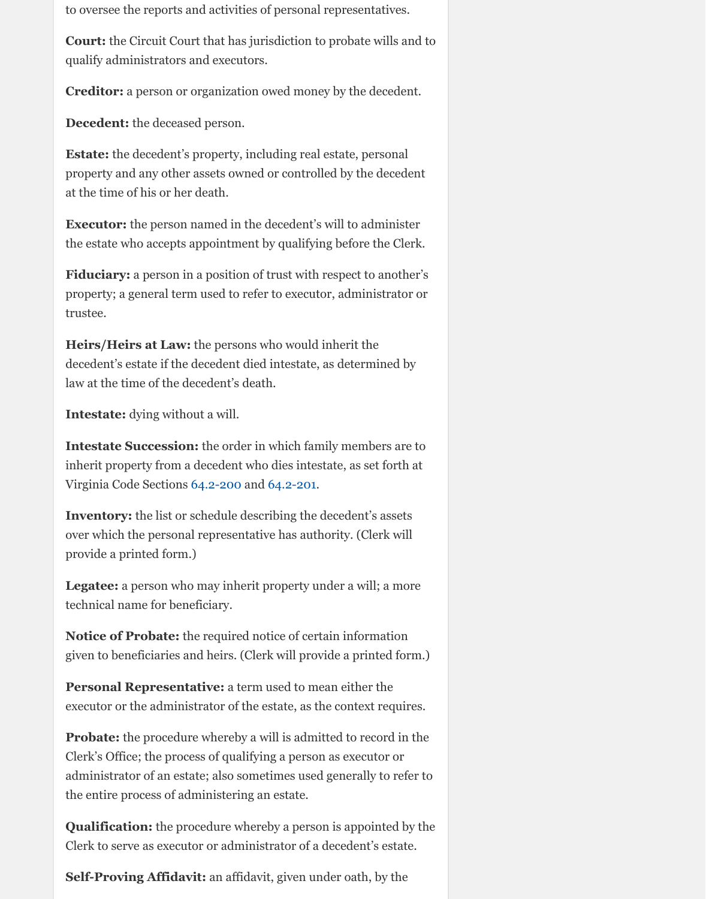to oversee the reports and activities of personal representatives.

**Court:** the Circuit Court that has jurisdiction to probate wills and to qualify administrators and executors.

**Creditor:** a person or organization owed money by the decedent.

**Decedent:** the deceased person.

**Estate:** the decedent's property, including real estate, personal property and any other assets owned or controlled by the decedent at the time of his or her death.

**Executor:** the person named in the decedent's will to administer the estate who accepts appointment by qualifying before the Clerk.

**Fiduciary:** a person in a position of trust with respect to another's property; a general term used to refer to executor, administrator or trustee.

**Heirs/Heirs at Law:** the persons who would inherit the decedent's estate if the decedent died intestate, as determined by law at the time of the decedent's death.

**Intestate:** dying without a will.

**Intestate Succession:** the order in which family members are to inherit property from a decedent who dies intestate, as set forth at Virginia Code Sections 64.2-200 and 64.2-201.

**Inventory:** the list or schedule describing the decedent's assets over which the personal representative has authority. (Clerk will provide a printed form.)

**Legatee:** a person who may inherit property under a will; a more technical name for beneficiary.

**Notice of Probate:** the required notice of certain information given to beneficiaries and heirs. (Clerk will provide a printed form.)

**Personal Representative:** a term used to mean either the executor or the administrator of the estate, as the context requires.

**Probate:** the procedure whereby a will is admitted to record in the Clerk's Office; the process of qualifying a person as executor or administrator of an estate; also sometimes used generally to refer to the entire process of administering an estate.

**Qualification:** the procedure whereby a person is appointed by the Clerk to serve as executor or administrator of a decedent's estate.

**Self-Proving Affidavit:** an affidavit, given under oath, by the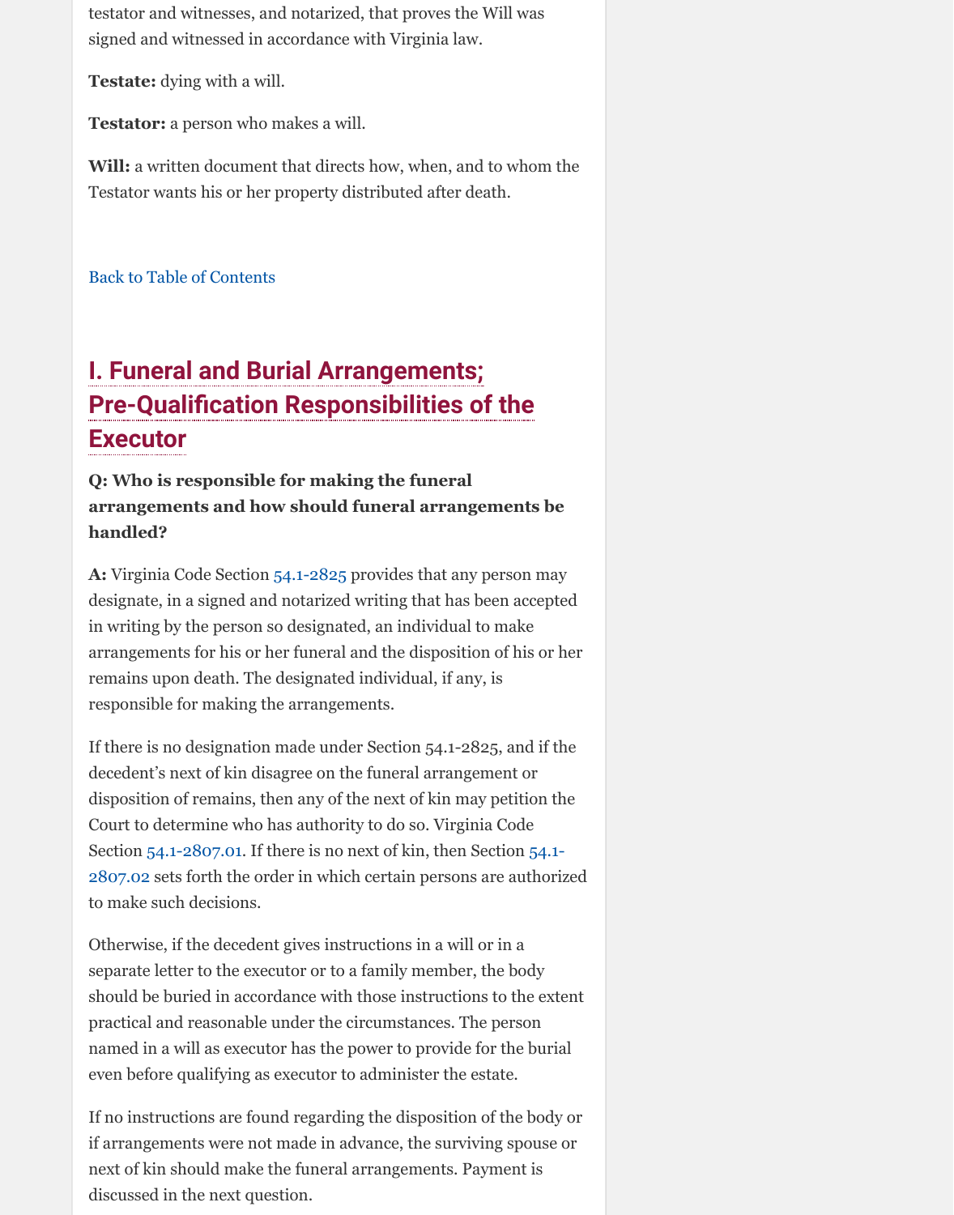testator and witnesses, and notarized, that proves the Will was signed and witnessed in accordance with Virginia law.

**Testate:** dying with a will.

**Testator:** a person who makes a will.

**Will:** a written document that directs how, when, and to whom the Testator wants his or her property distributed after death.

Back to Table of Contents

## I. Funeral and Burial Arrangements; Pre-Qualification Responsibilities of the Executor

**Q: Who is responsible for making the funeral arrangements and how should funeral arrangements be handled?**

**A:** Virginia Code Section 54.1-2825 provides that any person may designate, in a signed and notarized writing that has been accepted in writing by the person so designated, an individual to make arrangements for his or her funeral and the disposition of his or her remains upon death. The designated individual, if any, is responsible for making the arrangements.

If there is no designation made under Section 54.1-2825, and if the decedent's next of kin disagree on the funeral arrangement or disposition of remains, then any of the next of kin may petition the Court to determine who has authority to do so. Virginia Code Section 54.1-2807.01. If there is no next of kin, then Section 54.1-2807.02 sets forth the order in which certain persons are authorized to make such decisions.

Otherwise, if the decedent gives instructions in a will or in a separate letter to the executor or to a family member, the body should be buried in accordance with those instructions to the extent practical and reasonable under the circumstances. The person named in a will as executor has the power to provide for the burial even before qualifying as executor to administer the estate.

If no instructions are found regarding the disposition of the body or if arrangements were not made in advance, the surviving spouse or next of kin should make the funeral arrangements. Payment is discussed in the next question.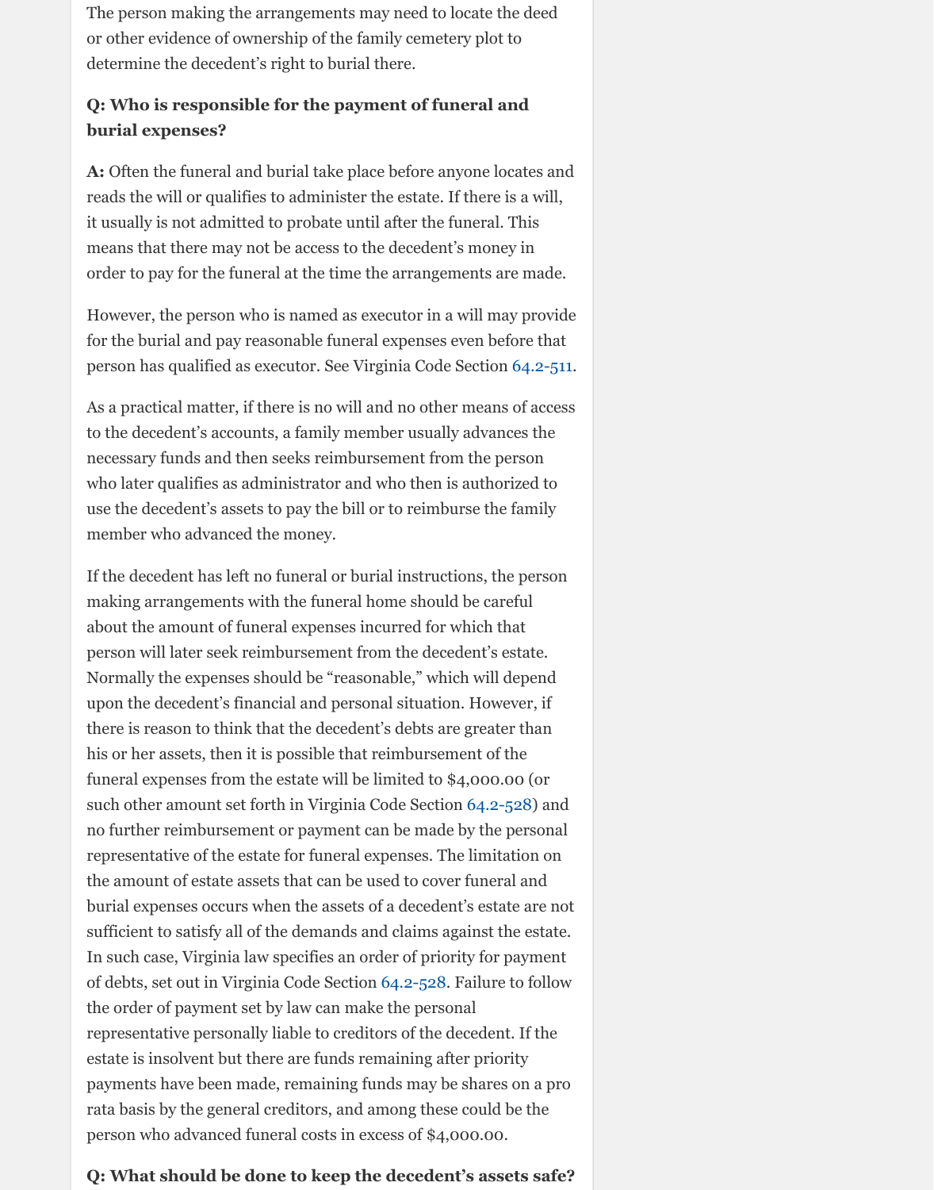The person making the arrangements may need to locate the deed or other evidence of ownership of the family cemetery plot to determine the decedent's right to burial there.

**Q: Who is responsible for the payment of funeral and burial expenses?**

**A:** Often the funeral and burial take place before anyone locates and reads the will or qualifies to administer the estate. If there is a will, it usually is not admitted to probate until after the funeral. This means that there may not be access to the decedent's money in order to pay for the funeral at the time the arrangements are made.

However, the person who is named as executor in a will may provide for the burial and pay reasonable funeral expenses even before that person has qualified as executor. See Virginia Code Section 64.2-511.

As a practical matter, if there is no will and no other means of access to the decedent's accounts, a family member usually advances the necessary funds and then seeks reimbursement from the person who later qualifies as administrator and who then is authorized to use the decedent's assets to pay the bill or to reimburse the family member who advanced the money.

If the decedent has left no funeral or burial instructions, the person making arrangements with the funeral home should be careful about the amount of funeral expenses incurred for which that person will later seek reimbursement from the decedent's estate. Normally the expenses should be "reasonable," which will depend upon the decedent's financial and personal situation. However, if there is reason to think that the decedent's debts are greater than his or her assets, then it is possible that reimbursement of the funeral expenses from the estate will be limited to $4,000.00 (or such other amount set forth in Virginia Code Section 64.2-528) and no further reimbursement or payment can be made by the personal representative of the estate for funeral expenses. The limitation on the amount of estate assets that can be used to cover funeral and burial expenses occurs when the assets of a decedent's estate are not sufficient to satisfy all of the demands and claims against the estate. In such case, Virginia law specifies an order of priority for payment of debts, set out in Virginia Code Section 64.2-528. Failure to follow the order of payment set by law can make the personal representative personally liable to creditors of the decedent. If the estate is insolvent but there are funds remaining after priority payments have been made, remaining funds may be shares on a pro rata basis by the general creditors, and among these could be the person who advanced funeral costs in excess of $4,000.00.

**Q: What should be done to keep the decedent's assets safe?**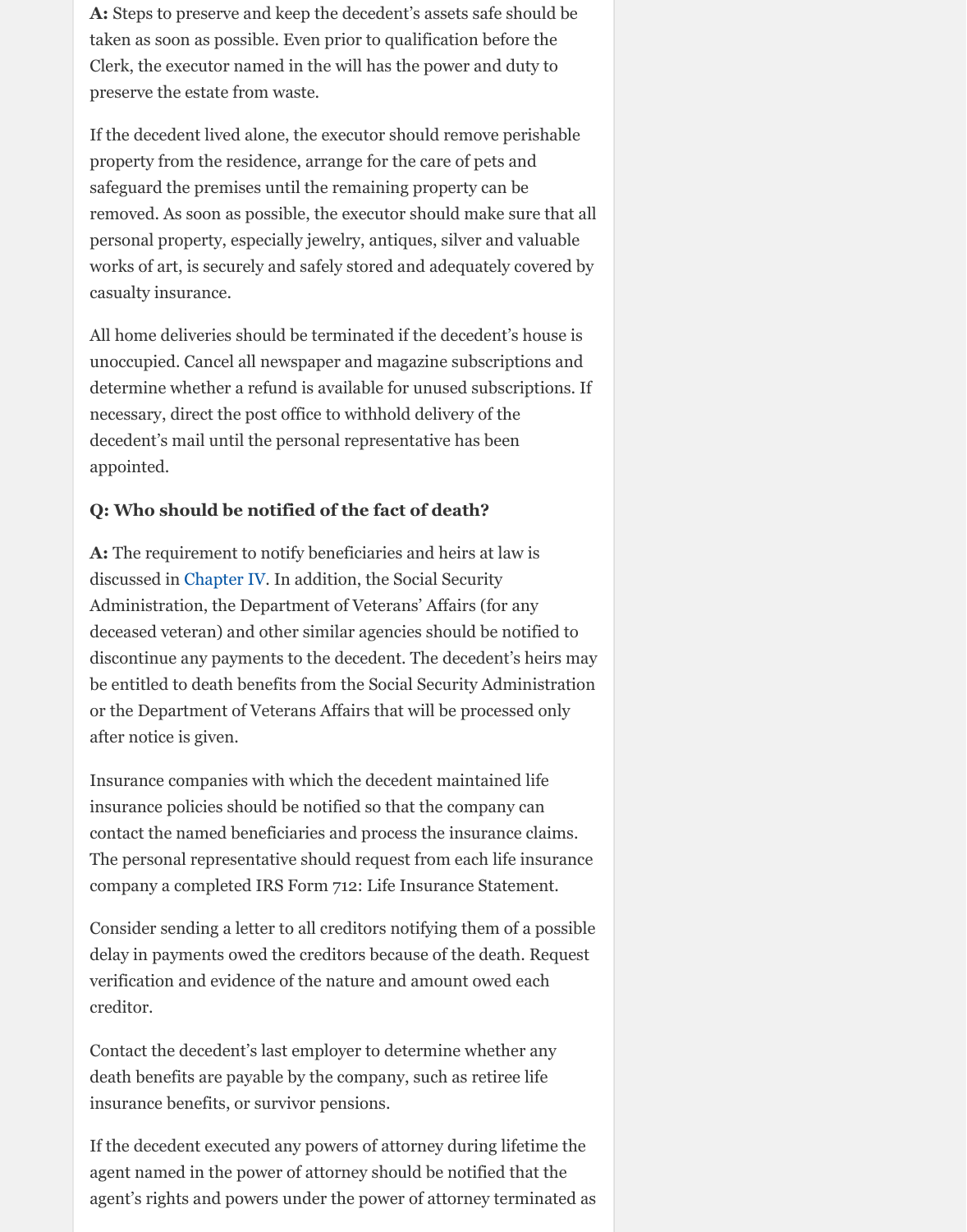**A:** Steps to preserve and keep the decedent's assets safe should be taken as soon as possible. Even prior to qualification before the Clerk, the executor named in the will has the power and duty to preserve the estate from waste.

If the decedent lived alone, the executor should remove perishable property from the residence, arrange for the care of pets and safeguard the premises until the remaining property can be removed. As soon as possible, the executor should make sure that all personal property, especially jewelry, antiques, silver and valuable works of art, is securely and safely stored and adequately covered by casualty insurance.

All home deliveries should be terminated if the decedent's house is unoccupied. Cancel all newspaper and magazine subscriptions and determine whether a refund is available for unused subscriptions. If necessary, direct the post office to withhold delivery of the decedent's mail until the personal representative has been appointed.

**Q: Who should be notified of the fact of death?**

**A:** The requirement to notify beneficiaries and heirs at law is discussed in Chapter IV. In addition, the Social Security Administration, the Department of Veterans' Affairs (for any deceased veteran) and other similar agencies should be notified to discontinue any payments to the decedent. The decedent's heirs may be entitled to death benefits from the Social Security Administration or the Department of Veterans Affairs that will be processed only after notice is given.

Insurance companies with which the decedent maintained life insurance policies should be notified so that the company can contact the named beneficiaries and process the insurance claims. The personal representative should request from each life insurance company a completed IRS Form 712: Life Insurance Statement.

Consider sending a letter to all creditors notifying them of a possible delay in payments owed the creditors because of the death. Request verification and evidence of the nature and amount owed each creditor.

Contact the decedent's last employer to determine whether any death benefits are payable by the company, such as retiree life insurance benefits, or survivor pensions.

If the decedent executed any powers of attorney during lifetime the agent named in the power of attorney should be notified that the agent's rights and powers under the power of attorney terminated as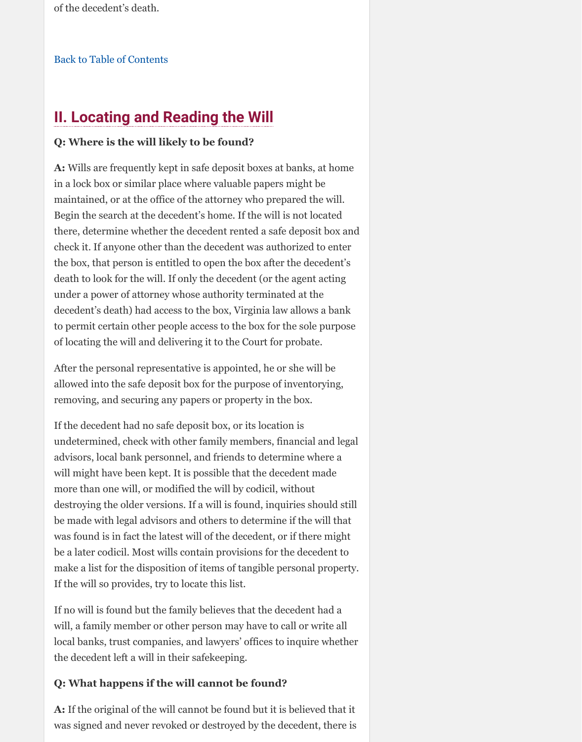of the decedent's death.

Back to Table of Contents

## II. Locating and Reading the Will

**Q: Where is the will likely to be found?**

**A:** Wills are frequently kept in safe deposit boxes at banks, at home in a lock box or similar place where valuable papers might be maintained, or at the office of the attorney who prepared the will. Begin the search at the decedent's home. If the will is not located there, determine whether the decedent rented a safe deposit box and check it. If anyone other than the decedent was authorized to enter the box, that person is entitled to open the box after the decedent's death to look for the will. If only the decedent (or the agent acting under a power of attorney whose authority terminated at the decedent's death) had access to the box, Virginia law allows a bank to permit certain other people access to the box for the sole purpose of locating the will and delivering it to the Court for probate.

After the personal representative is appointed, he or she will be allowed into the safe deposit box for the purpose of inventorying, removing, and securing any papers or property in the box.

If the decedent had no safe deposit box, or its location is undetermined, check with other family members, financial and legal advisors, local bank personnel, and friends to determine where a will might have been kept. It is possible that the decedent made more than one will, or modified the will by codicil, without destroying the older versions. If a will is found, inquiries should still be made with legal advisors and others to determine if the will that was found is in fact the latest will of the decedent, or if there might be a later codicil. Most wills contain provisions for the decedent to make a list for the disposition of items of tangible personal property. If the will so provides, try to locate this list.

If no will is found but the family believes that the decedent had a will, a family member or other person may have to call or write all local banks, trust companies, and lawyers' offices to inquire whether the decedent left a will in their safekeeping.

**Q: What happens if the will cannot be found?**

**A:** If the original of the will cannot be found but it is believed that it was signed and never revoked or destroyed by the decedent, there is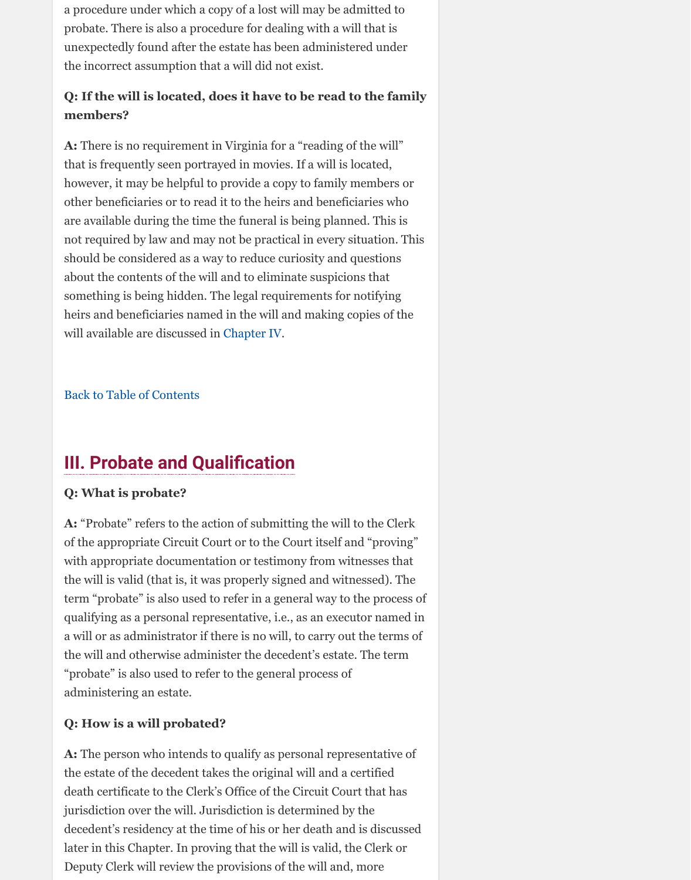a procedure under which a copy of a lost will may be admitted to probate. There is also a procedure for dealing with a will that is unexpectedly found after the estate has been administered under the incorrect assumption that a will did not exist.

**Q: If the will is located, does it have to be read to the family members?**

**A:** There is no requirement in Virginia for a "reading of the will" that is frequently seen portrayed in movies. If a will is located, however, it may be helpful to provide a copy to family members or other beneficiaries or to read it to the heirs and beneficiaries who are available during the time the funeral is being planned. This is not required by law and may not be practical in every situation. This should be considered as a way to reduce curiosity and questions about the contents of the will and to eliminate suspicions that something is being hidden. The legal requirements for notifying heirs and beneficiaries named in the will and making copies of the will available are discussed in Chapter IV.

Back to Table of Contents

## III. Probate and Qualification

**Q: What is probate?**

**A:** "Probate" refers to the action of submitting the will to the Clerk of the appropriate Circuit Court or to the Court itself and "proving" with appropriate documentation or testimony from witnesses that the will is valid (that is, it was properly signed and witnessed). The term "probate" is also used to refer in a general way to the process of qualifying as a personal representative, i.e., as an executor named in a will or as administrator if there is no will, to carry out the terms of the will and otherwise administer the decedent's estate. The term "probate" is also used to refer to the general process of administering an estate.

**Q: How is a will probated?**

**A:** The person who intends to qualify as personal representative of the estate of the decedent takes the original will and a certified death certificate to the Clerk's Office of the Circuit Court that has jurisdiction over the will. Jurisdiction is determined by the decedent's residency at the time of his or her death and is discussed later in this Chapter. In proving that the will is valid, the Clerk or Deputy Clerk will review the provisions of the will and, more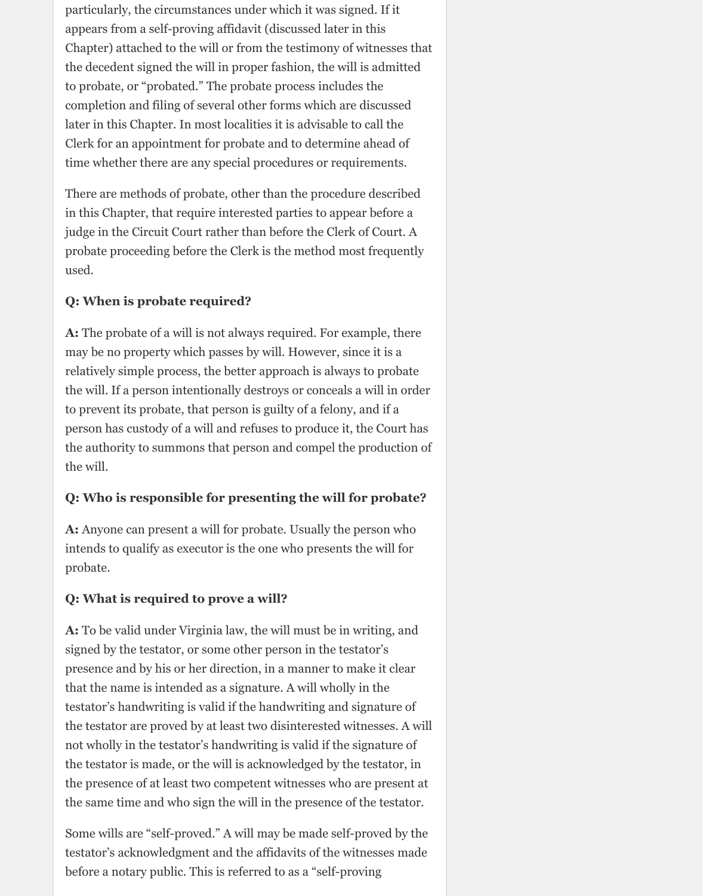particularly, the circumstances under which it was signed. If it appears from a self-proving affidavit (discussed later in this Chapter) attached to the will or from the testimony of witnesses that the decedent signed the will in proper fashion, the will is admitted to probate, or "probated." The probate process includes the completion and filing of several other forms which are discussed later in this Chapter. In most localities it is advisable to call the Clerk for an appointment for probate and to determine ahead of time whether there are any special procedures or requirements.

There are methods of probate, other than the procedure described in this Chapter, that require interested parties to appear before a judge in the Circuit Court rather than before the Clerk of Court. A probate proceeding before the Clerk is the method most frequently used.

**Q: When is probate required?**

**A:** The probate of a will is not always required. For example, there may be no property which passes by will. However, since it is a relatively simple process, the better approach is always to probate the will. If a person intentionally destroys or conceals a will in order to prevent its probate, that person is guilty of a felony, and if a person has custody of a will and refuses to produce it, the Court has the authority to summons that person and compel the production of the will.

**Q: Who is responsible for presenting the will for probate?**

**A:** Anyone can present a will for probate. Usually the person who intends to qualify as executor is the one who presents the will for probate.

**Q: What is required to prove a will?**

**A:** To be valid under Virginia law, the will must be in writing, and signed by the testator, or some other person in the testator's presence and by his or her direction, in a manner to make it clear that the name is intended as a signature. A will wholly in the testator's handwriting is valid if the handwriting and signature of the testator are proved by at least two disinterested witnesses. A will not wholly in the testator's handwriting is valid if the signature of the testator is made, or the will is acknowledged by the testator, in the presence of at least two competent witnesses who are present at the same time and who sign the will in the presence of the testator.

Some wills are "self-proved." A will may be made self-proved by the testator's acknowledgment and the affidavits of the witnesses made before a notary public. This is referred to as a "self-proving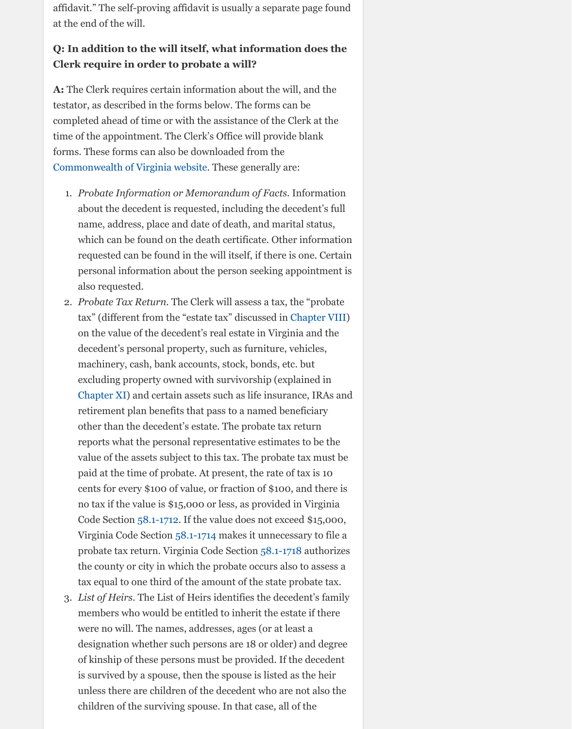affidavit." The self-proving affidavit is usually a separate page found at the end of the will.

**Q: In addition to the will itself, what information does the Clerk require in order to probate a will?**

**A:** The Clerk requires certain information about the will, and the testator, as described in the forms below. The forms can be completed ahead of time or with the assistance of the Clerk at the time of the appointment. The Clerk's Office will provide blank forms. These forms can also be downloaded from the Commonwealth of Virginia website. These generally are:

1. *Probate Information or Memorandum of Facts*. Information about the decedent is requested, including the decedent's full name, address, place and date of death, and marital status, which can be found on the death certificate. Other information requested can be found in the will itself, if there is one. Certain personal information about the person seeking appointment is also requested.
2. *Probate Tax Return*. The Clerk will assess a tax, the "probate tax" (different from the "estate tax" discussed in Chapter VIII) on the value of the decedent's real estate in Virginia and the decedent's personal property, such as furniture, vehicles, machinery, cash, bank accounts, stock, bonds, etc. but excluding property owned with survivorship (explained in Chapter XI) and certain assets such as life insurance, IRAs and retirement plan benefits that pass to a named beneficiary other than the decedent's estate. The probate tax return reports what the personal representative estimates to be the value of the assets subject to this tax. The probate tax must be paid at the time of probate. At present, the rate of tax is 10 cents for every $100 of value, or fraction of $100, and there is no tax if the value is $15,000 or less, as provided in Virginia Code Section 58.1-1712. If the value does not exceed $15,000, Virginia Code Section 58.1-1714 makes it unnecessary to file a probate tax return. Virginia Code Section 58.1-1718 authorizes the county or city in which the probate occurs also to assess a tax equal to one third of the amount of the state probate tax.
3. *List of Heirs*. The List of Heirs identifies the decedent's family members who would be entitled to inherit the estate if there were no will. The names, addresses, ages (or at least a designation whether such persons are 18 or older) and degree of kinship of these persons must be provided. If the decedent is survived by a spouse, then the spouse is listed as the heir unless there are children of the decedent who are not also the children of the surviving spouse. In that case, all of the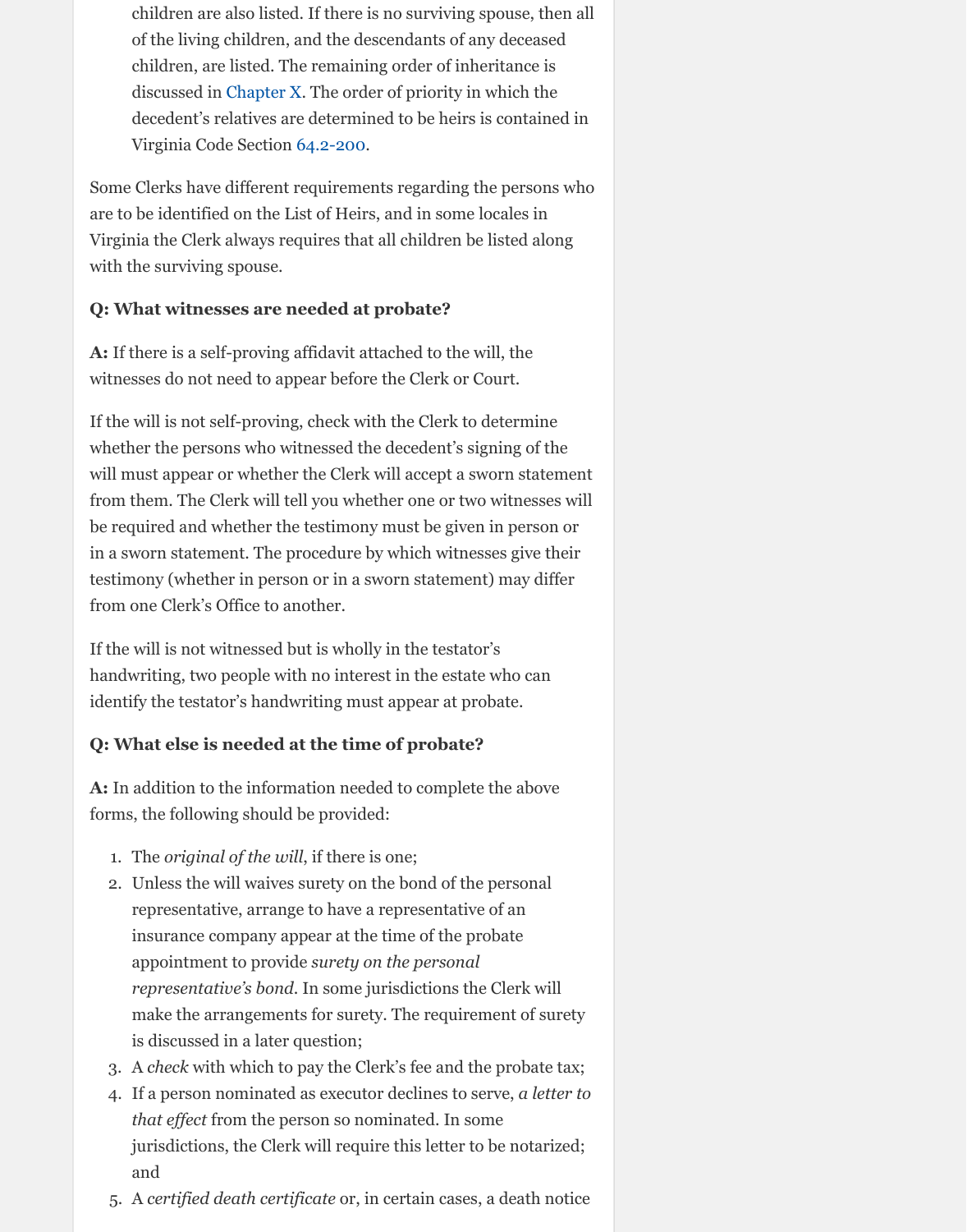children are also listed. If there is no surviving spouse, then all of the living children, and the descendants of any deceased children, are listed. The remaining order of inheritance is discussed in Chapter X. The order of priority in which the decedent's relatives are determined to be heirs is contained in Virginia Code Section 64.2-200.

Some Clerks have different requirements regarding the persons who are to be identified on the List of Heirs, and in some locales in Virginia the Clerk always requires that all children be listed along with the surviving spouse.

**Q: What witnesses are needed at probate?**

**A:** If there is a self-proving affidavit attached to the will, the witnesses do not need to appear before the Clerk or Court.

If the will is not self-proving, check with the Clerk to determine whether the persons who witnessed the decedent's signing of the will must appear or whether the Clerk will accept a sworn statement from them. The Clerk will tell you whether one or two witnesses will be required and whether the testimony must be given in person or in a sworn statement. The procedure by which witnesses give their testimony (whether in person or in a sworn statement) may differ from one Clerk's Office to another.

If the will is not witnessed but is wholly in the testator's handwriting, two people with no interest in the estate who can identify the testator's handwriting must appear at probate.

**Q: What else is needed at the time of probate?**

**A:** In addition to the information needed to complete the above forms, the following should be provided:

1. The *original of the will*, if there is one;
2. Unless the will waives surety on the bond of the personal representative, arrange to have a representative of an insurance company appear at the time of the probate appointment to provide *surety on the personal representative's bond*. In some jurisdictions the Clerk will make the arrangements for surety. The requirement of surety is discussed in a later question;
3. A *check* with which to pay the Clerk's fee and the probate tax;
4. If a person nominated as executor declines to serve, *a letter to that effect* from the person so nominated. In some jurisdictions, the Clerk will require this letter to be notarized; and
5. A *certified death certificate* or, in certain cases, a death notice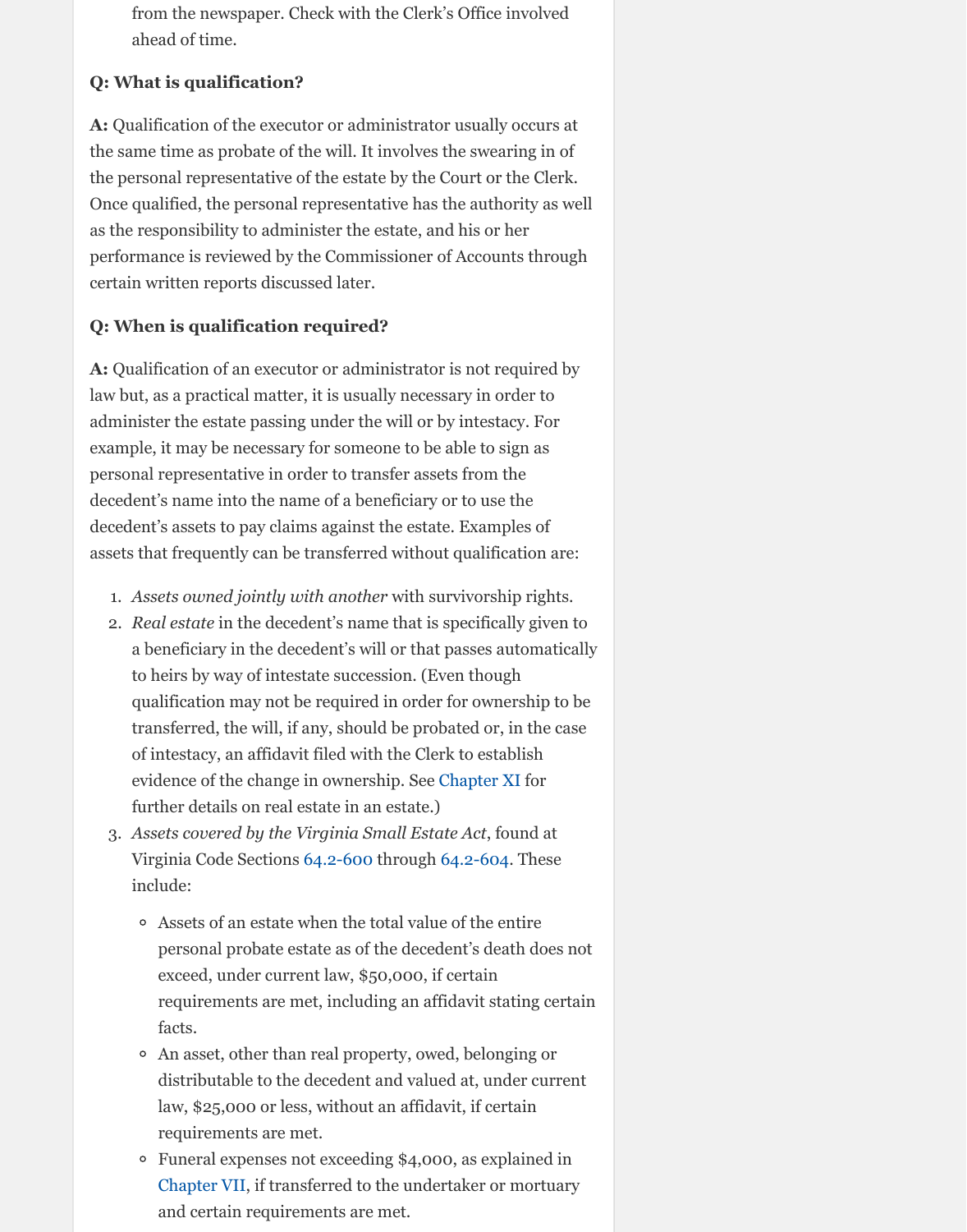from the newspaper. Check with the Clerk's Office involved ahead of time.

**Q: What is qualification?**

**A:** Qualification of the executor or administrator usually occurs at the same time as probate of the will. It involves the swearing in of the personal representative of the estate by the Court or the Clerk. Once qualified, the personal representative has the authority as well as the responsibility to administer the estate, and his or her performance is reviewed by the Commissioner of Accounts through certain written reports discussed later.

**Q: When is qualification required?**

**A:** Qualification of an executor or administrator is not required by law but, as a practical matter, it is usually necessary in order to administer the estate passing under the will or by intestacy. For example, it may be necessary for someone to be able to sign as personal representative in order to transfer assets from the decedent's name into the name of a beneficiary or to use the decedent's assets to pay claims against the estate. Examples of assets that frequently can be transferred without qualification are:

1. *Assets owned jointly with another* with survivorship rights.
2. *Real estate* in the decedent's name that is specifically given to a beneficiary in the decedent's will or that passes automatically to heirs by way of intestate succession. (Even though qualification may not be required in order for ownership to be transferred, the will, if any, should be probated or, in the case of intestacy, an affidavit filed with the Clerk to establish evidence of the change in ownership. See Chapter XI for further details on real estate in an estate.)
3. *Assets covered by the Virginia Small Estate Act*, found at Virginia Code Sections 64.2-600 through 64.2-604. These include:
   - Assets of an estate when the total value of the entire personal probate estate as of the decedent's death does not exceed, under current law, $50,000, if certain requirements are met, including an affidavit stating certain facts.
   - An asset, other than real property, owed, belonging or distributable to the decedent and valued at, under current law, $25,000 or less, without an affidavit, if certain requirements are met.
   - Funeral expenses not exceeding $4,000, as explained in Chapter VII, if transferred to the undertaker or mortuary and certain requirements are met.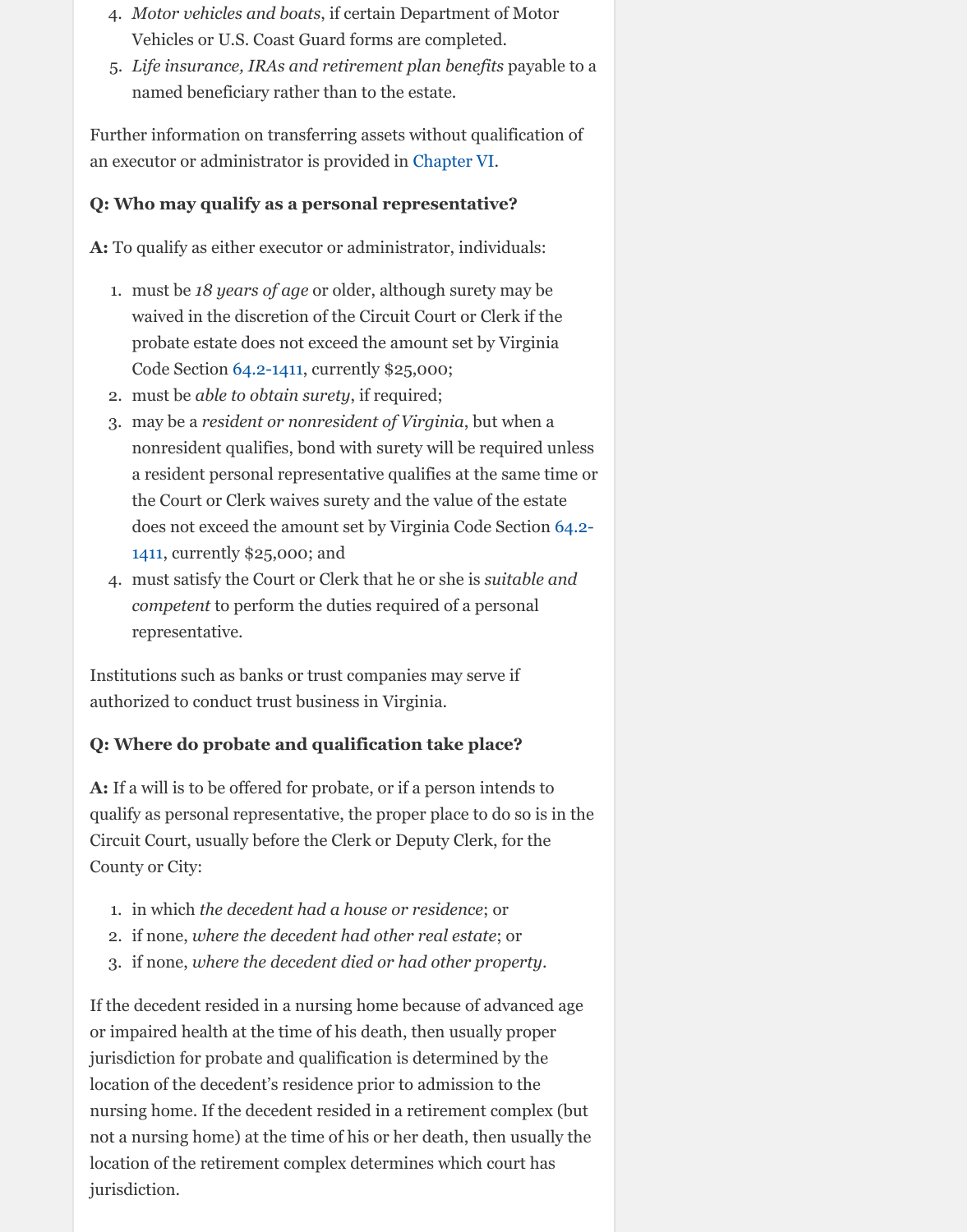4. *Motor vehicles and boats*, if certain Department of Motor Vehicles or U.S. Coast Guard forms are completed.
5. *Life insurance, IRAs and retirement plan benefits* payable to a named beneficiary rather than to the estate.

Further information on transferring assets without qualification of an executor or administrator is provided in Chapter VI.

**Q: Who may qualify as a personal representative?**

**A:** To qualify as either executor or administrator, individuals:

1. must be *18 years of age* or older, although surety may be waived in the discretion of the Circuit Court or Clerk if the probate estate does not exceed the amount set by Virginia Code Section 64.2-1411, currently $25,000;
2. must be *able to obtain surety*, if required;
3. may be a *resident or nonresident of Virginia*, but when a nonresident qualifies, bond with surety will be required unless a resident personal representative qualifies at the same time or the Court or Clerk waives surety and the value of the estate does not exceed the amount set by Virginia Code Section 64.2-1411, currently $25,000; and
4. must satisfy the Court or Clerk that he or she is *suitable and competent* to perform the duties required of a personal representative.

Institutions such as banks or trust companies may serve if authorized to conduct trust business in Virginia.

**Q: Where do probate and qualification take place?**

**A:** If a will is to be offered for probate, or if a person intends to qualify as personal representative, the proper place to do so is in the Circuit Court, usually before the Clerk or Deputy Clerk, for the County or City:

1. in which *the decedent had a house or residence*; or
2. if none, *where the decedent had other real estate*; or
3. if none, *where the decedent died or had other property*.

If the decedent resided in a nursing home because of advanced age or impaired health at the time of his death, then usually proper jurisdiction for probate and qualification is determined by the location of the decedent's residence prior to admission to the nursing home. If the decedent resided in a retirement complex (but not a nursing home) at the time of his or her death, then usually the location of the retirement complex determines which court has jurisdiction.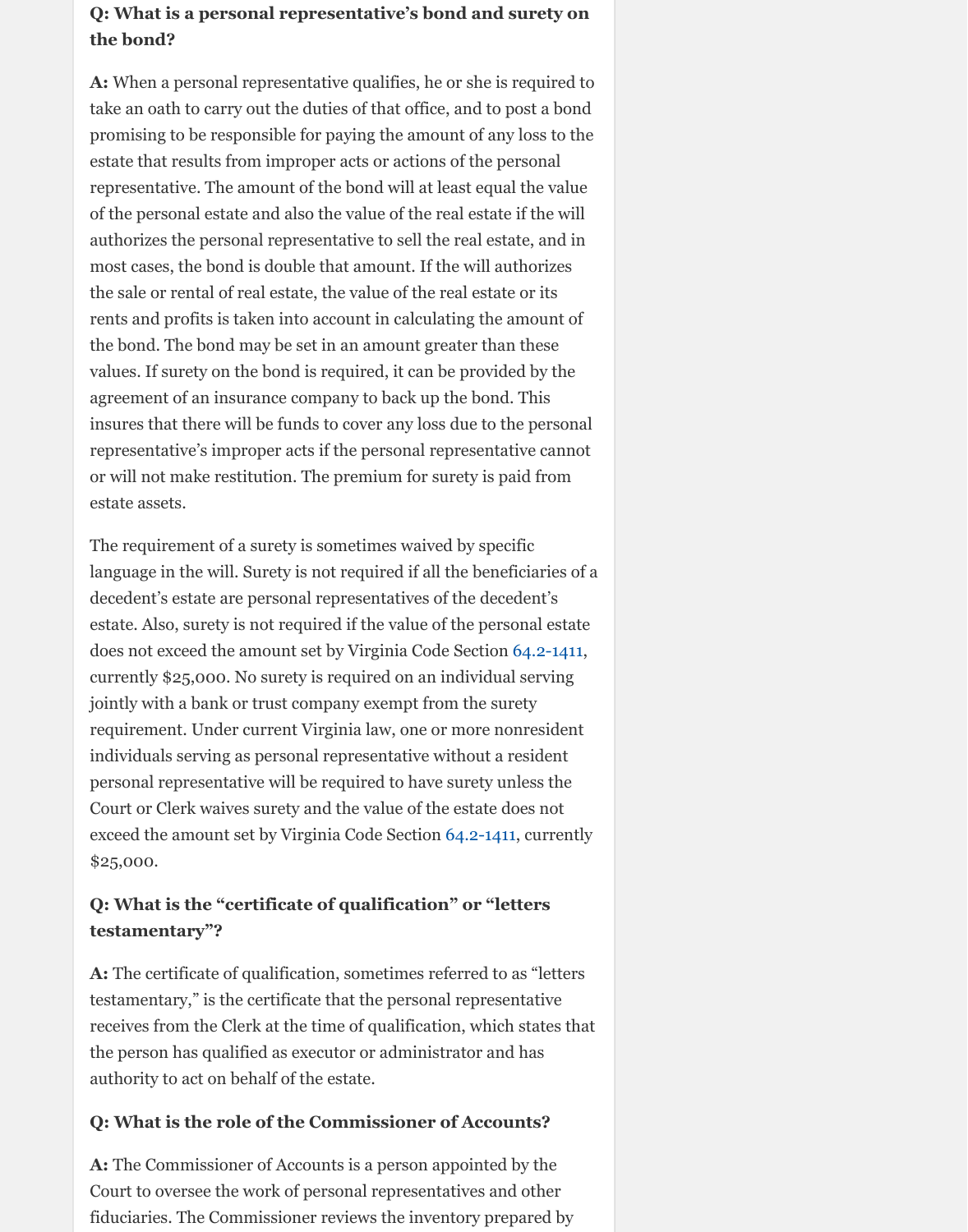**Q: What is a personal representative's bond and surety on the bond?**

**A:** When a personal representative qualifies, he or she is required to take an oath to carry out the duties of that office, and to post a bond promising to be responsible for paying the amount of any loss to the estate that results from improper acts or actions of the personal representative. The amount of the bond will at least equal the value of the personal estate and also the value of the real estate if the will authorizes the personal representative to sell the real estate, and in most cases, the bond is double that amount. If the will authorizes the sale or rental of real estate, the value of the real estate or its rents and profits is taken into account in calculating the amount of the bond. The bond may be set in an amount greater than these values. If surety on the bond is required, it can be provided by the agreement of an insurance company to back up the bond. This insures that there will be funds to cover any loss due to the personal representative's improper acts if the personal representative cannot or will not make restitution. The premium for surety is paid from estate assets.

The requirement of a surety is sometimes waived by specific language in the will. Surety is not required if all the beneficiaries of a decedent's estate are personal representatives of the decedent's estate. Also, surety is not required if the value of the personal estate does not exceed the amount set by Virginia Code Section 64.2-1411, currently $25,000. No surety is required on an individual serving jointly with a bank or trust company exempt from the surety requirement. Under current Virginia law, one or more nonresident individuals serving as personal representative without a resident personal representative will be required to have surety unless the Court or Clerk waives surety and the value of the estate does not exceed the amount set by Virginia Code Section 64.2-1411, currently $25,000.

**Q: What is the "certificate of qualification" or "letters testamentary"?**

**A:** The certificate of qualification, sometimes referred to as "letters testamentary," is the certificate that the personal representative receives from the Clerk at the time of qualification, which states that the person has qualified as executor or administrator and has authority to act on behalf of the estate.

**Q: What is the role of the Commissioner of Accounts?**

**A:** The Commissioner of Accounts is a person appointed by the Court to oversee the work of personal representatives and other fiduciaries. The Commissioner reviews the inventory prepared by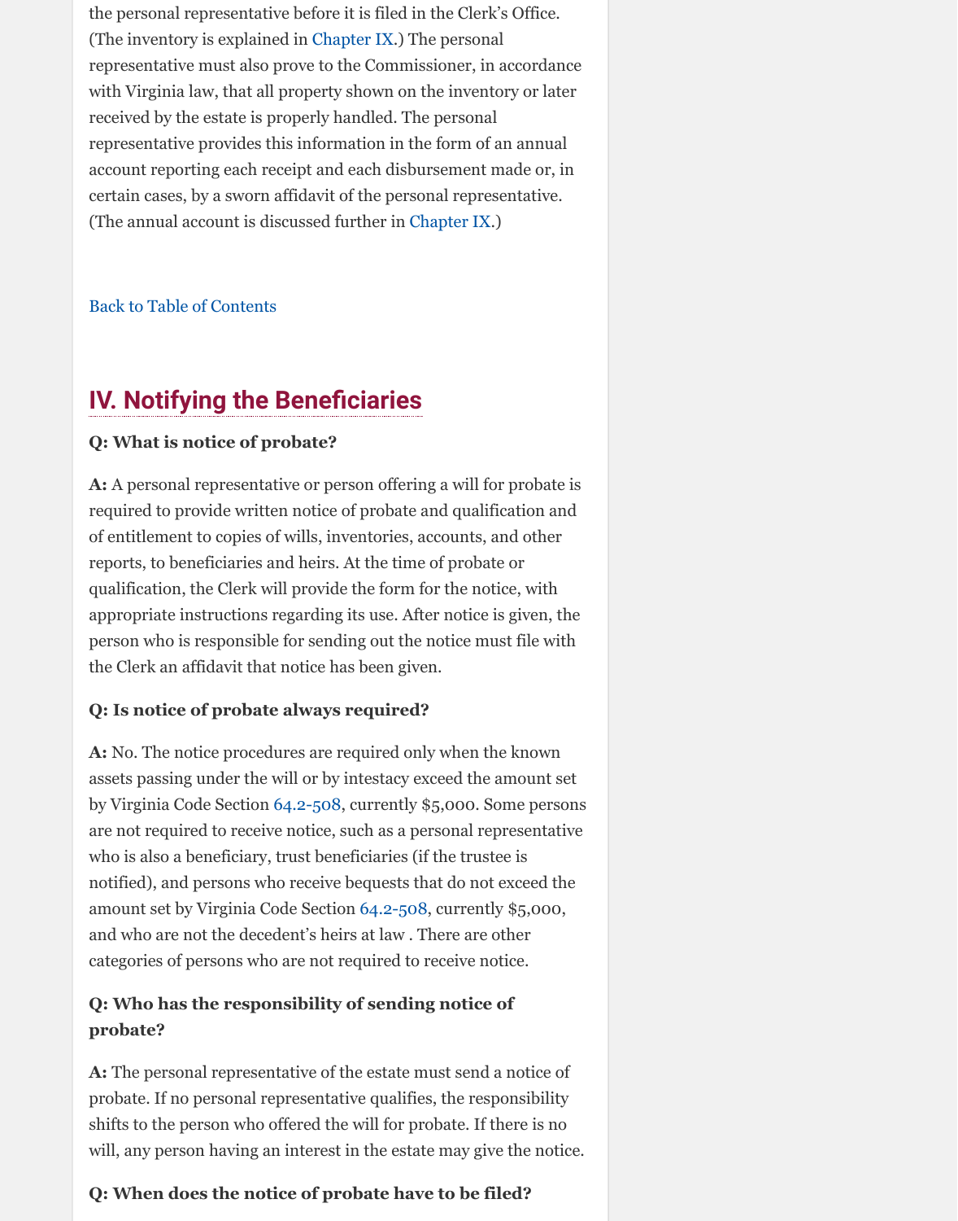the personal representative before it is filed in the Clerk's Office. (The inventory is explained in Chapter IX.) The personal representative must also prove to the Commissioner, in accordance with Virginia law, that all property shown on the inventory or later received by the estate is properly handled. The personal representative provides this information in the form of an annual account reporting each receipt and each disbursement made or, in certain cases, by a sworn affidavit of the personal representative. (The annual account is discussed further in Chapter IX.)

Back to Table of Contents

## IV. Notifying the Beneficiaries

**Q: What is notice of probate?**

**A:** A personal representative or person offering a will for probate is required to provide written notice of probate and qualification and of entitlement to copies of wills, inventories, accounts, and other reports, to beneficiaries and heirs. At the time of probate or qualification, the Clerk will provide the form for the notice, with appropriate instructions regarding its use. After notice is given, the person who is responsible for sending out the notice must file with the Clerk an affidavit that notice has been given.

**Q: Is notice of probate always required?**

**A:** No. The notice procedures are required only when the known assets passing under the will or by intestacy exceed the amount set by Virginia Code Section 64.2-508, currently $5,000. Some persons are not required to receive notice, such as a personal representative who is also a beneficiary, trust beneficiaries (if the trustee is notified), and persons who receive bequests that do not exceed the amount set by Virginia Code Section 64.2-508, currently $5,000, and who are not the decedent's heirs at law . There are other categories of persons who are not required to receive notice.

**Q: Who has the responsibility of sending notice of probate?**

**A:** The personal representative of the estate must send a notice of probate. If no personal representative qualifies, the responsibility shifts to the person who offered the will for probate. If there is no will, any person having an interest in the estate may give the notice.

**Q: When does the notice of probate have to be filed?**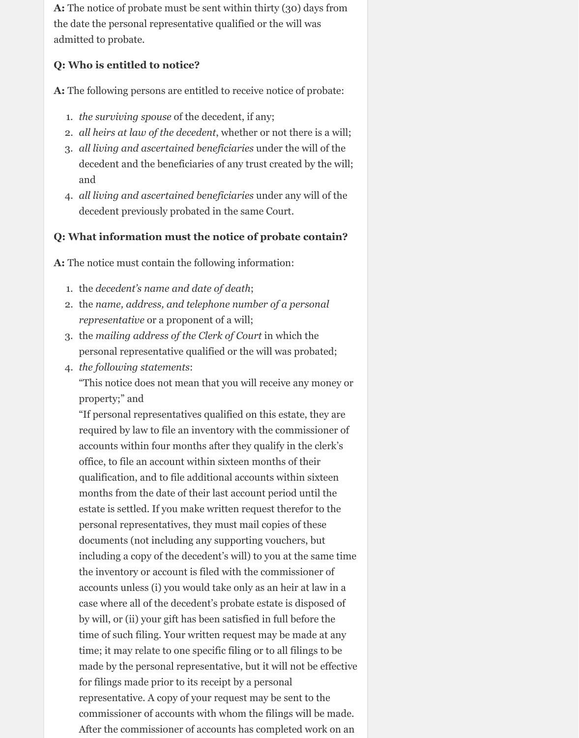**A:** The notice of probate must be sent within thirty (30) days from the date the personal representative qualified or the will was admitted to probate.

**Q: Who is entitled to notice?**

**A:** The following persons are entitled to receive notice of probate:

1. *the surviving spouse* of the decedent, if any;
2. *all heirs at law of the decedent*, whether or not there is a will;
3. *all living and ascertained beneficiaries* under the will of the decedent and the beneficiaries of any trust created by the will; and
4. *all living and ascertained beneficiaries* under any will of the decedent previously probated in the same Court.

**Q: What information must the notice of probate contain?**

**A:** The notice must contain the following information:

1. the *decedent's name and date of death*;
2. the *name, address, and telephone number of a personal representative* or a proponent of a will;
3. the *mailing address of the Clerk of Court* in which the personal representative qualified or the will was probated;
4. *the following statements*:
   "This notice does not mean that you will receive any money or property;" and
   "If personal representatives qualified on this estate, they are required by law to file an inventory with the commissioner of accounts within four months after they qualify in the clerk's office, to file an account within sixteen months of their qualification, and to file additional accounts within sixteen months from the date of their last account period until the estate is settled. If you make written request therefor to the personal representatives, they must mail copies of these documents (not including any supporting vouchers, but including a copy of the decedent's will) to you at the same time the inventory or account is filed with the commissioner of accounts unless (i) you would take only as an heir at law in a case where all of the decedent's probate estate is disposed of by will, or (ii) your gift has been satisfied in full before the time of such filing. Your written request may be made at any time; it may relate to one specific filing or to all filings to be made by the personal representative, but it will not be effective for filings made prior to its receipt by a personal representative. A copy of your request may be sent to the commissioner of accounts with whom the filings will be made. After the commissioner of accounts has completed work on an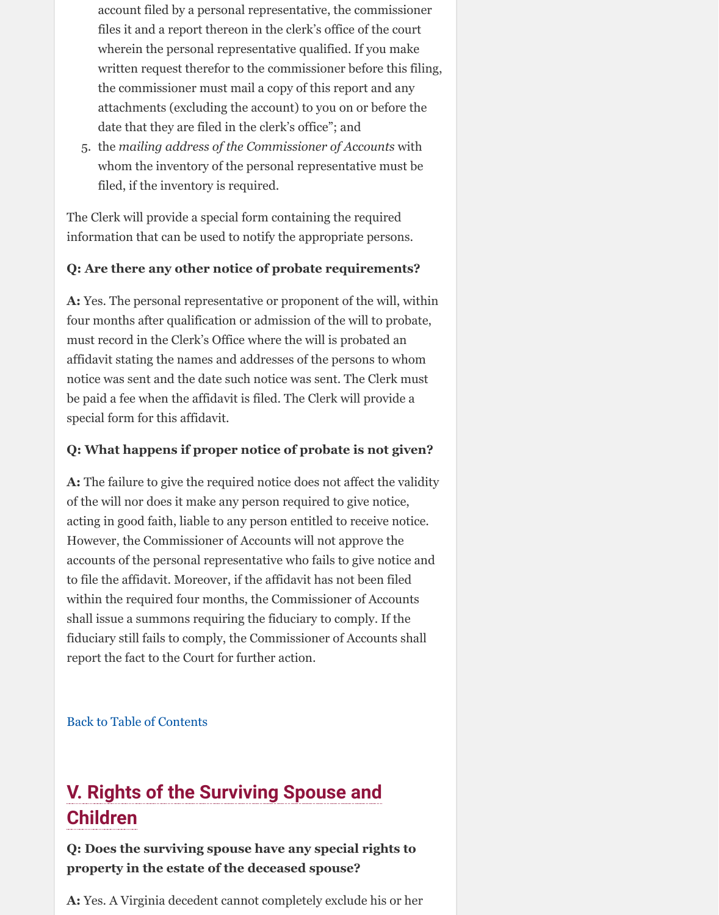account filed by a personal representative, the commissioner files it and a report thereon in the clerk's office of the court wherein the personal representative qualified. If you make written request therefor to the commissioner before this filing, the commissioner must mail a copy of this report and any attachments (excluding the account) to you on or before the date that they are filed in the clerk's office"; and

5. the *mailing address of the Commissioner of Accounts* with whom the inventory of the personal representative must be filed, if the inventory is required.

The Clerk will provide a special form containing the required information that can be used to notify the appropriate persons.

**Q: Are there any other notice of probate requirements?**

**A:** Yes. The personal representative or proponent of the will, within four months after qualification or admission of the will to probate, must record in the Clerk's Office where the will is probated an affidavit stating the names and addresses of the persons to whom notice was sent and the date such notice was sent. The Clerk must be paid a fee when the affidavit is filed. The Clerk will provide a special form for this affidavit.

**Q: What happens if proper notice of probate is not given?**

**A:** The failure to give the required notice does not affect the validity of the will nor does it make any person required to give notice, acting in good faith, liable to any person entitled to receive notice. However, the Commissioner of Accounts will not approve the accounts of the personal representative who fails to give notice and to file the affidavit. Moreover, if the affidavit has not been filed within the required four months, the Commissioner of Accounts shall issue a summons requiring the fiduciary to comply. If the fiduciary still fails to comply, the Commissioner of Accounts shall report the fact to the Court for further action.

Back to Table of Contents

## V. Rights of the Surviving Spouse and Children

**Q: Does the surviving spouse have any special rights to property in the estate of the deceased spouse?**

**A:** Yes. A Virginia decedent cannot completely exclude his or her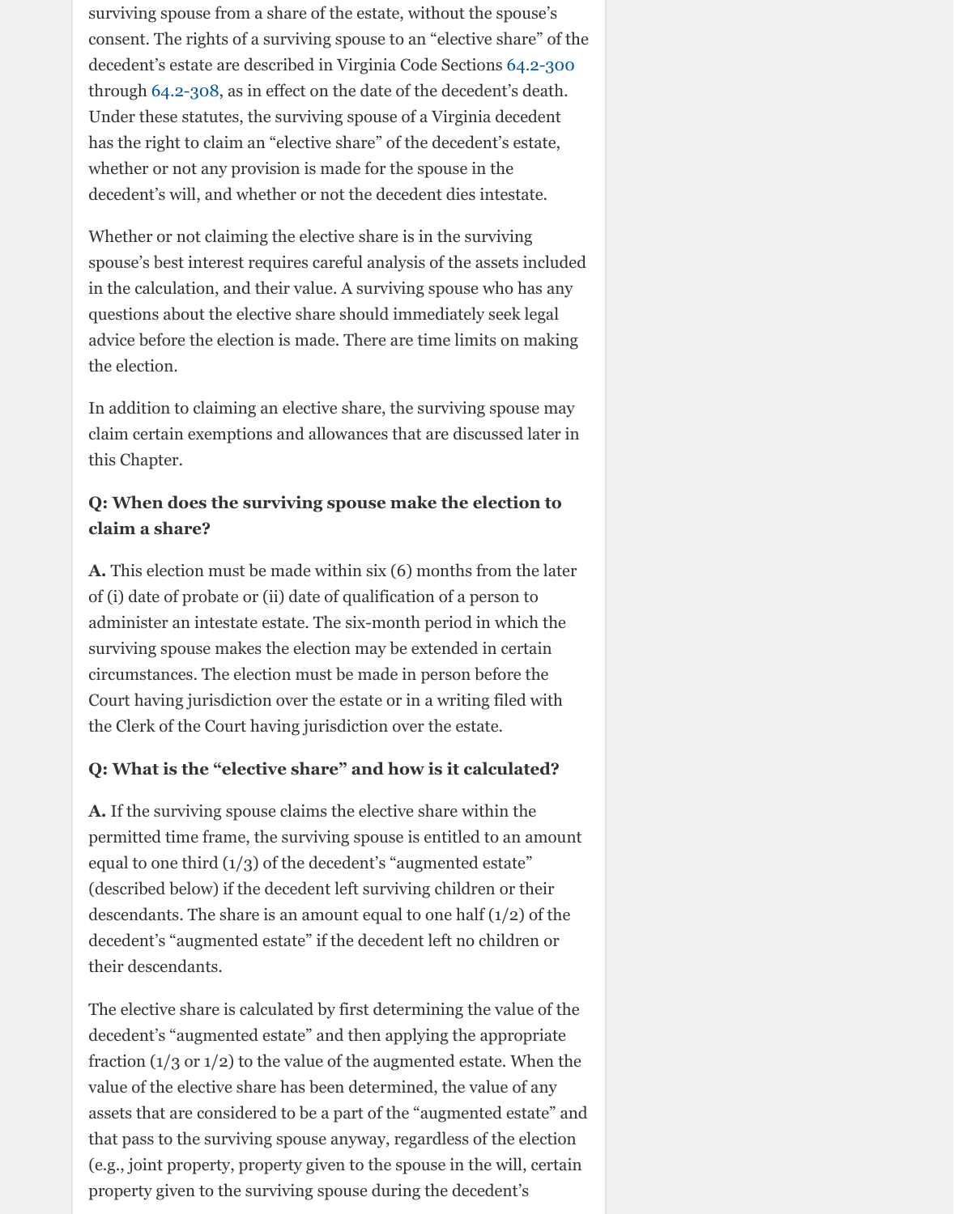surviving spouse from a share of the estate, without the spouse's consent. The rights of a surviving spouse to an "elective share" of the decedent's estate are described in Virginia Code Sections 64.2-300 through 64.2-308, as in effect on the date of the decedent's death. Under these statutes, the surviving spouse of a Virginia decedent has the right to claim an "elective share" of the decedent's estate, whether or not any provision is made for the spouse in the decedent's will, and whether or not the decedent dies intestate.

Whether or not claiming the elective share is in the surviving spouse's best interest requires careful analysis of the assets included in the calculation, and their value. A surviving spouse who has any questions about the elective share should immediately seek legal advice before the election is made. There are time limits on making the election.

In addition to claiming an elective share, the surviving spouse may claim certain exemptions and allowances that are discussed later in this Chapter.

**Q: When does the surviving spouse make the election to claim a share?**

**A.** This election must be made within six (6) months from the later of (i) date of probate or (ii) date of qualification of a person to administer an intestate estate. The six-month period in which the surviving spouse makes the election may be extended in certain circumstances. The election must be made in person before the Court having jurisdiction over the estate or in a writing filed with the Clerk of the Court having jurisdiction over the estate.

**Q: What is the "elective share" and how is it calculated?**

**A.** If the surviving spouse claims the elective share within the permitted time frame, the surviving spouse is entitled to an amount equal to one third (1/3) of the decedent's "augmented estate" (described below) if the decedent left surviving children or their descendants. The share is an amount equal to one half (1/2) of the decedent's "augmented estate" if the decedent left no children or their descendants.

The elective share is calculated by first determining the value of the decedent's "augmented estate" and then applying the appropriate fraction (1/3 or 1/2) to the value of the augmented estate. When the value of the elective share has been determined, the value of any assets that are considered to be a part of the "augmented estate" and that pass to the surviving spouse anyway, regardless of the election (e.g., joint property, property given to the spouse in the will, certain property given to the surviving spouse during the decedent's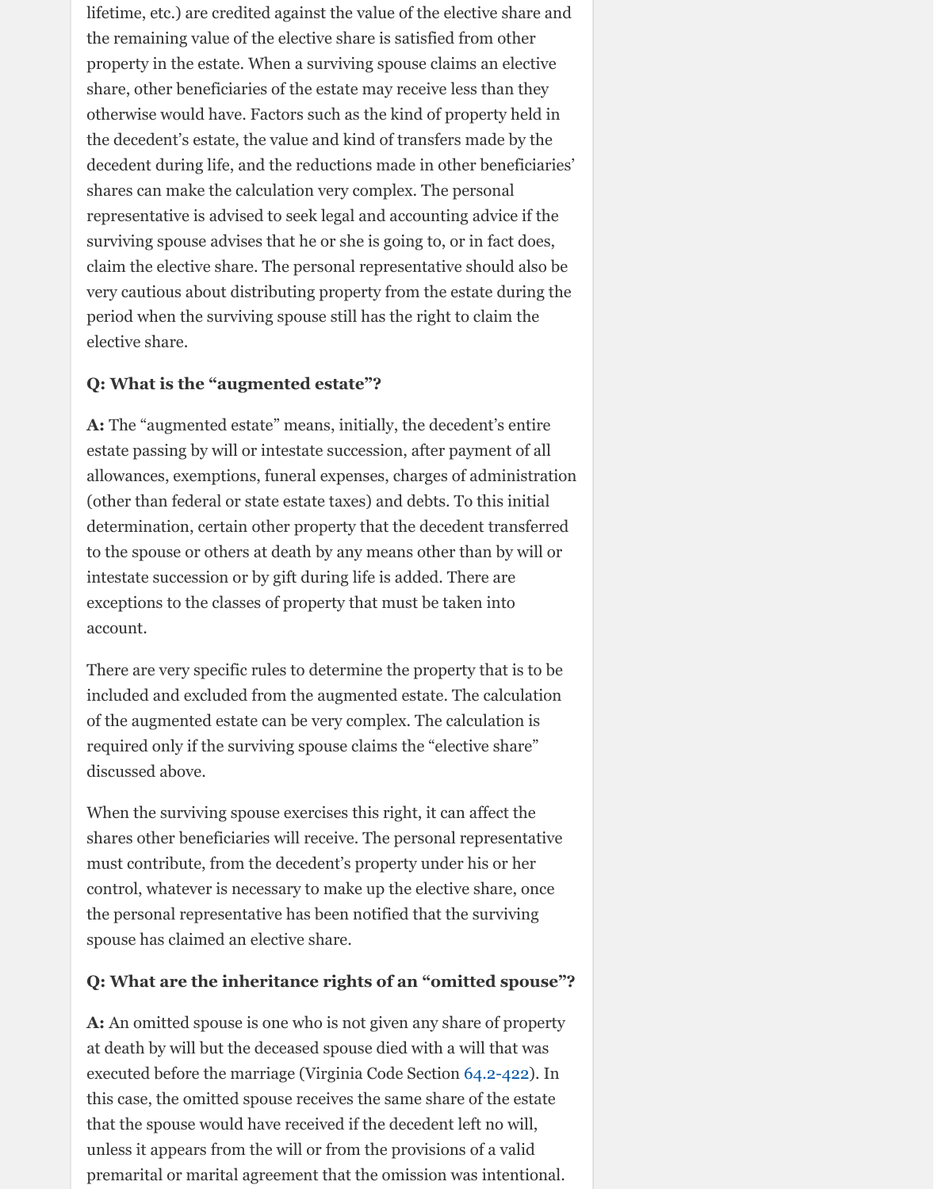lifetime, etc.) are credited against the value of the elective share and the remaining value of the elective share is satisfied from other property in the estate. When a surviving spouse claims an elective share, other beneficiaries of the estate may receive less than they otherwise would have. Factors such as the kind of property held in the decedent's estate, the value and kind of transfers made by the decedent during life, and the reductions made in other beneficiaries' shares can make the calculation very complex. The personal representative is advised to seek legal and accounting advice if the surviving spouse advises that he or she is going to, or in fact does, claim the elective share. The personal representative should also be very cautious about distributing property from the estate during the period when the surviving spouse still has the right to claim the elective share.

**Q: What is the "augmented estate"?**

**A:** The "augmented estate" means, initially, the decedent's entire estate passing by will or intestate succession, after payment of all allowances, exemptions, funeral expenses, charges of administration (other than federal or state estate taxes) and debts. To this initial determination, certain other property that the decedent transferred to the spouse or others at death by any means other than by will or intestate succession or by gift during life is added. There are exceptions to the classes of property that must be taken into account.

There are very specific rules to determine the property that is to be included and excluded from the augmented estate. The calculation of the augmented estate can be very complex. The calculation is required only if the surviving spouse claims the "elective share" discussed above.

When the surviving spouse exercises this right, it can affect the shares other beneficiaries will receive. The personal representative must contribute, from the decedent's property under his or her control, whatever is necessary to make up the elective share, once the personal representative has been notified that the surviving spouse has claimed an elective share.

**Q: What are the inheritance rights of an "omitted spouse"?**

**A:** An omitted spouse is one who is not given any share of property at death by will but the deceased spouse died with a will that was executed before the marriage (Virginia Code Section 64.2-422). In this case, the omitted spouse receives the same share of the estate that the spouse would have received if the decedent left no will, unless it appears from the will or from the provisions of a valid premarital or marital agreement that the omission was intentional.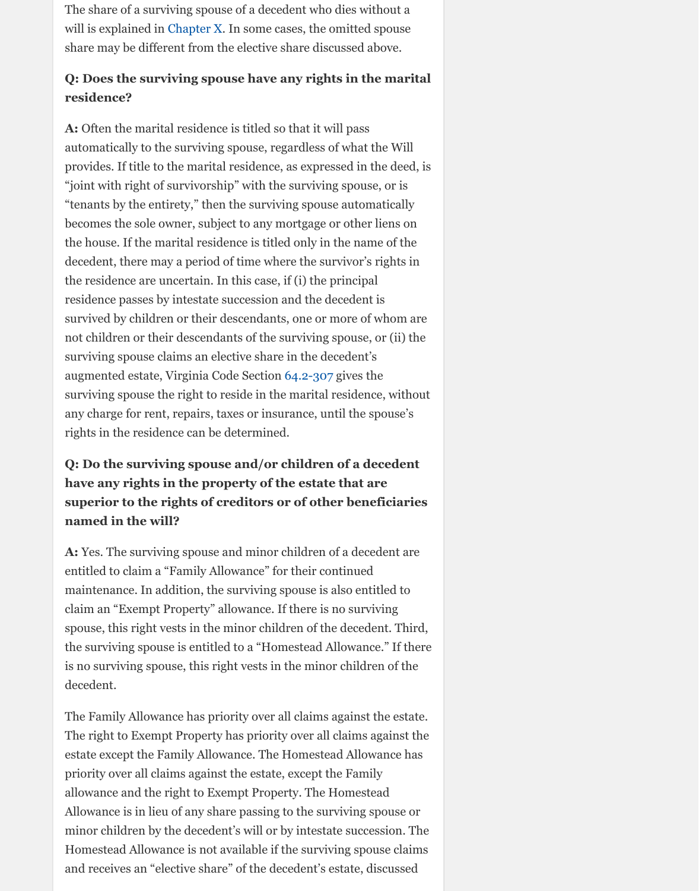The share of a surviving spouse of a decedent who dies without a will is explained in Chapter X. In some cases, the omitted spouse share may be different from the elective share discussed above.

**Q: Does the surviving spouse have any rights in the marital residence?**

**A:** Often the marital residence is titled so that it will pass automatically to the surviving spouse, regardless of what the Will provides. If title to the marital residence, as expressed in the deed, is "joint with right of survivorship" with the surviving spouse, or is "tenants by the entirety," then the surviving spouse automatically becomes the sole owner, subject to any mortgage or other liens on the house. If the marital residence is titled only in the name of the decedent, there may a period of time where the survivor's rights in the residence are uncertain. In this case, if (i) the principal residence passes by intestate succession and the decedent is survived by children or their descendants, one or more of whom are not children or their descendants of the surviving spouse, or (ii) the surviving spouse claims an elective share in the decedent's augmented estate, Virginia Code Section 64.2-307 gives the surviving spouse the right to reside in the marital residence, without any charge for rent, repairs, taxes or insurance, until the spouse's rights in the residence can be determined.

**Q: Do the surviving spouse and/or children of a decedent have any rights in the property of the estate that are superior to the rights of creditors or of other beneficiaries named in the will?**

**A:** Yes. The surviving spouse and minor children of a decedent are entitled to claim a "Family Allowance" for their continued maintenance. In addition, the surviving spouse is also entitled to claim an "Exempt Property" allowance. If there is no surviving spouse, this right vests in the minor children of the decedent. Third, the surviving spouse is entitled to a "Homestead Allowance." If there is no surviving spouse, this right vests in the minor children of the decedent.

The Family Allowance has priority over all claims against the estate. The right to Exempt Property has priority over all claims against the estate except the Family Allowance. The Homestead Allowance has priority over all claims against the estate, except the Family allowance and the right to Exempt Property. The Homestead Allowance is in lieu of any share passing to the surviving spouse or minor children by the decedent's will or by intestate succession. The Homestead Allowance is not available if the surviving spouse claims and receives an "elective share" of the decedent's estate, discussed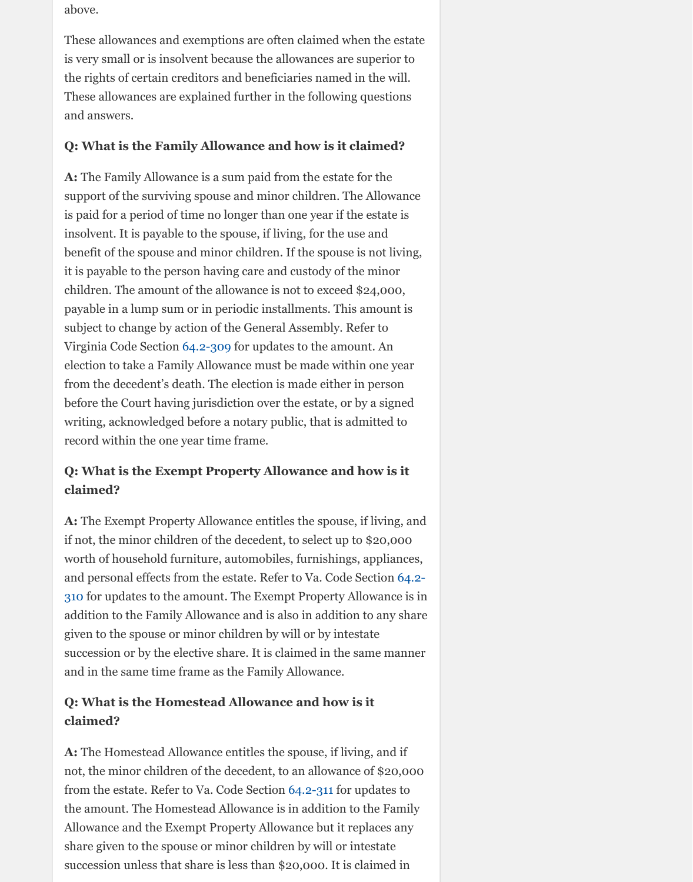above.

These allowances and exemptions are often claimed when the estate is very small or is insolvent because the allowances are superior to the rights of certain creditors and beneficiaries named in the will. These allowances are explained further in the following questions and answers.

**Q: What is the Family Allowance and how is it claimed?**

**A:** The Family Allowance is a sum paid from the estate for the support of the surviving spouse and minor children. The Allowance is paid for a period of time no longer than one year if the estate is insolvent. It is payable to the spouse, if living, for the use and benefit of the spouse and minor children. If the spouse is not living, it is payable to the person having care and custody of the minor children. The amount of the allowance is not to exceed $24,000, payable in a lump sum or in periodic installments. This amount is subject to change by action of the General Assembly. Refer to Virginia Code Section 64.2-309 for updates to the amount. An election to take a Family Allowance must be made within one year from the decedent's death. The election is made either in person before the Court having jurisdiction over the estate, or by a signed writing, acknowledged before a notary public, that is admitted to record within the one year time frame.

**Q: What is the Exempt Property Allowance and how is it claimed?**

**A:** The Exempt Property Allowance entitles the spouse, if living, and if not, the minor children of the decedent, to select up to $20,000 worth of household furniture, automobiles, furnishings, appliances, and personal effects from the estate. Refer to Va. Code Section 64.2-310 for updates to the amount. The Exempt Property Allowance is in addition to the Family Allowance and is also in addition to any share given to the spouse or minor children by will or by intestate succession or by the elective share. It is claimed in the same manner and in the same time frame as the Family Allowance.

**Q: What is the Homestead Allowance and how is it claimed?**

**A:** The Homestead Allowance entitles the spouse, if living, and if not, the minor children of the decedent, to an allowance of $20,000 from the estate. Refer to Va. Code Section 64.2-311 for updates to the amount. The Homestead Allowance is in addition to the Family Allowance and the Exempt Property Allowance but it replaces any share given to the spouse or minor children by will or intestate succession unless that share is less than $20,000. It is claimed in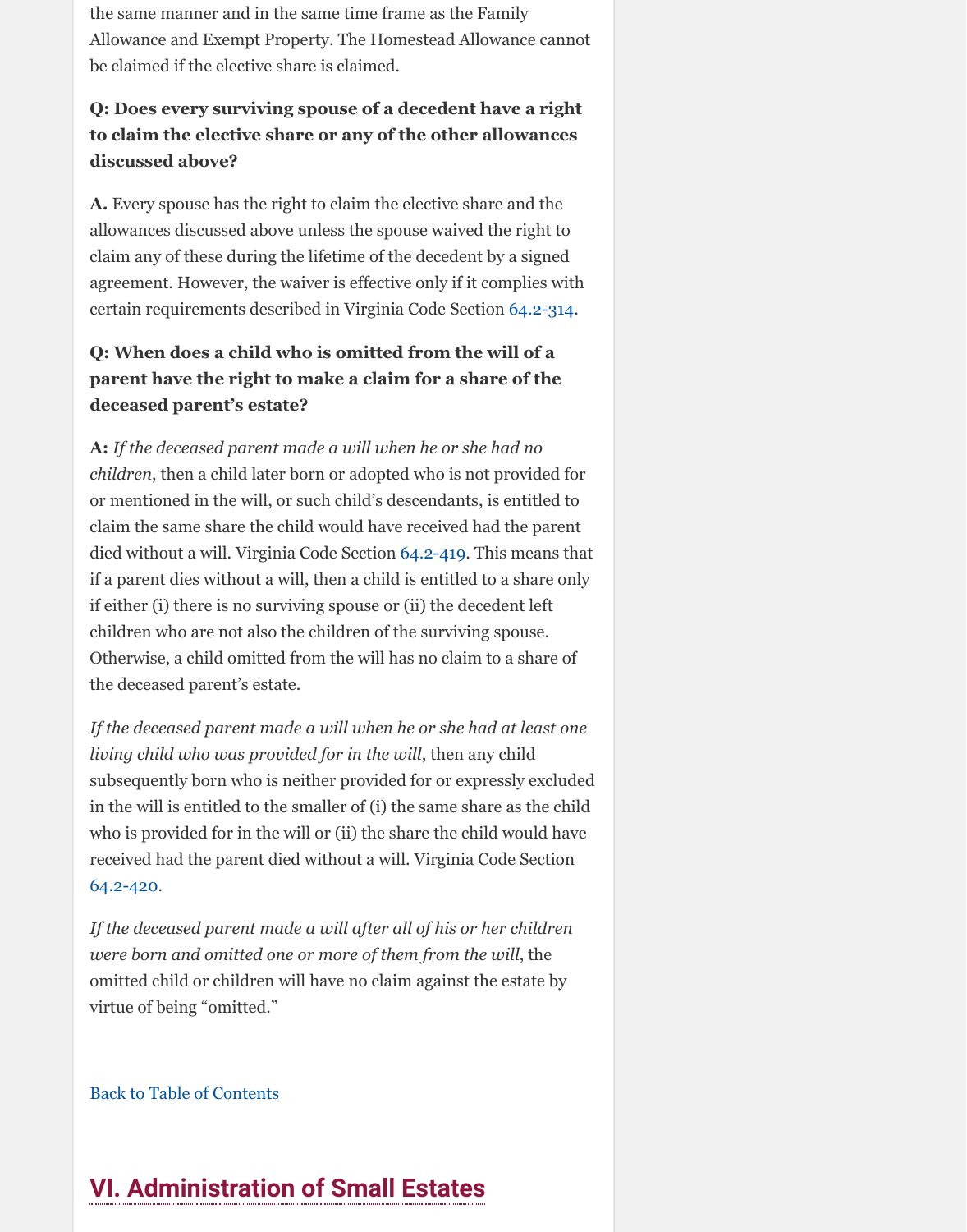the same manner and in the same time frame as the Family Allowance and Exempt Property. The Homestead Allowance cannot be claimed if the elective share is claimed.

**Q: Does every surviving spouse of a decedent have a right to claim the elective share or any of the other allowances discussed above?**

**A.** Every spouse has the right to claim the elective share and the allowances discussed above unless the spouse waived the right to claim any of these during the lifetime of the decedent by a signed agreement. However, the waiver is effective only if it complies with certain requirements described in Virginia Code Section 64.2-314.

**Q: When does a child who is omitted from the will of a parent have the right to make a claim for a share of the deceased parent's estate?**

**A:** *If the deceased parent made a will when he or she had no children*, then a child later born or adopted who is not provided for or mentioned in the will, or such child's descendants, is entitled to claim the same share the child would have received had the parent died without a will. Virginia Code Section 64.2-419. This means that if a parent dies without a will, then a child is entitled to a share only if either (i) there is no surviving spouse or (ii) the decedent left children who are not also the children of the surviving spouse. Otherwise, a child omitted from the will has no claim to a share of the deceased parent's estate.

*If the deceased parent made a will when he or she had at least one living child who was provided for in the will*, then any child subsequently born who is neither provided for or expressly excluded in the will is entitled to the smaller of (i) the same share as the child who is provided for in the will or (ii) the share the child would have received had the parent died without a will. Virginia Code Section 64.2-420.

*If the deceased parent made a will after all of his or her children were born and omitted one or more of them from the will*, the omitted child or children will have no claim against the estate by virtue of being "omitted."

Back to Table of Contents

## VI. Administration of Small Estates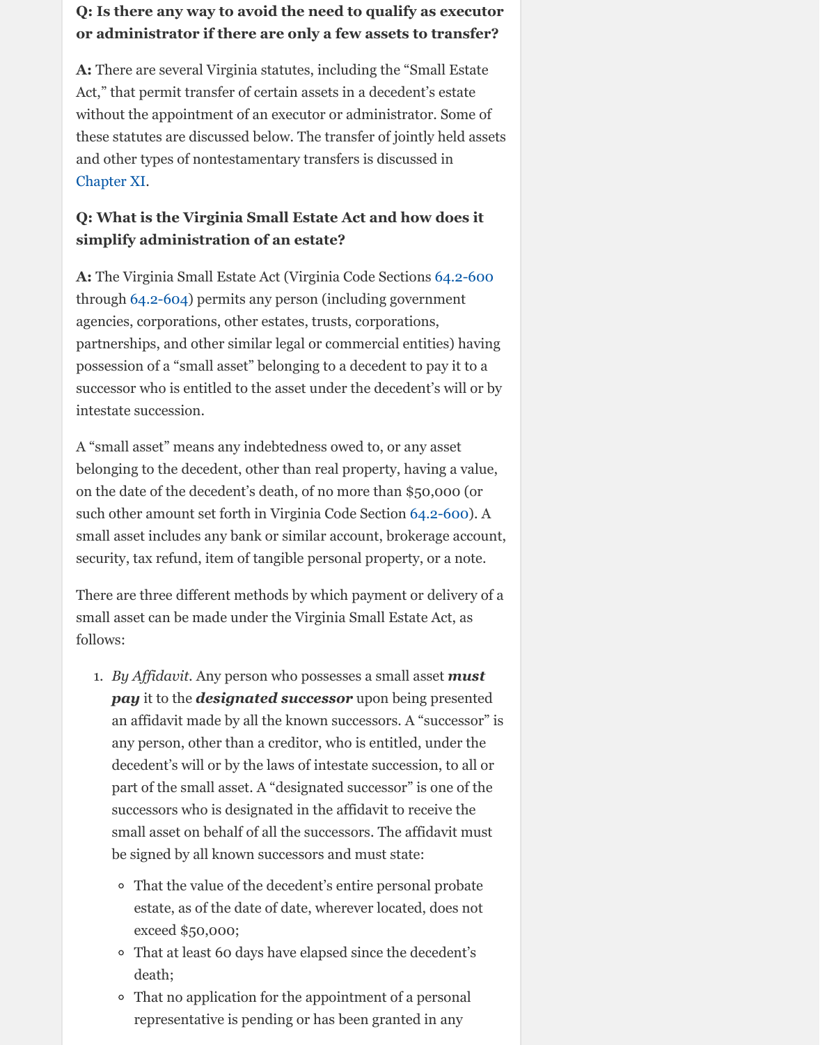**Q: Is there any way to avoid the need to qualify as executor or administrator if there are only a few assets to transfer?**

**A:** There are several Virginia statutes, including the "Small Estate Act," that permit transfer of certain assets in a decedent's estate without the appointment of an executor or administrator. Some of these statutes are discussed below. The transfer of jointly held assets and other types of nontestamentary transfers is discussed in Chapter XI.

**Q: What is the Virginia Small Estate Act and how does it simplify administration of an estate?**

**A:** The Virginia Small Estate Act (Virginia Code Sections 64.2-600 through 64.2-604) permits any person (including government agencies, corporations, other estates, trusts, corporations, partnerships, and other similar legal or commercial entities) having possession of a "small asset" belonging to a decedent to pay it to a successor who is entitled to the asset under the decedent's will or by intestate succession.

A "small asset" means any indebtedness owed to, or any asset belonging to the decedent, other than real property, having a value, on the date of the decedent's death, of no more than $50,000 (or such other amount set forth in Virginia Code Section 64.2-600). A small asset includes any bank or similar account, brokerage account, security, tax refund, item of tangible personal property, or a note.

There are three different methods by which payment or delivery of a small asset can be made under the Virginia Small Estate Act, as follows:

1. *By Affidavit*. Any person who possesses a small asset ***must pay*** it to the ***designated successor*** upon being presented an affidavit made by all the known successors. A "successor" is any person, other than a creditor, who is entitled, under the decedent's will or by the laws of intestate succession, to all or part of the small asset. A "designated successor" is one of the successors who is designated in the affidavit to receive the small asset on behalf of all the successors. The affidavit must be signed by all known successors and must state:
   - That the value of the decedent's entire personal probate estate, as of the date of date, wherever located, does not exceed $50,000;
   - That at least 60 days have elapsed since the decedent's death;
   - That no application for the appointment of a personal representative is pending or has been granted in any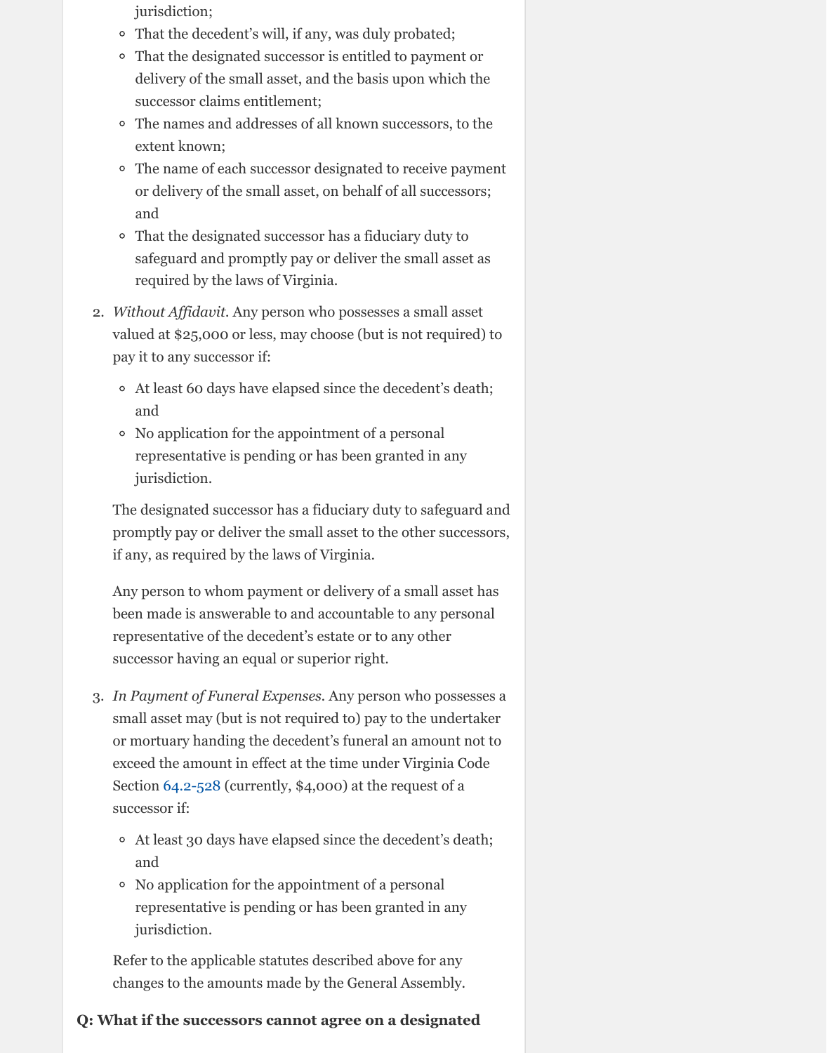jurisdiction;

- That the decedent's will, if any, was duly probated;
- That the designated successor is entitled to payment or delivery of the small asset, and the basis upon which the successor claims entitlement;
- The names and addresses of all known successors, to the extent known;
- The name of each successor designated to receive payment or delivery of the small asset, on behalf of all successors; and
- That the designated successor has a fiduciary duty to safeguard and promptly pay or deliver the small asset as required by the laws of Virginia.

2. *Without Affidavit.* Any person who possesses a small asset valued at $25,000 or less, may choose (but is not required) to pay it to any successor if:

   - At least 60 days have elapsed since the decedent's death; and
   - No application for the appointment of a personal representative is pending or has been granted in any jurisdiction.

   The designated successor has a fiduciary duty to safeguard and promptly pay or deliver the small asset to the other successors, if any, as required by the laws of Virginia.

   Any person to whom payment or delivery of a small asset has been made is answerable to and accountable to any personal representative of the decedent's estate or to any other successor having an equal or superior right.

3. *In Payment of Funeral Expenses.* Any person who possesses a small asset may (but is not required to) pay to the undertaker or mortuary handing the decedent's funeral an amount not to exceed the amount in effect at the time under Virginia Code Section 64.2-528 (currently, $4,000) at the request of a successor if:

   - At least 30 days have elapsed since the decedent's death; and
   - No application for the appointment of a personal representative is pending or has been granted in any jurisdiction.

   Refer to the applicable statutes described above for any changes to the amounts made by the General Assembly.

**Q: What if the successors cannot agree on a designated**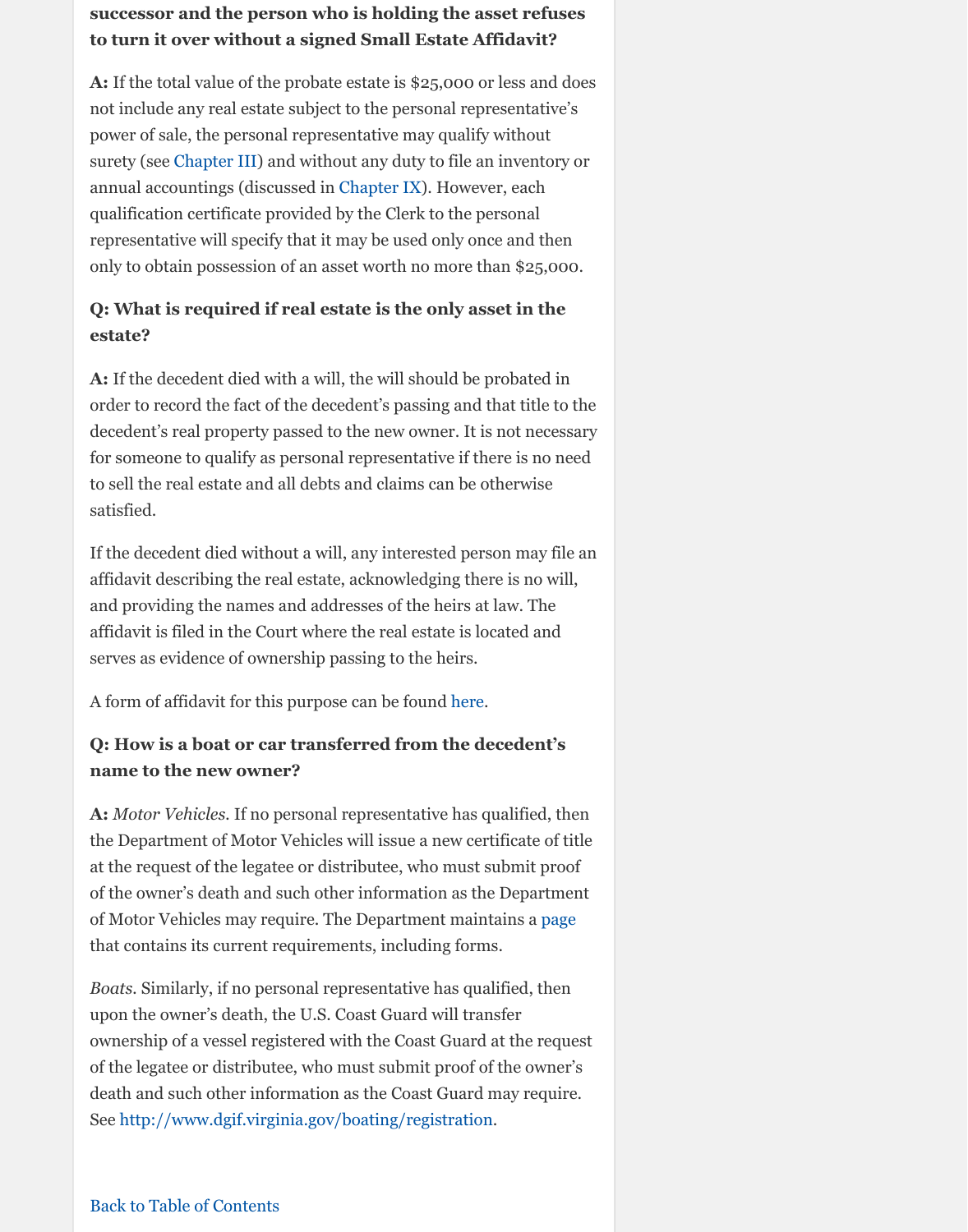**successor and the person who is holding the asset refuses to turn it over without a signed Small Estate Affidavit?**

**A:** If the total value of the probate estate is $25,000 or less and does not include any real estate subject to the personal representative's power of sale, the personal representative may qualify without surety (see Chapter III) and without any duty to file an inventory or annual accountings (discussed in Chapter IX). However, each qualification certificate provided by the Clerk to the personal representative will specify that it may be used only once and then only to obtain possession of an asset worth no more than $25,000.

**Q: What is required if real estate is the only asset in the estate?**

**A:** If the decedent died with a will, the will should be probated in order to record the fact of the decedent's passing and that title to the decedent's real property passed to the new owner. It is not necessary for someone to qualify as personal representative if there is no need to sell the real estate and all debts and claims can be otherwise satisfied.

If the decedent died without a will, any interested person may file an affidavit describing the real estate, acknowledging there is no will, and providing the names and addresses of the heirs at law. The affidavit is filed in the Court where the real estate is located and serves as evidence of ownership passing to the heirs.

A form of affidavit for this purpose can be found here.

**Q: How is a boat or car transferred from the decedent's name to the new owner?**

**A:** *Motor Vehicles*. If no personal representative has qualified, then the Department of Motor Vehicles will issue a new certificate of title at the request of the legatee or distributee, who must submit proof of the owner's death and such other information as the Department of Motor Vehicles may require. The Department maintains a page that contains its current requirements, including forms.

*Boats*. Similarly, if no personal representative has qualified, then upon the owner's death, the U.S. Coast Guard will transfer ownership of a vessel registered with the Coast Guard at the request of the legatee or distributee, who must submit proof of the owner's death and such other information as the Coast Guard may require. See http://www.dgif.virginia.gov/boating/registration.

Back to Table of Contents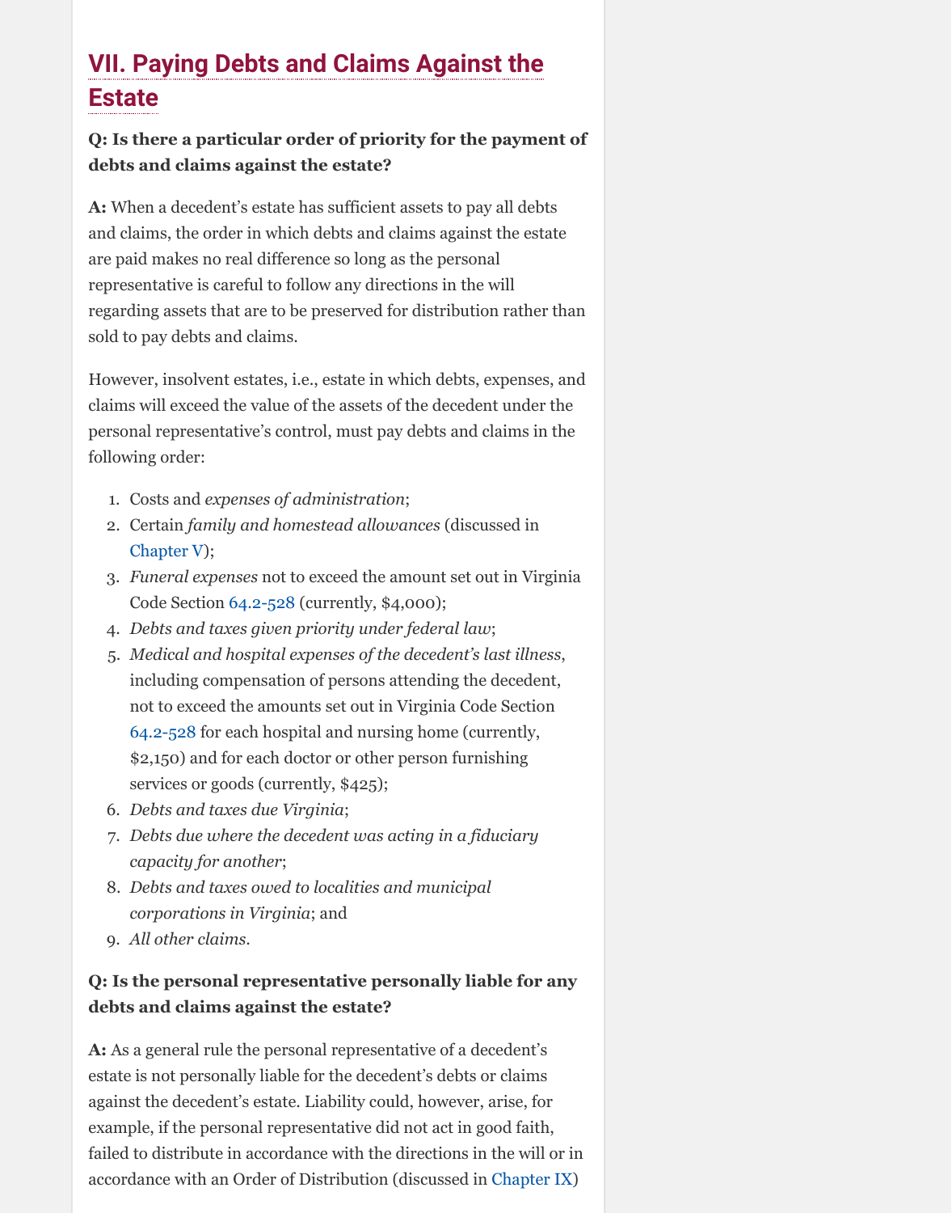## VII. Paying Debts and Claims Against the Estate

**Q: Is there a particular order of priority for the payment of debts and claims against the estate?**

**A:** When a decedent's estate has sufficient assets to pay all debts and claims, the order in which debts and claims against the estate are paid makes no real difference so long as the personal representative is careful to follow any directions in the will regarding assets that are to be preserved for distribution rather than sold to pay debts and claims.

However, insolvent estates, i.e., estate in which debts, expenses, and claims will exceed the value of the assets of the decedent under the personal representative's control, must pay debts and claims in the following order:

1. Costs and *expenses of administration*;
2. Certain *family and homestead allowances* (discussed in Chapter V);
3. *Funeral expenses* not to exceed the amount set out in Virginia Code Section 64.2-528 (currently, $4,000);
4. *Debts and taxes given priority under federal law*;
5. *Medical and hospital expenses of the decedent's last illness*, including compensation of persons attending the decedent, not to exceed the amounts set out in Virginia Code Section 64.2-528 for each hospital and nursing home (currently, $2,150) and for each doctor or other person furnishing services or goods (currently, $425);
6. *Debts and taxes due Virginia*;
7. *Debts due where the decedent was acting in a fiduciary capacity for another*;
8. *Debts and taxes owed to localities and municipal corporations in Virginia*; and
9. *All other claims*.

**Q: Is the personal representative personally liable for any debts and claims against the estate?**

**A:** As a general rule the personal representative of a decedent's estate is not personally liable for the decedent's debts or claims against the decedent's estate. Liability could, however, arise, for example, if the personal representative did not act in good faith, failed to distribute in accordance with the directions in the will or in accordance with an Order of Distribution (discussed in Chapter IX)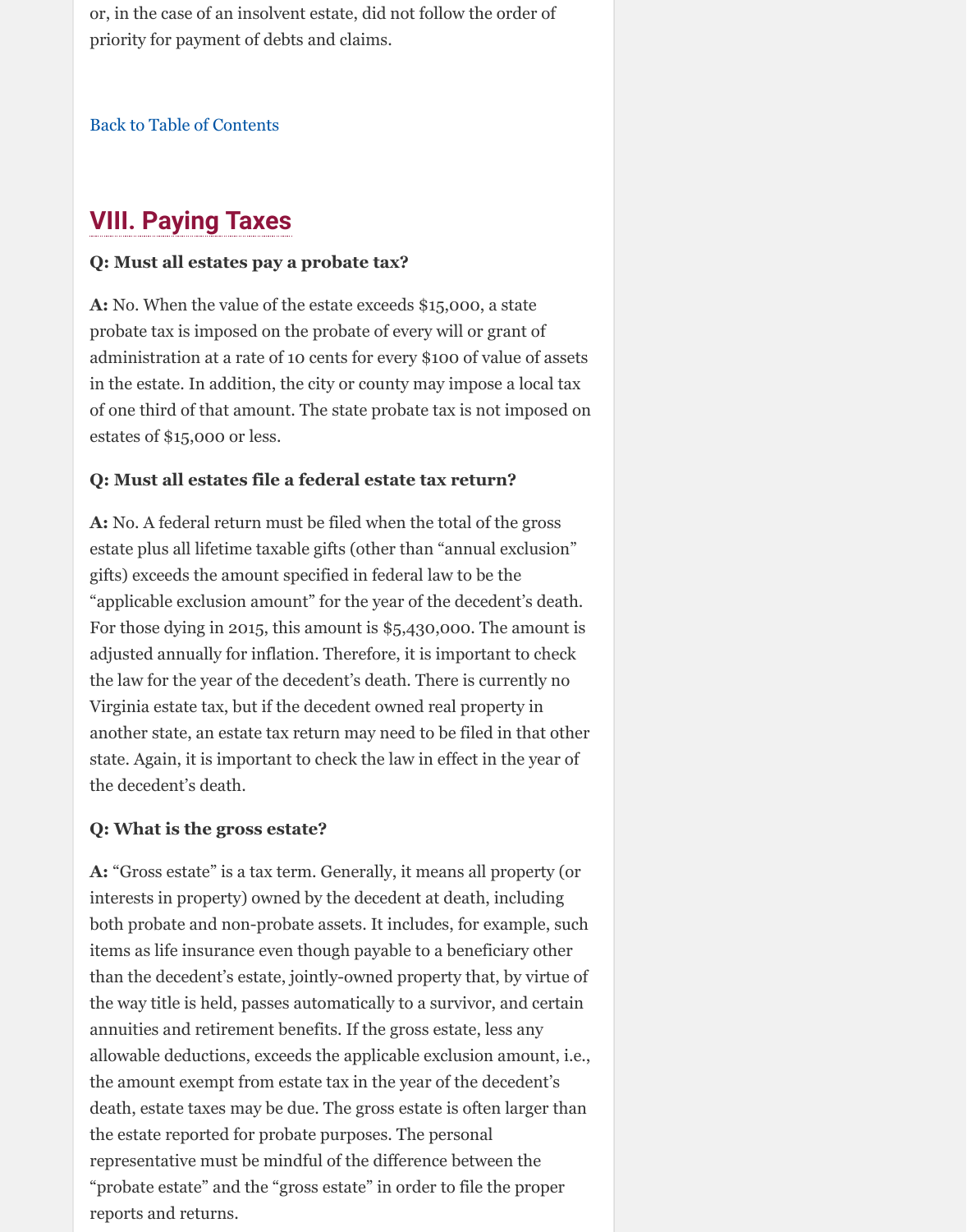or, in the case of an insolvent estate, did not follow the order of priority for payment of debts and claims.

Back to Table of Contents

## VIII. Paying Taxes

**Q: Must all estates pay a probate tax?**

**A:** No. When the value of the estate exceeds $15,000, a state probate tax is imposed on the probate of every will or grant of administration at a rate of 10 cents for every $100 of value of assets in the estate. In addition, the city or county may impose a local tax of one third of that amount. The state probate tax is not imposed on estates of $15,000 or less.

**Q: Must all estates file a federal estate tax return?**

**A:** No. A federal return must be filed when the total of the gross estate plus all lifetime taxable gifts (other than "annual exclusion" gifts) exceeds the amount specified in federal law to be the "applicable exclusion amount" for the year of the decedent's death. For those dying in 2015, this amount is $5,430,000. The amount is adjusted annually for inflation. Therefore, it is important to check the law for the year of the decedent's death. There is currently no Virginia estate tax, but if the decedent owned real property in another state, an estate tax return may need to be filed in that other state. Again, it is important to check the law in effect in the year of the decedent's death.

**Q: What is the gross estate?**

**A:** "Gross estate" is a tax term. Generally, it means all property (or interests in property) owned by the decedent at death, including both probate and non-probate assets. It includes, for example, such items as life insurance even though payable to a beneficiary other than the decedent's estate, jointly-owned property that, by virtue of the way title is held, passes automatically to a survivor, and certain annuities and retirement benefits. If the gross estate, less any allowable deductions, exceeds the applicable exclusion amount, i.e., the amount exempt from estate tax in the year of the decedent's death, estate taxes may be due. The gross estate is often larger than the estate reported for probate purposes. The personal representative must be mindful of the difference between the "probate estate" and the "gross estate" in order to file the proper reports and returns.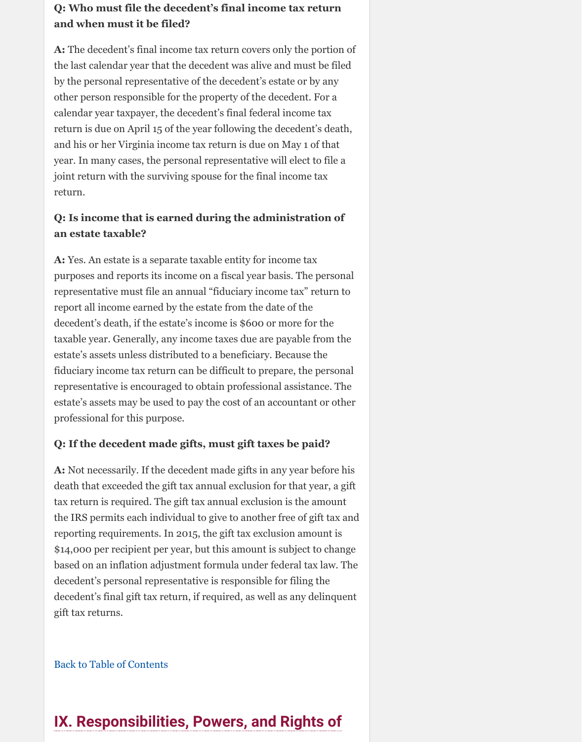**Q: Who must file the decedent's final income tax return and when must it be filed?**

**A:** The decedent's final income tax return covers only the portion of the last calendar year that the decedent was alive and must be filed by the personal representative of the decedent's estate or by any other person responsible for the property of the decedent. For a calendar year taxpayer, the decedent's final federal income tax return is due on April 15 of the year following the decedent's death, and his or her Virginia income tax return is due on May 1 of that year. In many cases, the personal representative will elect to file a joint return with the surviving spouse for the final income tax return.

**Q: Is income that is earned during the administration of an estate taxable?**

**A:** Yes. An estate is a separate taxable entity for income tax purposes and reports its income on a fiscal year basis. The personal representative must file an annual "fiduciary income tax" return to report all income earned by the estate from the date of the decedent's death, if the estate's income is $600 or more for the taxable year. Generally, any income taxes due are payable from the estate's assets unless distributed to a beneficiary. Because the fiduciary income tax return can be difficult to prepare, the personal representative is encouraged to obtain professional assistance. The estate's assets may be used to pay the cost of an accountant or other professional for this purpose.

**Q: If the decedent made gifts, must gift taxes be paid?**

**A:** Not necessarily. If the decedent made gifts in any year before his death that exceeded the gift tax annual exclusion for that year, a gift tax return is required. The gift tax annual exclusion is the amount the IRS permits each individual to give to another free of gift tax and reporting requirements. In 2015, the gift tax exclusion amount is $14,000 per recipient per year, but this amount is subject to change based on an inflation adjustment formula under federal tax law. The decedent's personal representative is responsible for filing the decedent's final gift tax return, if required, as well as any delinquent gift tax returns.

Back to Table of Contents

## IX. Responsibilities, Powers, and Rights of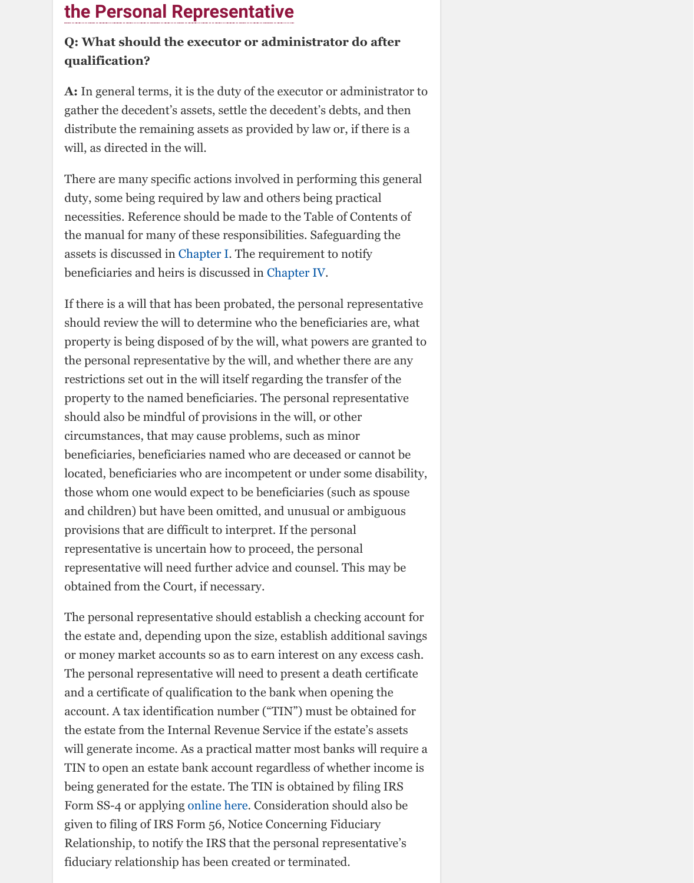## the Personal Representative

**Q: What should the executor or administrator do after qualification?**

**A:** In general terms, it is the duty of the executor or administrator to gather the decedent's assets, settle the decedent's debts, and then distribute the remaining assets as provided by law or, if there is a will, as directed in the will.

There are many specific actions involved in performing this general duty, some being required by law and others being practical necessities. Reference should be made to the Table of Contents of the manual for many of these responsibilities. Safeguarding the assets is discussed in Chapter I. The requirement to notify beneficiaries and heirs is discussed in Chapter IV.

If there is a will that has been probated, the personal representative should review the will to determine who the beneficiaries are, what property is being disposed of by the will, what powers are granted to the personal representative by the will, and whether there are any restrictions set out in the will itself regarding the transfer of the property to the named beneficiaries. The personal representative should also be mindful of provisions in the will, or other circumstances, that may cause problems, such as minor beneficiaries, beneficiaries named who are deceased or cannot be located, beneficiaries who are incompetent or under some disability, those whom one would expect to be beneficiaries (such as spouse and children) but have been omitted, and unusual or ambiguous provisions that are difficult to interpret. If the personal representative is uncertain how to proceed, the personal representative will need further advice and counsel. This may be obtained from the Court, if necessary.

The personal representative should establish a checking account for the estate and, depending upon the size, establish additional savings or money market accounts so as to earn interest on any excess cash. The personal representative will need to present a death certificate and a certificate of qualification to the bank when opening the account. A tax identification number ("TIN") must be obtained for the estate from the Internal Revenue Service if the estate's assets will generate income. As a practical matter most banks will require a TIN to open an estate bank account regardless of whether income is being generated for the estate. The TIN is obtained by filing IRS Form SS-4 or applying online here. Consideration should also be given to filing of IRS Form 56, Notice Concerning Fiduciary Relationship, to notify the IRS that the personal representative's fiduciary relationship has been created or terminated.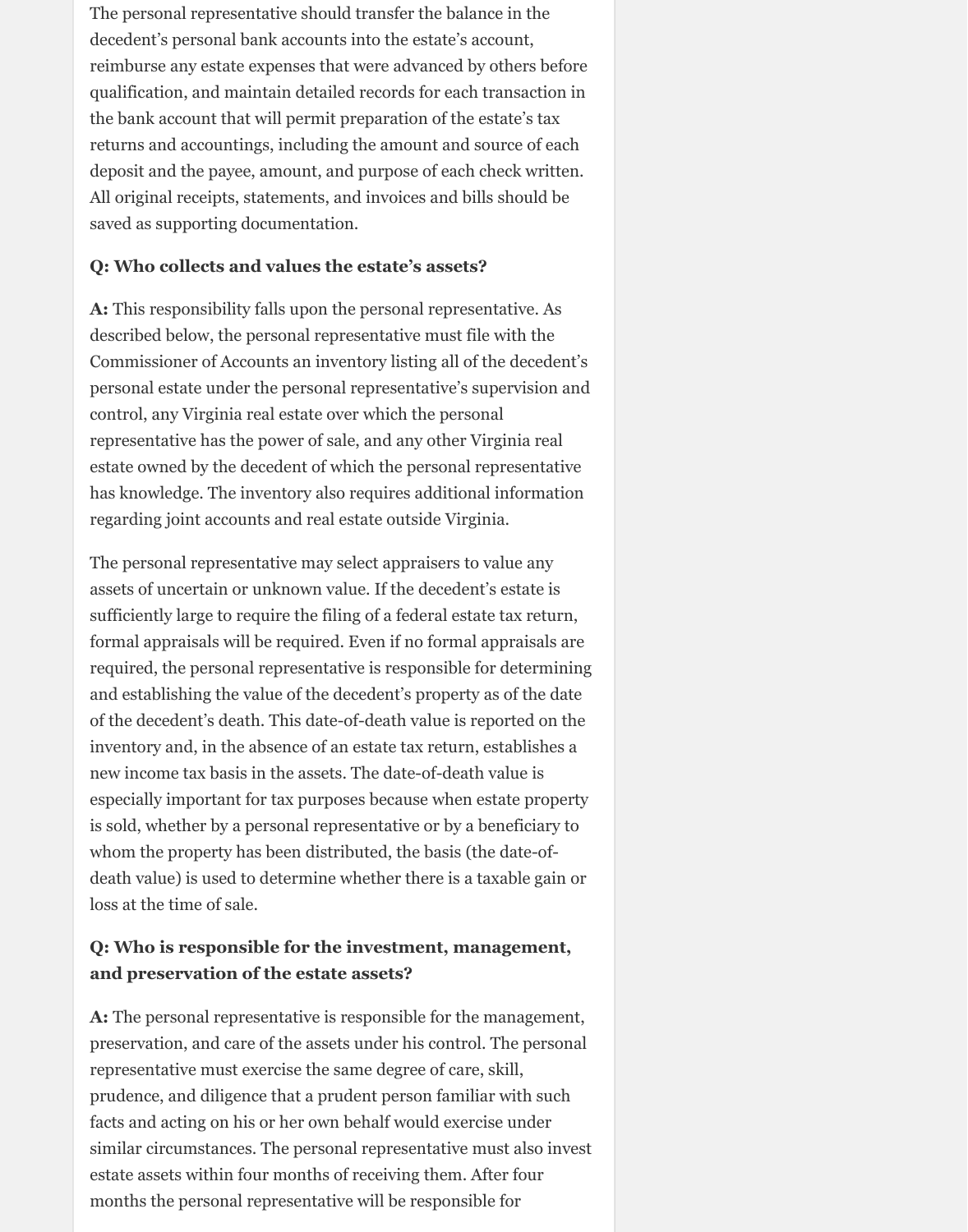The personal representative should transfer the balance in the decedent's personal bank accounts into the estate's account, reimburse any estate expenses that were advanced by others before qualification, and maintain detailed records for each transaction in the bank account that will permit preparation of the estate's tax returns and accountings, including the amount and source of each deposit and the payee, amount, and purpose of each check written. All original receipts, statements, and invoices and bills should be saved as supporting documentation.

**Q: Who collects and values the estate's assets?**

**A:** This responsibility falls upon the personal representative. As described below, the personal representative must file with the Commissioner of Accounts an inventory listing all of the decedent's personal estate under the personal representative's supervision and control, any Virginia real estate over which the personal representative has the power of sale, and any other Virginia real estate owned by the decedent of which the personal representative has knowledge. The inventory also requires additional information regarding joint accounts and real estate outside Virginia.

The personal representative may select appraisers to value any assets of uncertain or unknown value. If the decedent's estate is sufficiently large to require the filing of a federal estate tax return, formal appraisals will be required. Even if no formal appraisals are required, the personal representative is responsible for determining and establishing the value of the decedent's property as of the date of the decedent's death. This date-of-death value is reported on the inventory and, in the absence of an estate tax return, establishes a new income tax basis in the assets. The date-of-death value is especially important for tax purposes because when estate property is sold, whether by a personal representative or by a beneficiary to whom the property has been distributed, the basis (the date-of-death value) is used to determine whether there is a taxable gain or loss at the time of sale.

**Q: Who is responsible for the investment, management, and preservation of the estate assets?**

**A:** The personal representative is responsible for the management, preservation, and care of the assets under his control. The personal representative must exercise the same degree of care, skill, prudence, and diligence that a prudent person familiar with such facts and acting on his or her own behalf would exercise under similar circumstances. The personal representative must also invest estate assets within four months of receiving them. After four months the personal representative will be responsible for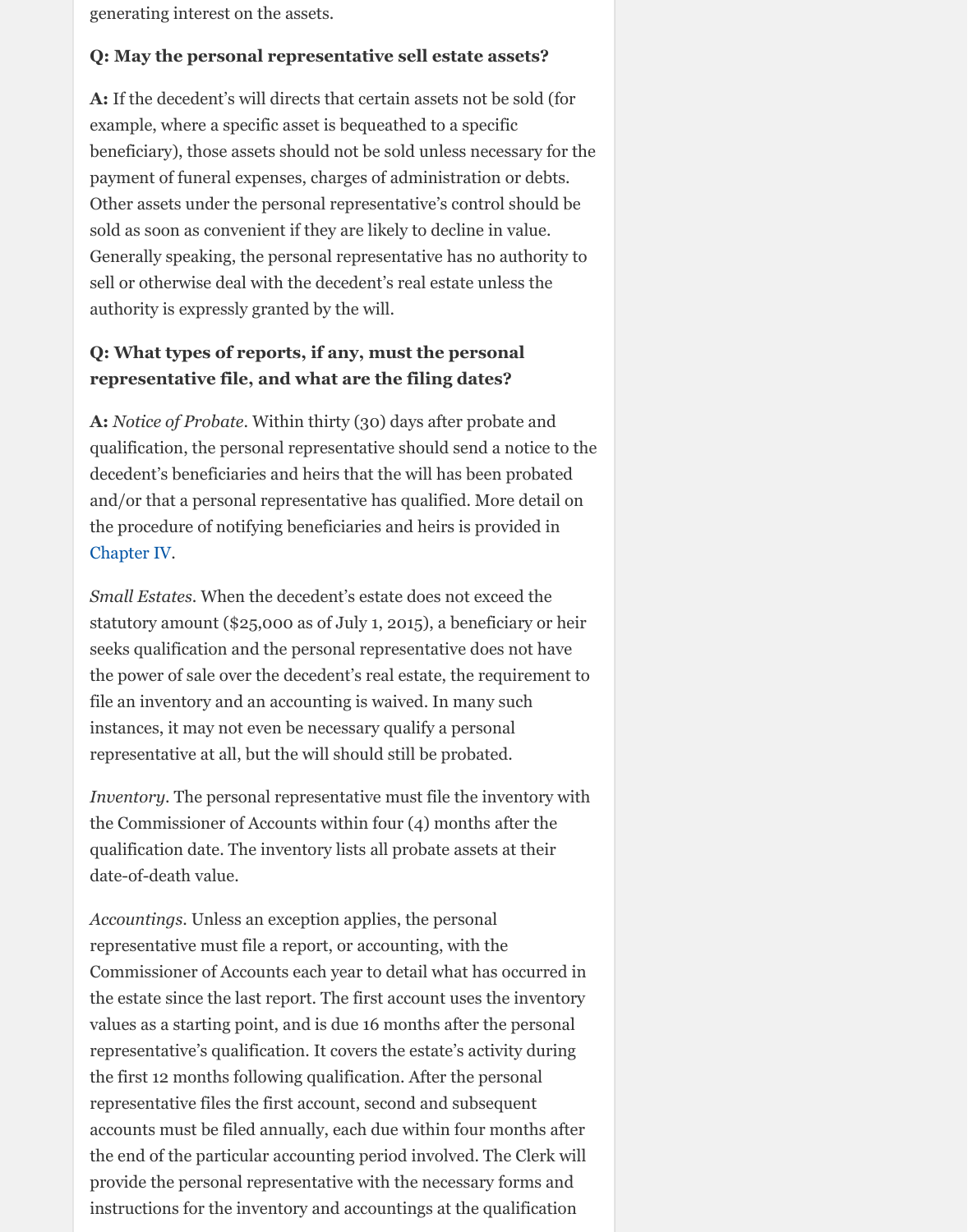generating interest on the assets.

**Q: May the personal representative sell estate assets?**

**A:** If the decedent's will directs that certain assets not be sold (for example, where a specific asset is bequeathed to a specific beneficiary), those assets should not be sold unless necessary for the payment of funeral expenses, charges of administration or debts. Other assets under the personal representative's control should be sold as soon as convenient if they are likely to decline in value. Generally speaking, the personal representative has no authority to sell or otherwise deal with the decedent's real estate unless the authority is expressly granted by the will.

**Q: What types of reports, if any, must the personal representative file, and what are the filing dates?**

**A:** *Notice of Probate*. Within thirty (30) days after probate and qualification, the personal representative should send a notice to the decedent's beneficiaries and heirs that the will has been probated and/or that a personal representative has qualified. More detail on the procedure of notifying beneficiaries and heirs is provided in Chapter IV.

*Small Estates*. When the decedent's estate does not exceed the statutory amount ($25,000 as of July 1, 2015), a beneficiary or heir seeks qualification and the personal representative does not have the power of sale over the decedent's real estate, the requirement to file an inventory and an accounting is waived. In many such instances, it may not even be necessary qualify a personal representative at all, but the will should still be probated.

*Inventory*. The personal representative must file the inventory with the Commissioner of Accounts within four (4) months after the qualification date. The inventory lists all probate assets at their date-of-death value.

*Accountings*. Unless an exception applies, the personal representative must file a report, or accounting, with the Commissioner of Accounts each year to detail what has occurred in the estate since the last report. The first account uses the inventory values as a starting point, and is due 16 months after the personal representative's qualification. It covers the estate's activity during the first 12 months following qualification. After the personal representative files the first account, second and subsequent accounts must be filed annually, each due within four months after the end of the particular accounting period involved. The Clerk will provide the personal representative with the necessary forms and instructions for the inventory and accountings at the qualification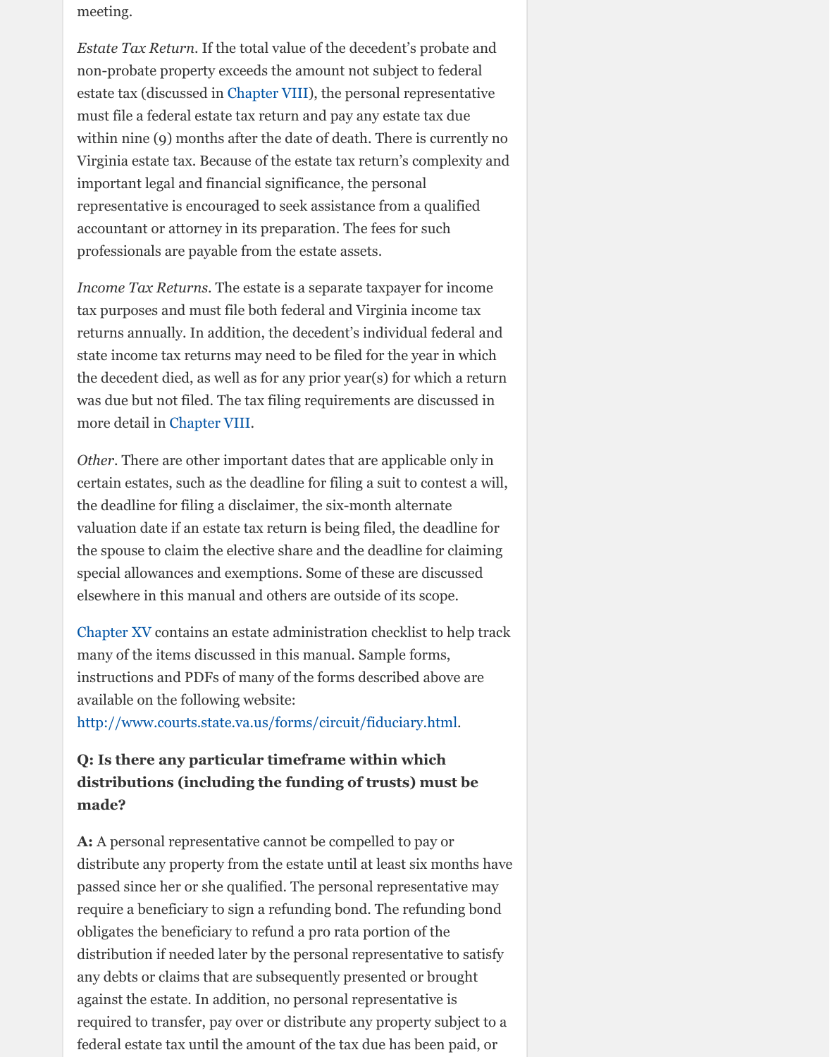meeting.

*Estate Tax Return*. If the total value of the decedent's probate and non-probate property exceeds the amount not subject to federal estate tax (discussed in Chapter VIII), the personal representative must file a federal estate tax return and pay any estate tax due within nine (9) months after the date of death. There is currently no Virginia estate tax. Because of the estate tax return's complexity and important legal and financial significance, the personal representative is encouraged to seek assistance from a qualified accountant or attorney in its preparation. The fees for such professionals are payable from the estate assets.

*Income Tax Returns*. The estate is a separate taxpayer for income tax purposes and must file both federal and Virginia income tax returns annually. In addition, the decedent's individual federal and state income tax returns may need to be filed for the year in which the decedent died, as well as for any prior year(s) for which a return was due but not filed. The tax filing requirements are discussed in more detail in Chapter VIII.

*Other*. There are other important dates that are applicable only in certain estates, such as the deadline for filing a suit to contest a will, the deadline for filing a disclaimer, the six-month alternate valuation date if an estate tax return is being filed, the deadline for the spouse to claim the elective share and the deadline for claiming special allowances and exemptions. Some of these are discussed elsewhere in this manual and others are outside of its scope.

Chapter XV contains an estate administration checklist to help track many of the items discussed in this manual. Sample forms, instructions and PDFs of many of the forms described above are available on the following website: http://www.courts.state.va.us/forms/circuit/fiduciary.html.

**Q: Is there any particular timeframe within which distributions (including the funding of trusts) must be made?**

**A:** A personal representative cannot be compelled to pay or distribute any property from the estate until at least six months have passed since her or she qualified. The personal representative may require a beneficiary to sign a refunding bond. The refunding bond obligates the beneficiary to refund a pro rata portion of the distribution if needed later by the personal representative to satisfy any debts or claims that are subsequently presented or brought against the estate. In addition, no personal representative is required to transfer, pay over or distribute any property subject to a federal estate tax until the amount of the tax due has been paid, or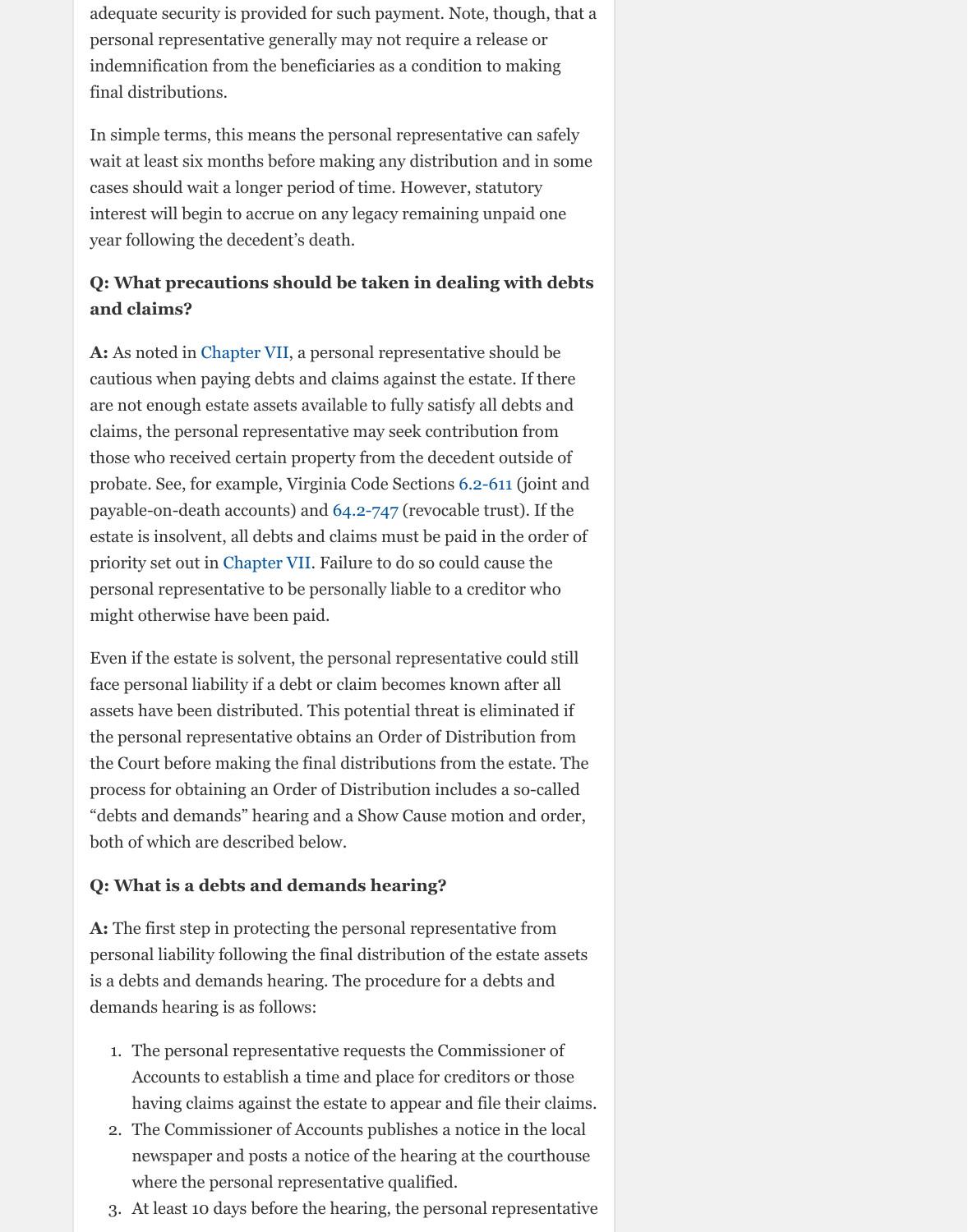adequate security is provided for such payment. Note, though, that a personal representative generally may not require a release or indemnification from the beneficiaries as a condition to making final distributions.

In simple terms, this means the personal representative can safely wait at least six months before making any distribution and in some cases should wait a longer period of time. However, statutory interest will begin to accrue on any legacy remaining unpaid one year following the decedent's death.

**Q: What precautions should be taken in dealing with debts and claims?**

**A:** As noted in Chapter VII, a personal representative should be cautious when paying debts and claims against the estate. If there are not enough estate assets available to fully satisfy all debts and claims, the personal representative may seek contribution from those who received certain property from the decedent outside of probate. See, for example, Virginia Code Sections 6.2-611 (joint and payable-on-death accounts) and 64.2-747 (revocable trust). If the estate is insolvent, all debts and claims must be paid in the order of priority set out in Chapter VII. Failure to do so could cause the personal representative to be personally liable to a creditor who might otherwise have been paid.

Even if the estate is solvent, the personal representative could still face personal liability if a debt or claim becomes known after all assets have been distributed. This potential threat is eliminated if the personal representative obtains an Order of Distribution from the Court before making the final distributions from the estate. The process for obtaining an Order of Distribution includes a so-called "debts and demands" hearing and a Show Cause motion and order, both of which are described below.

**Q: What is a debts and demands hearing?**

**A:** The first step in protecting the personal representative from personal liability following the final distribution of the estate assets is a debts and demands hearing. The procedure for a debts and demands hearing is as follows:

1. The personal representative requests the Commissioner of Accounts to establish a time and place for creditors or those having claims against the estate to appear and file their claims.
2. The Commissioner of Accounts publishes a notice in the local newspaper and posts a notice of the hearing at the courthouse where the personal representative qualified.
3. At least 10 days before the hearing, the personal representative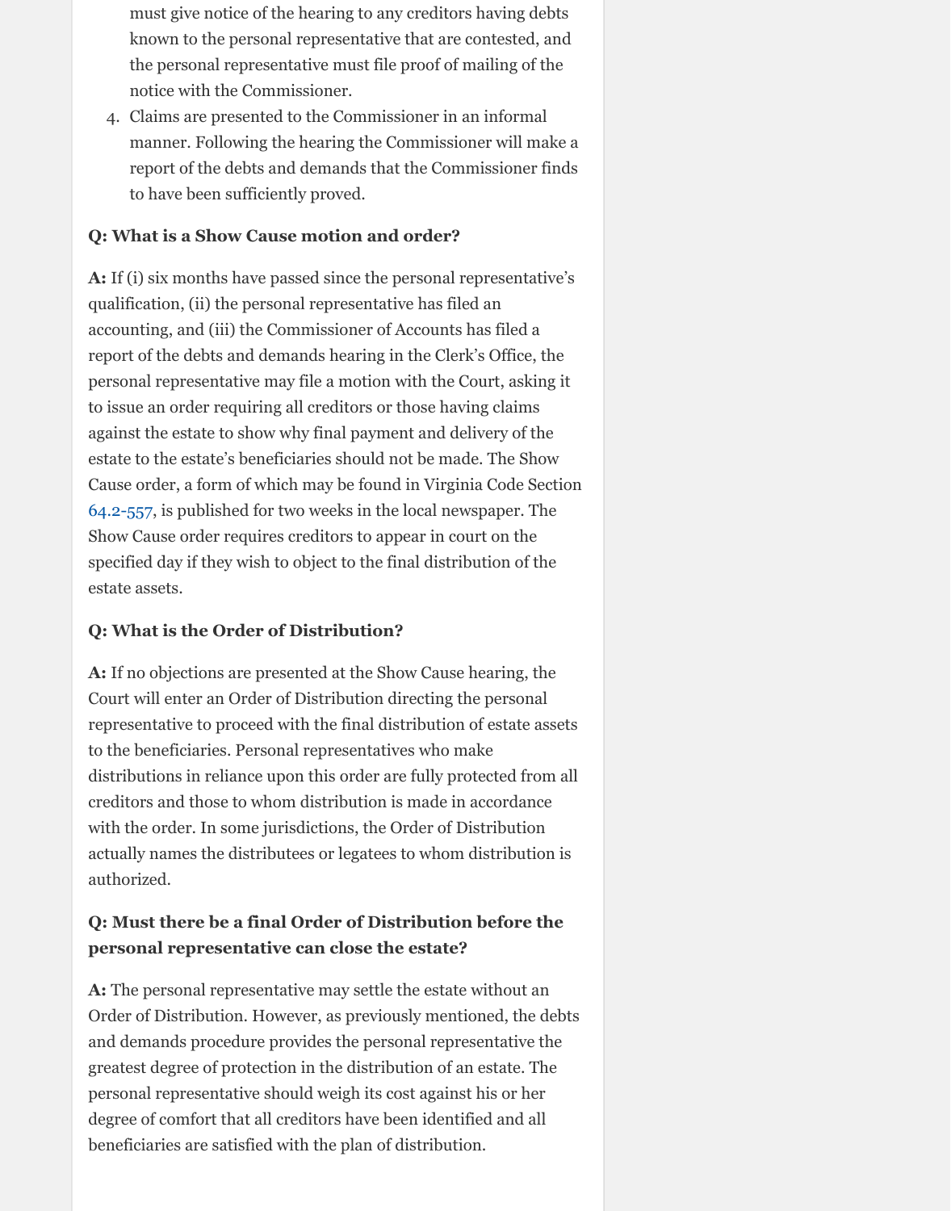must give notice of the hearing to any creditors having debts known to the personal representative that are contested, and the personal representative must file proof of mailing of the notice with the Commissioner.

4. Claims are presented to the Commissioner in an informal manner. Following the hearing the Commissioner will make a report of the debts and demands that the Commissioner finds to have been sufficiently proved.

**Q: What is a Show Cause motion and order?**

**A:** If (i) six months have passed since the personal representative's qualification, (ii) the personal representative has filed an accounting, and (iii) the Commissioner of Accounts has filed a report of the debts and demands hearing in the Clerk's Office, the personal representative may file a motion with the Court, asking it to issue an order requiring all creditors or those having claims against the estate to show why final payment and delivery of the estate to the estate's beneficiaries should not be made. The Show Cause order, a form of which may be found in Virginia Code Section 64.2-557, is published for two weeks in the local newspaper. The Show Cause order requires creditors to appear in court on the specified day if they wish to object to the final distribution of the estate assets.

**Q: What is the Order of Distribution?**

**A:** If no objections are presented at the Show Cause hearing, the Court will enter an Order of Distribution directing the personal representative to proceed with the final distribution of estate assets to the beneficiaries. Personal representatives who make distributions in reliance upon this order are fully protected from all creditors and those to whom distribution is made in accordance with the order. In some jurisdictions, the Order of Distribution actually names the distributees or legatees to whom distribution is authorized.

**Q: Must there be a final Order of Distribution before the personal representative can close the estate?**

**A:** The personal representative may settle the estate without an Order of Distribution. However, as previously mentioned, the debts and demands procedure provides the personal representative the greatest degree of protection in the distribution of an estate. The personal representative should weigh its cost against his or her degree of comfort that all creditors have been identified and all beneficiaries are satisfied with the plan of distribution.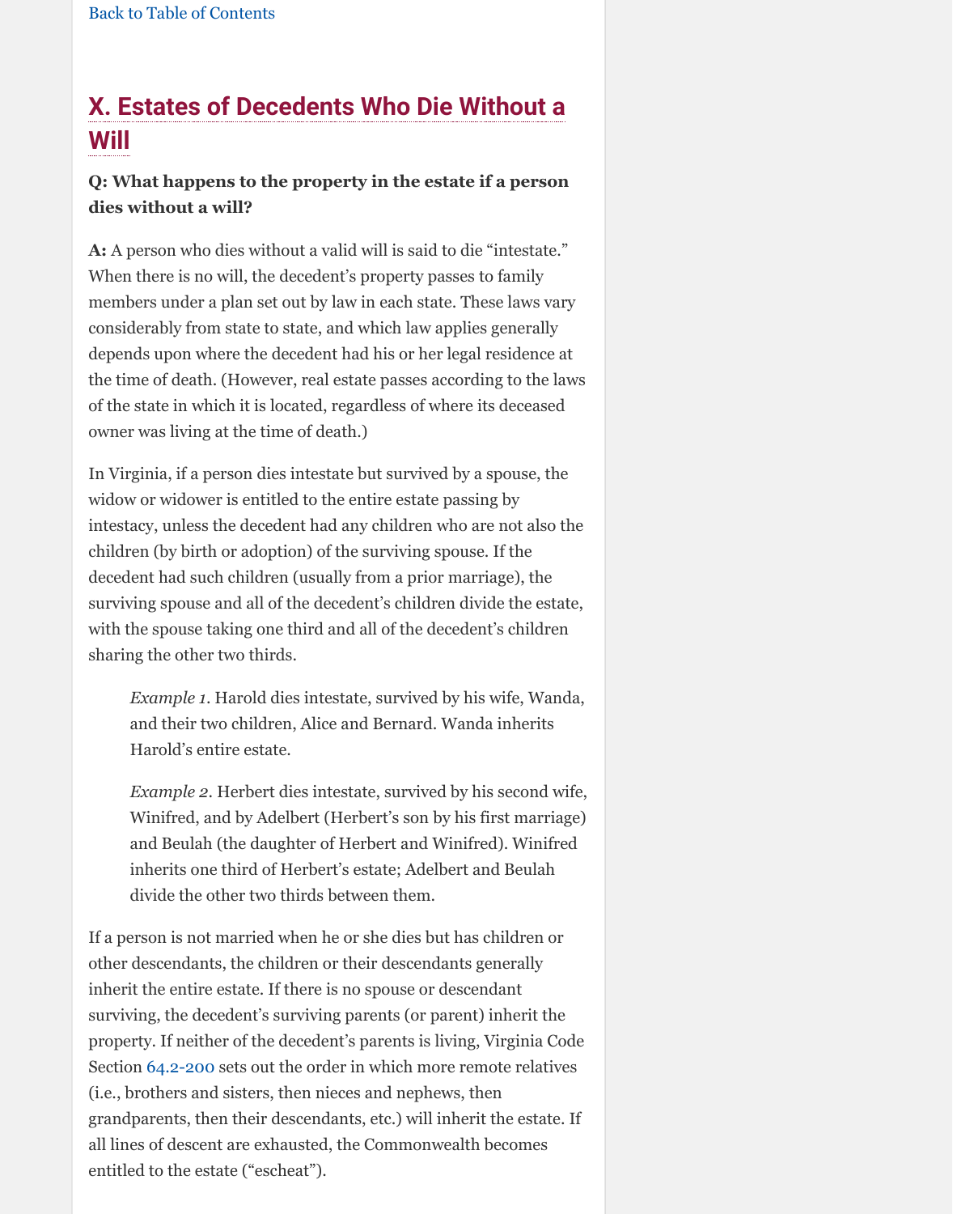Back to Table of Contents

## X. Estates of Decedents Who Die Without a Will

**Q: What happens to the property in the estate if a person dies without a will?**

**A:** A person who dies without a valid will is said to die "intestate." When there is no will, the decedent's property passes to family members under a plan set out by law in each state. These laws vary considerably from state to state, and which law applies generally depends upon where the decedent had his or her legal residence at the time of death. (However, real estate passes according to the laws of the state in which it is located, regardless of where its deceased owner was living at the time of death.)

In Virginia, if a person dies intestate but survived by a spouse, the widow or widower is entitled to the entire estate passing by intestacy, unless the decedent had any children who are not also the children (by birth or adoption) of the surviving spouse. If the decedent had such children (usually from a prior marriage), the surviving spouse and all of the decedent's children divide the estate, with the spouse taking one third and all of the decedent's children sharing the other two thirds.

> *Example 1*. Harold dies intestate, survived by his wife, Wanda, and their two children, Alice and Bernard. Wanda inherits Harold's entire estate.
>
> *Example 2*. Herbert dies intestate, survived by his second wife, Winifred, and by Adelbert (Herbert's son by his first marriage) and Beulah (the daughter of Herbert and Winifred). Winifred inherits one third of Herbert's estate; Adelbert and Beulah divide the other two thirds between them.

If a person is not married when he or she dies but has children or other descendants, the children or their descendants generally inherit the entire estate. If there is no spouse or descendant surviving, the decedent's surviving parents (or parent) inherit the property. If neither of the decedent's parents is living, Virginia Code Section 64.2-200 sets out the order in which more remote relatives (i.e., brothers and sisters, then nieces and nephews, then grandparents, then their descendants, etc.) will inherit the estate. If all lines of descent are exhausted, the Commonwealth becomes entitled to the estate ("escheat").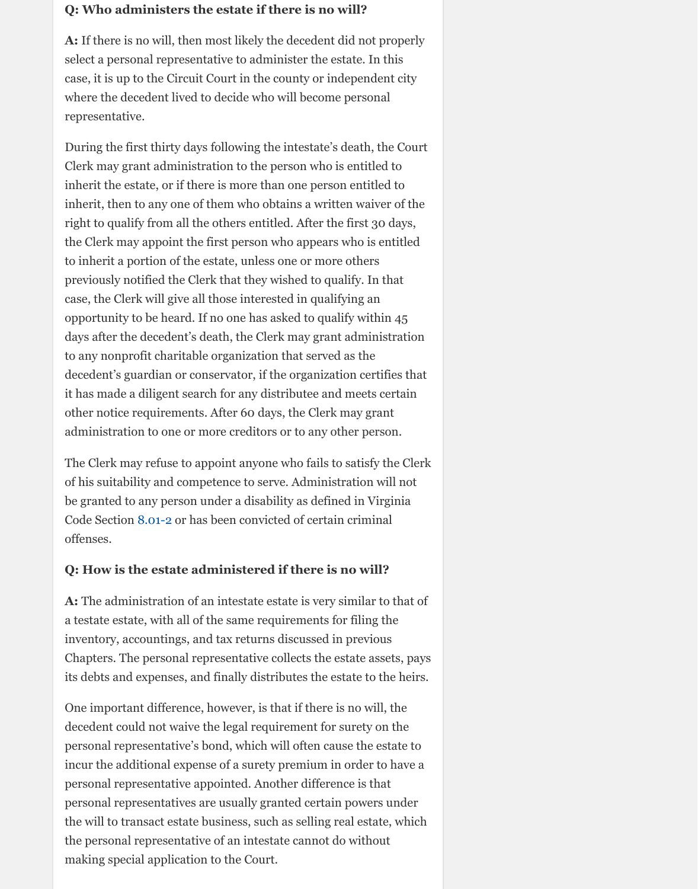**Q: Who administers the estate if there is no will?**

**A:** If there is no will, then most likely the decedent did not properly select a personal representative to administer the estate. In this case, it is up to the Circuit Court in the county or independent city where the decedent lived to decide who will become personal representative.

During the first thirty days following the intestate's death, the Court Clerk may grant administration to the person who is entitled to inherit the estate, or if there is more than one person entitled to inherit, then to any one of them who obtains a written waiver of the right to qualify from all the others entitled. After the first 30 days, the Clerk may appoint the first person who appears who is entitled to inherit a portion of the estate, unless one or more others previously notified the Clerk that they wished to qualify. In that case, the Clerk will give all those interested in qualifying an opportunity to be heard. If no one has asked to qualify within 45 days after the decedent's death, the Clerk may grant administration to any nonprofit charitable organization that served as the decedent's guardian or conservator, if the organization certifies that it has made a diligent search for any distributee and meets certain other notice requirements. After 60 days, the Clerk may grant administration to one or more creditors or to any other person.

The Clerk may refuse to appoint anyone who fails to satisfy the Clerk of his suitability and competence to serve. Administration will not be granted to any person under a disability as defined in Virginia Code Section 8.01-2 or has been convicted of certain criminal offenses.

**Q: How is the estate administered if there is no will?**

**A:** The administration of an intestate estate is very similar to that of a testate estate, with all of the same requirements for filing the inventory, accountings, and tax returns discussed in previous Chapters. The personal representative collects the estate assets, pays its debts and expenses, and finally distributes the estate to the heirs.

One important difference, however, is that if there is no will, the decedent could not waive the legal requirement for surety on the personal representative's bond, which will often cause the estate to incur the additional expense of a surety premium in order to have a personal representative appointed. Another difference is that personal representatives are usually granted certain powers under the will to transact estate business, such as selling real estate, which the personal representative of an intestate cannot do without making special application to the Court.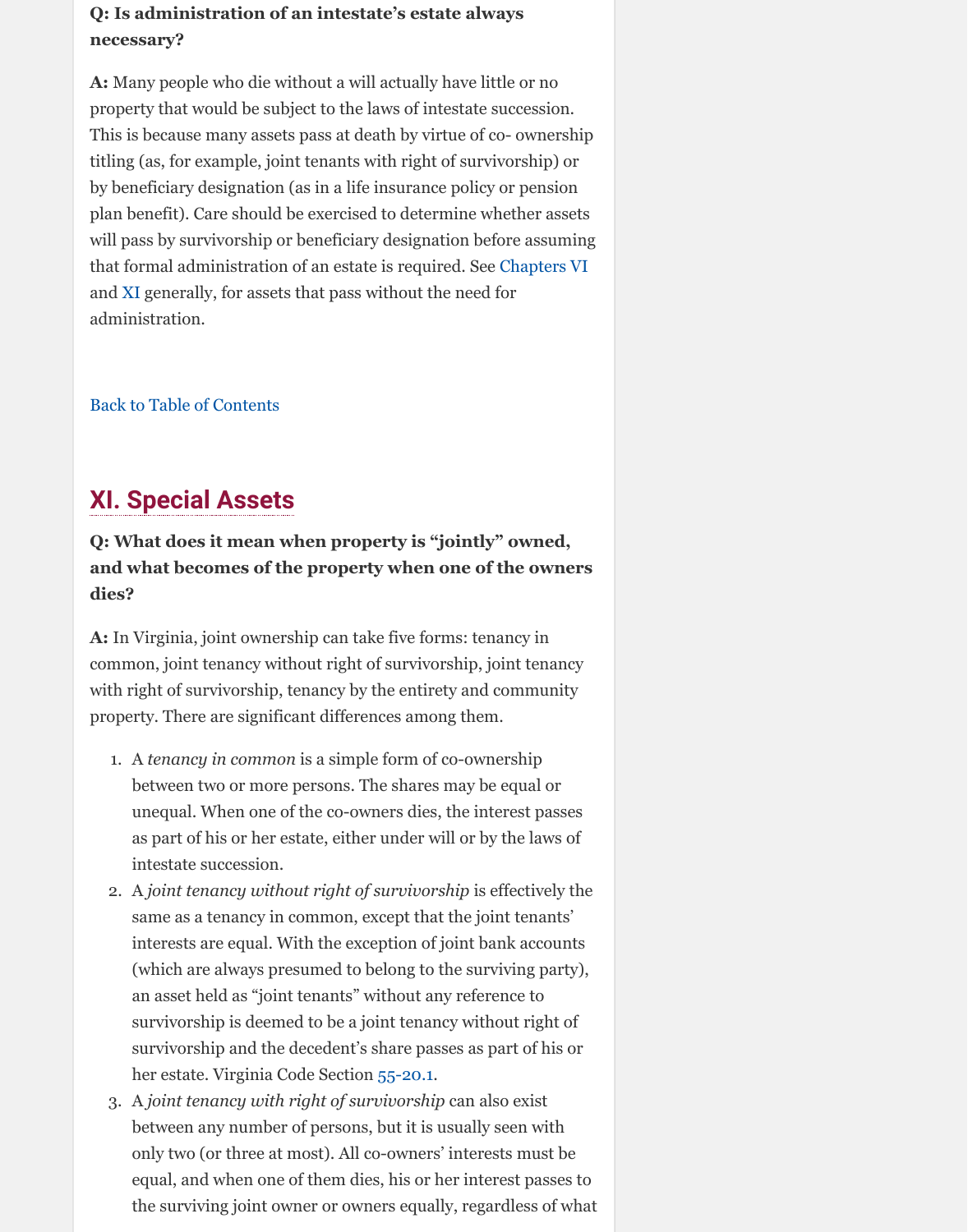**Q: Is administration of an intestate's estate always necessary?**

**A:** Many people who die without a will actually have little or no property that would be subject to the laws of intestate succession. This is because many assets pass at death by virtue of co- ownership titling (as, for example, joint tenants with right of survivorship) or by beneficiary designation (as in a life insurance policy or pension plan benefit). Care should be exercised to determine whether assets will pass by survivorship or beneficiary designation before assuming that formal administration of an estate is required. See Chapters VI and XI generally, for assets that pass without the need for administration.

Back to Table of Contents

## XI. Special Assets

**Q: What does it mean when property is "jointly" owned, and what becomes of the property when one of the owners dies?**

**A:** In Virginia, joint ownership can take five forms: tenancy in common, joint tenancy without right of survivorship, joint tenancy with right of survivorship, tenancy by the entirety and community property. There are significant differences among them.

1. A *tenancy in common* is a simple form of co-ownership between two or more persons. The shares may be equal or unequal. When one of the co-owners dies, the interest passes as part of his or her estate, either under will or by the laws of intestate succession.
2. A *joint tenancy without right of survivorship* is effectively the same as a tenancy in common, except that the joint tenants' interests are equal. With the exception of joint bank accounts (which are always presumed to belong to the surviving party), an asset held as "joint tenants" without any reference to survivorship is deemed to be a joint tenancy without right of survivorship and the decedent's share passes as part of his or her estate. Virginia Code Section 55-20.1.
3. A *joint tenancy with right of survivorship* can also exist between any number of persons, but it is usually seen with only two (or three at most). All co-owners' interests must be equal, and when one of them dies, his or her interest passes to the surviving joint owner or owners equally, regardless of what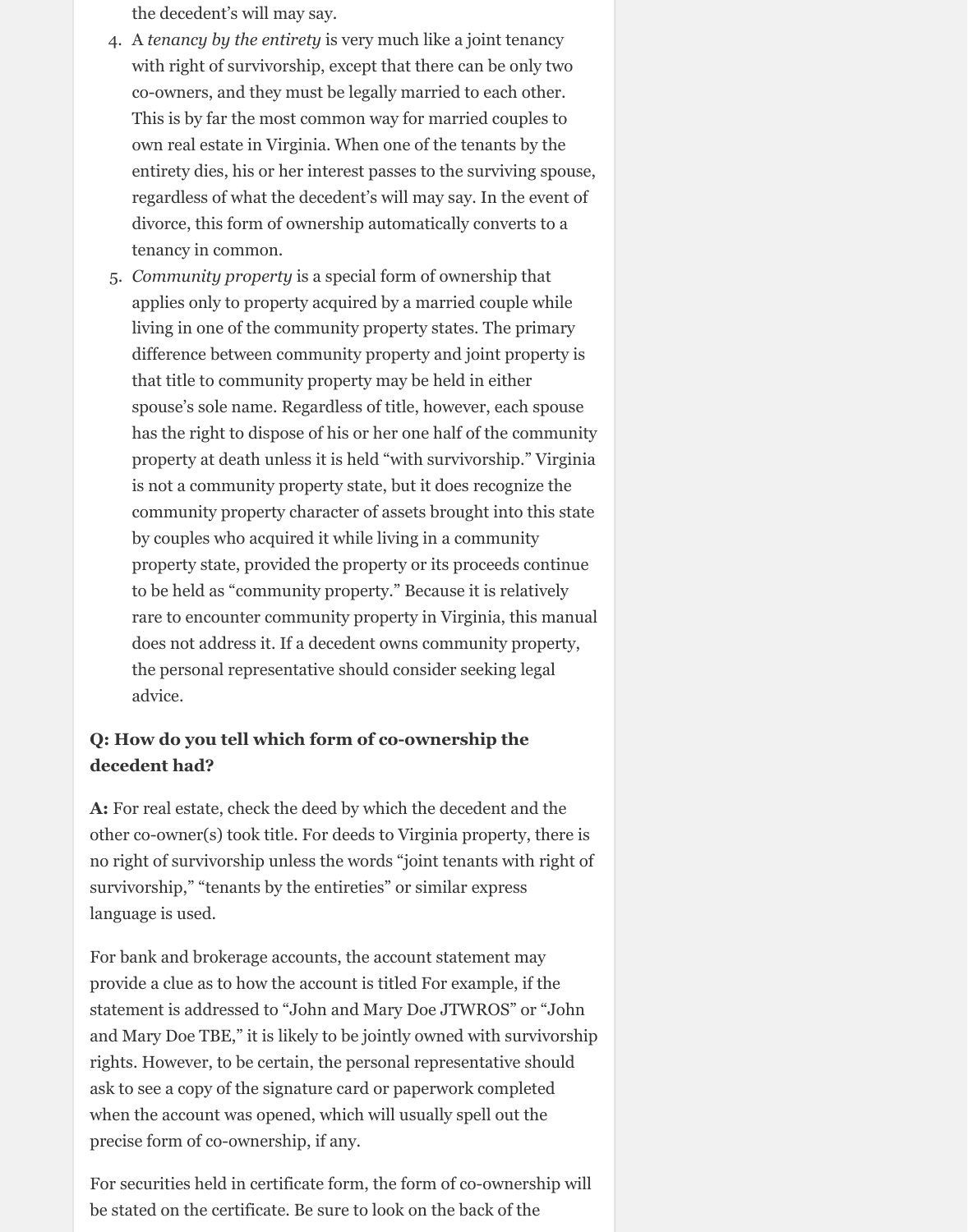the decedent's will may say.

4. A *tenancy by the entirety* is very much like a joint tenancy with right of survivorship, except that there can be only two co-owners, and they must be legally married to each other. This is by far the most common way for married couples to own real estate in Virginia. When one of the tenants by the entirety dies, his or her interest passes to the surviving spouse, regardless of what the decedent's will may say. In the event of divorce, this form of ownership automatically converts to a tenancy in common.
5. *Community property* is a special form of ownership that applies only to property acquired by a married couple while living in one of the community property states. The primary difference between community property and joint property is that title to community property may be held in either spouse's sole name. Regardless of title, however, each spouse has the right to dispose of his or her one half of the community property at death unless it is held "with survivorship." Virginia is not a community property state, but it does recognize the community property character of assets brought into this state by couples who acquired it while living in a community property state, provided the property or its proceeds continue to be held as "community property." Because it is relatively rare to encounter community property in Virginia, this manual does not address it. If a decedent owns community property, the personal representative should consider seeking legal advice.

**Q: How do you tell which form of co-ownership the decedent had?**

**A:** For real estate, check the deed by which the decedent and the other co-owner(s) took title. For deeds to Virginia property, there is no right of survivorship unless the words "joint tenants with right of survivorship," "tenants by the entireties" or similar express language is used.

For bank and brokerage accounts, the account statement may provide a clue as to how the account is titled For example, if the statement is addressed to "John and Mary Doe JTWROS" or "John and Mary Doe TBE," it is likely to be jointly owned with survivorship rights. However, to be certain, the personal representative should ask to see a copy of the signature card or paperwork completed when the account was opened, which will usually spell out the precise form of co-ownership, if any.

For securities held in certificate form, the form of co-ownership will be stated on the certificate. Be sure to look on the back of the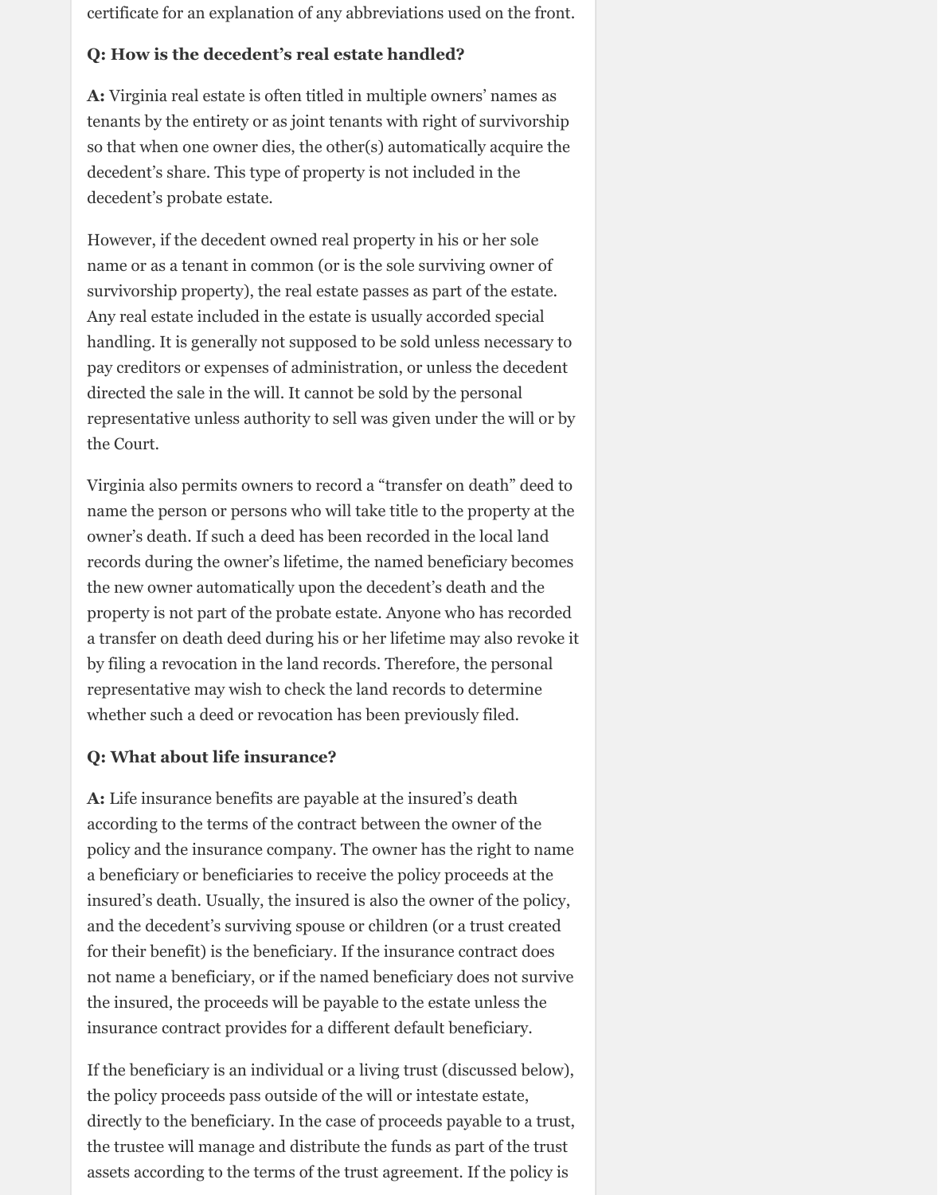certificate for an explanation of any abbreviations used on the front.

**Q: How is the decedent's real estate handled?**

**A:** Virginia real estate is often titled in multiple owners' names as tenants by the entirety or as joint tenants with right of survivorship so that when one owner dies, the other(s) automatically acquire the decedent's share. This type of property is not included in the decedent's probate estate.

However, if the decedent owned real property in his or her sole name or as a tenant in common (or is the sole surviving owner of survivorship property), the real estate passes as part of the estate. Any real estate included in the estate is usually accorded special handling. It is generally not supposed to be sold unless necessary to pay creditors or expenses of administration, or unless the decedent directed the sale in the will. It cannot be sold by the personal representative unless authority to sell was given under the will or by the Court.

Virginia also permits owners to record a "transfer on death" deed to name the person or persons who will take title to the property at the owner's death. If such a deed has been recorded in the local land records during the owner's lifetime, the named beneficiary becomes the new owner automatically upon the decedent's death and the property is not part of the probate estate. Anyone who has recorded a transfer on death deed during his or her lifetime may also revoke it by filing a revocation in the land records. Therefore, the personal representative may wish to check the land records to determine whether such a deed or revocation has been previously filed.

**Q: What about life insurance?**

**A:** Life insurance benefits are payable at the insured's death according to the terms of the contract between the owner of the policy and the insurance company. The owner has the right to name a beneficiary or beneficiaries to receive the policy proceeds at the insured's death. Usually, the insured is also the owner of the policy, and the decedent's surviving spouse or children (or a trust created for their benefit) is the beneficiary. If the insurance contract does not name a beneficiary, or if the named beneficiary does not survive the insured, the proceeds will be payable to the estate unless the insurance contract provides for a different default beneficiary.

If the beneficiary is an individual or a living trust (discussed below), the policy proceeds pass outside of the will or intestate estate, directly to the beneficiary. In the case of proceeds payable to a trust, the trustee will manage and distribute the funds as part of the trust assets according to the terms of the trust agreement. If the policy is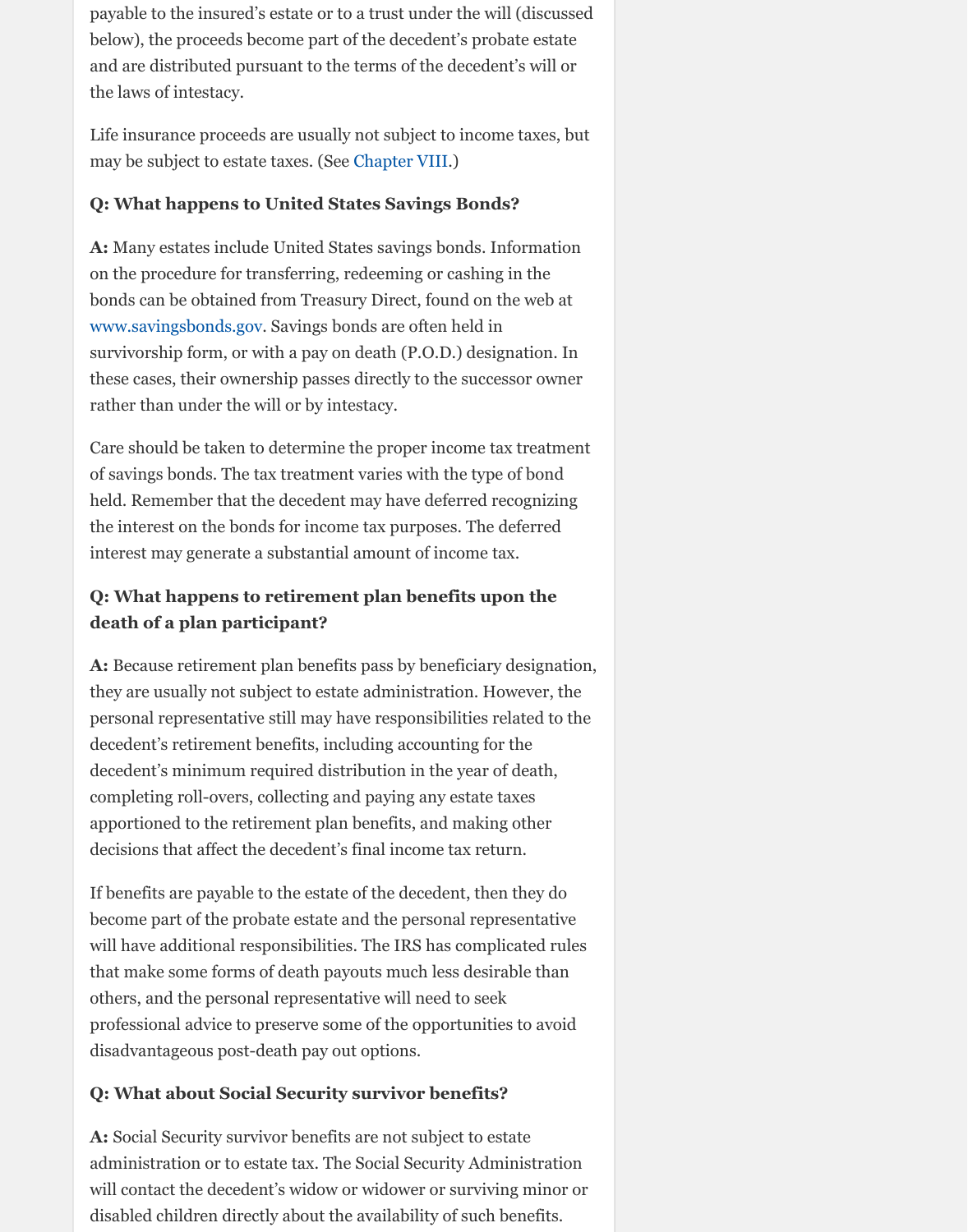payable to the insured's estate or to a trust under the will (discussed below), the proceeds become part of the decedent's probate estate and are distributed pursuant to the terms of the decedent's will or the laws of intestacy.

Life insurance proceeds are usually not subject to income taxes, but may be subject to estate taxes. (See Chapter VIII.)

**Q: What happens to United States Savings Bonds?**

**A:** Many estates include United States savings bonds. Information on the procedure for transferring, redeeming or cashing in the bonds can be obtained from Treasury Direct, found on the web at www.savingsbonds.gov. Savings bonds are often held in survivorship form, or with a pay on death (P.O.D.) designation. In these cases, their ownership passes directly to the successor owner rather than under the will or by intestacy.

Care should be taken to determine the proper income tax treatment of savings bonds. The tax treatment varies with the type of bond held. Remember that the decedent may have deferred recognizing the interest on the bonds for income tax purposes. The deferred interest may generate a substantial amount of income tax.

**Q: What happens to retirement plan benefits upon the death of a plan participant?**

**A:** Because retirement plan benefits pass by beneficiary designation, they are usually not subject to estate administration. However, the personal representative still may have responsibilities related to the decedent's retirement benefits, including accounting for the decedent's minimum required distribution in the year of death, completing roll-overs, collecting and paying any estate taxes apportioned to the retirement plan benefits, and making other decisions that affect the decedent's final income tax return.

If benefits are payable to the estate of the decedent, then they do become part of the probate estate and the personal representative will have additional responsibilities. The IRS has complicated rules that make some forms of death payouts much less desirable than others, and the personal representative will need to seek professional advice to preserve some of the opportunities to avoid disadvantageous post-death pay out options.

**Q: What about Social Security survivor benefits?**

**A:** Social Security survivor benefits are not subject to estate administration or to estate tax. The Social Security Administration will contact the decedent's widow or widower or surviving minor or disabled children directly about the availability of such benefits.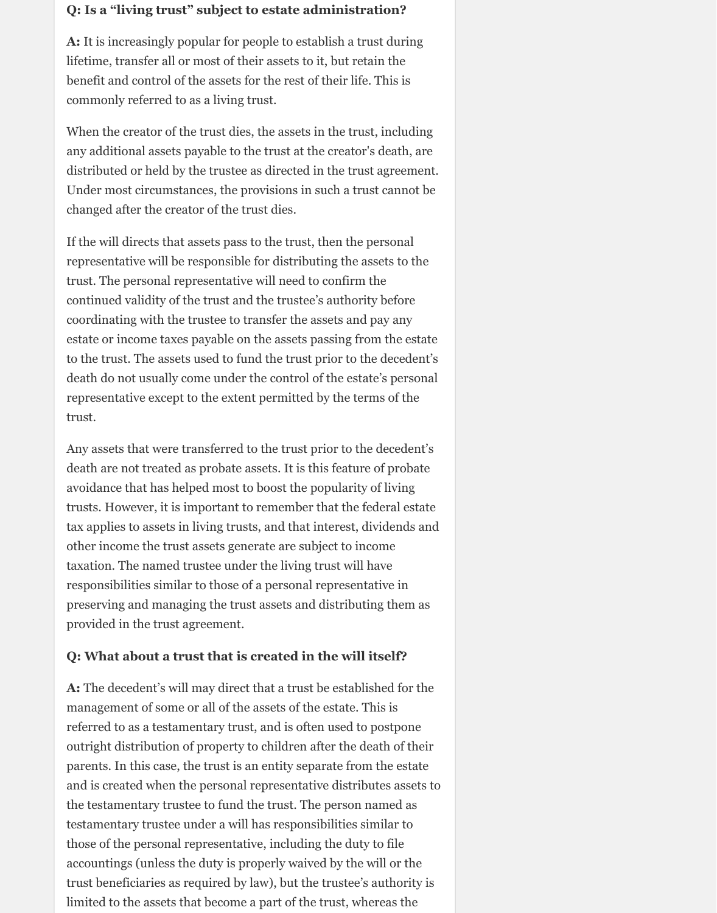**Q: Is a "living trust" subject to estate administration?**

**A:** It is increasingly popular for people to establish a trust during lifetime, transfer all or most of their assets to it, but retain the benefit and control of the assets for the rest of their life. This is commonly referred to as a living trust.

When the creator of the trust dies, the assets in the trust, including any additional assets payable to the trust at the creator's death, are distributed or held by the trustee as directed in the trust agreement. Under most circumstances, the provisions in such a trust cannot be changed after the creator of the trust dies.

If the will directs that assets pass to the trust, then the personal representative will be responsible for distributing the assets to the trust. The personal representative will need to confirm the continued validity of the trust and the trustee's authority before coordinating with the trustee to transfer the assets and pay any estate or income taxes payable on the assets passing from the estate to the trust. The assets used to fund the trust prior to the decedent's death do not usually come under the control of the estate's personal representative except to the extent permitted by the terms of the trust.

Any assets that were transferred to the trust prior to the decedent's death are not treated as probate assets. It is this feature of probate avoidance that has helped most to boost the popularity of living trusts. However, it is important to remember that the federal estate tax applies to assets in living trusts, and that interest, dividends and other income the trust assets generate are subject to income taxation. The named trustee under the living trust will have responsibilities similar to those of a personal representative in preserving and managing the trust assets and distributing them as provided in the trust agreement.

**Q: What about a trust that is created in the will itself?**

**A:** The decedent's will may direct that a trust be established for the management of some or all of the assets of the estate. This is referred to as a testamentary trust, and is often used to postpone outright distribution of property to children after the death of their parents. In this case, the trust is an entity separate from the estate and is created when the personal representative distributes assets to the testamentary trustee to fund the trust. The person named as testamentary trustee under a will has responsibilities similar to those of the personal representative, including the duty to file accountings (unless the duty is properly waived by the will or the trust beneficiaries as required by law), but the trustee's authority is limited to the assets that become a part of the trust, whereas the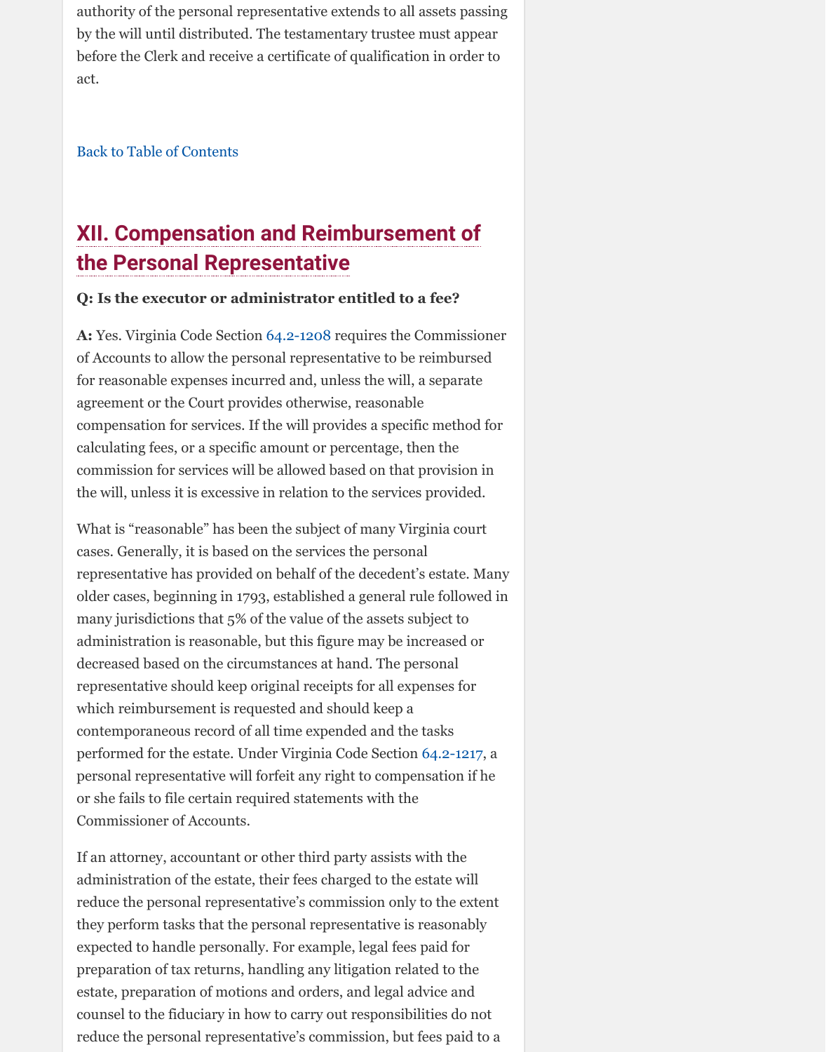authority of the personal representative extends to all assets passing by the will until distributed. The testamentary trustee must appear before the Clerk and receive a certificate of qualification in order to act.

Back to Table of Contents

## XII. Compensation and Reimbursement of the Personal Representative

**Q: Is the executor or administrator entitled to a fee?**

**A:** Yes. Virginia Code Section 64.2-1208 requires the Commissioner of Accounts to allow the personal representative to be reimbursed for reasonable expenses incurred and, unless the will, a separate agreement or the Court provides otherwise, reasonable compensation for services. If the will provides a specific method for calculating fees, or a specific amount or percentage, then the commission for services will be allowed based on that provision in the will, unless it is excessive in relation to the services provided.

What is "reasonable" has been the subject of many Virginia court cases. Generally, it is based on the services the personal representative has provided on behalf of the decedent's estate. Many older cases, beginning in 1793, established a general rule followed in many jurisdictions that 5% of the value of the assets subject to administration is reasonable, but this figure may be increased or decreased based on the circumstances at hand. The personal representative should keep original receipts for all expenses for which reimbursement is requested and should keep a contemporaneous record of all time expended and the tasks performed for the estate. Under Virginia Code Section 64.2-1217, a personal representative will forfeit any right to compensation if he or she fails to file certain required statements with the Commissioner of Accounts.

If an attorney, accountant or other third party assists with the administration of the estate, their fees charged to the estate will reduce the personal representative's commission only to the extent they perform tasks that the personal representative is reasonably expected to handle personally. For example, legal fees paid for preparation of tax returns, handling any litigation related to the estate, preparation of motions and orders, and legal advice and counsel to the fiduciary in how to carry out responsibilities do not reduce the personal representative's commission, but fees paid to a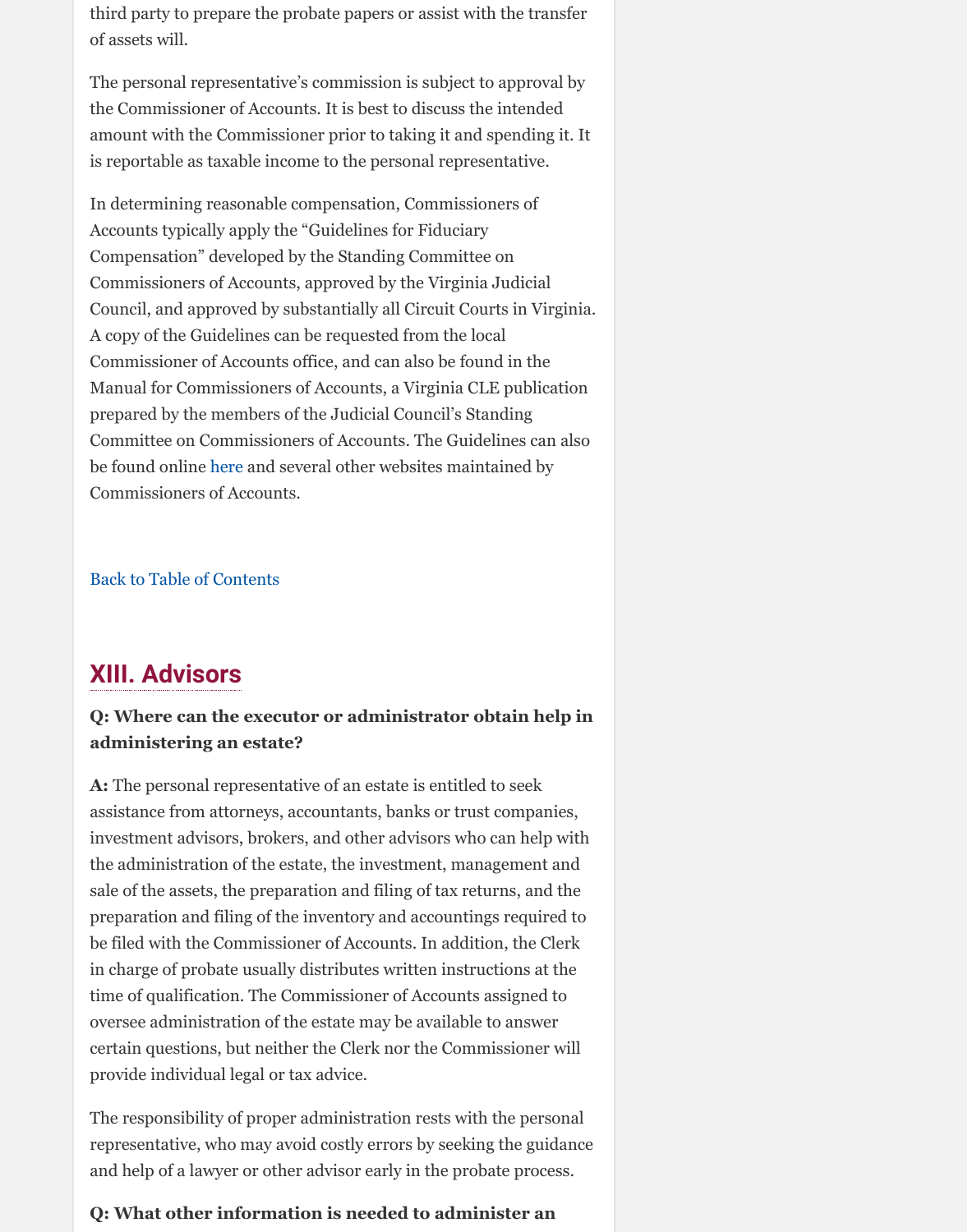third party to prepare the probate papers or assist with the transfer of assets will.

The personal representative's commission is subject to approval by the Commissioner of Accounts. It is best to discuss the intended amount with the Commissioner prior to taking it and spending it. It is reportable as taxable income to the personal representative.

In determining reasonable compensation, Commissioners of Accounts typically apply the "Guidelines for Fiduciary Compensation" developed by the Standing Committee on Commissioners of Accounts, approved by the Virginia Judicial Council, and approved by substantially all Circuit Courts in Virginia. A copy of the Guidelines can be requested from the local Commissioner of Accounts office, and can also be found in the Manual for Commissioners of Accounts, a Virginia CLE publication prepared by the members of the Judicial Council's Standing Committee on Commissioners of Accounts. The Guidelines can also be found online here and several other websites maintained by Commissioners of Accounts.

Back to Table of Contents

## XIII. Advisors

**Q: Where can the executor or administrator obtain help in administering an estate?**

**A:** The personal representative of an estate is entitled to seek assistance from attorneys, accountants, banks or trust companies, investment advisors, brokers, and other advisors who can help with the administration of the estate, the investment, management and sale of the assets, the preparation and filing of tax returns, and the preparation and filing of the inventory and accountings required to be filed with the Commissioner of Accounts. In addition, the Clerk in charge of probate usually distributes written instructions at the time of qualification. The Commissioner of Accounts assigned to oversee administration of the estate may be available to answer certain questions, but neither the Clerk nor the Commissioner will provide individual legal or tax advice.

The responsibility of proper administration rests with the personal representative, who may avoid costly errors by seeking the guidance and help of a lawyer or other advisor early in the probate process.

**Q: What other information is needed to administer an**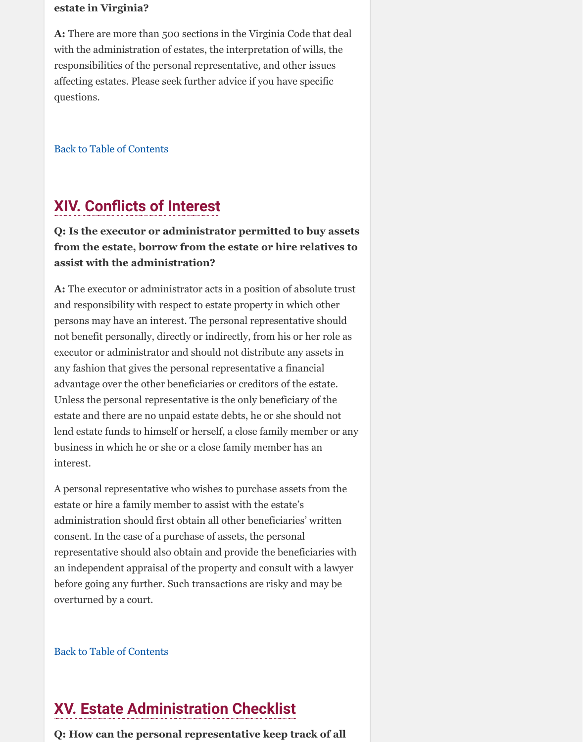**estate in Virginia?**

**A:** There are more than 500 sections in the Virginia Code that deal with the administration of estates, the interpretation of wills, the responsibilities of the personal representative, and other issues affecting estates. Please seek further advice if you have specific questions.

Back to Table of Contents

## XIV. Conflicts of Interest

**Q: Is the executor or administrator permitted to buy assets from the estate, borrow from the estate or hire relatives to assist with the administration?**

**A:** The executor or administrator acts in a position of absolute trust and responsibility with respect to estate property in which other persons may have an interest. The personal representative should not benefit personally, directly or indirectly, from his or her role as executor or administrator and should not distribute any assets in any fashion that gives the personal representative a financial advantage over the other beneficiaries or creditors of the estate. Unless the personal representative is the only beneficiary of the estate and there are no unpaid estate debts, he or she should not lend estate funds to himself or herself, a close family member or any business in which he or she or a close family member has an interest.

A personal representative who wishes to purchase assets from the estate or hire a family member to assist with the estate's administration should first obtain all other beneficiaries' written consent. In the case of a purchase of assets, the personal representative should also obtain and provide the beneficiaries with an independent appraisal of the property and consult with a lawyer before going any further. Such transactions are risky and may be overturned by a court.

Back to Table of Contents

## XV. Estate Administration Checklist

**Q: How can the personal representative keep track of all**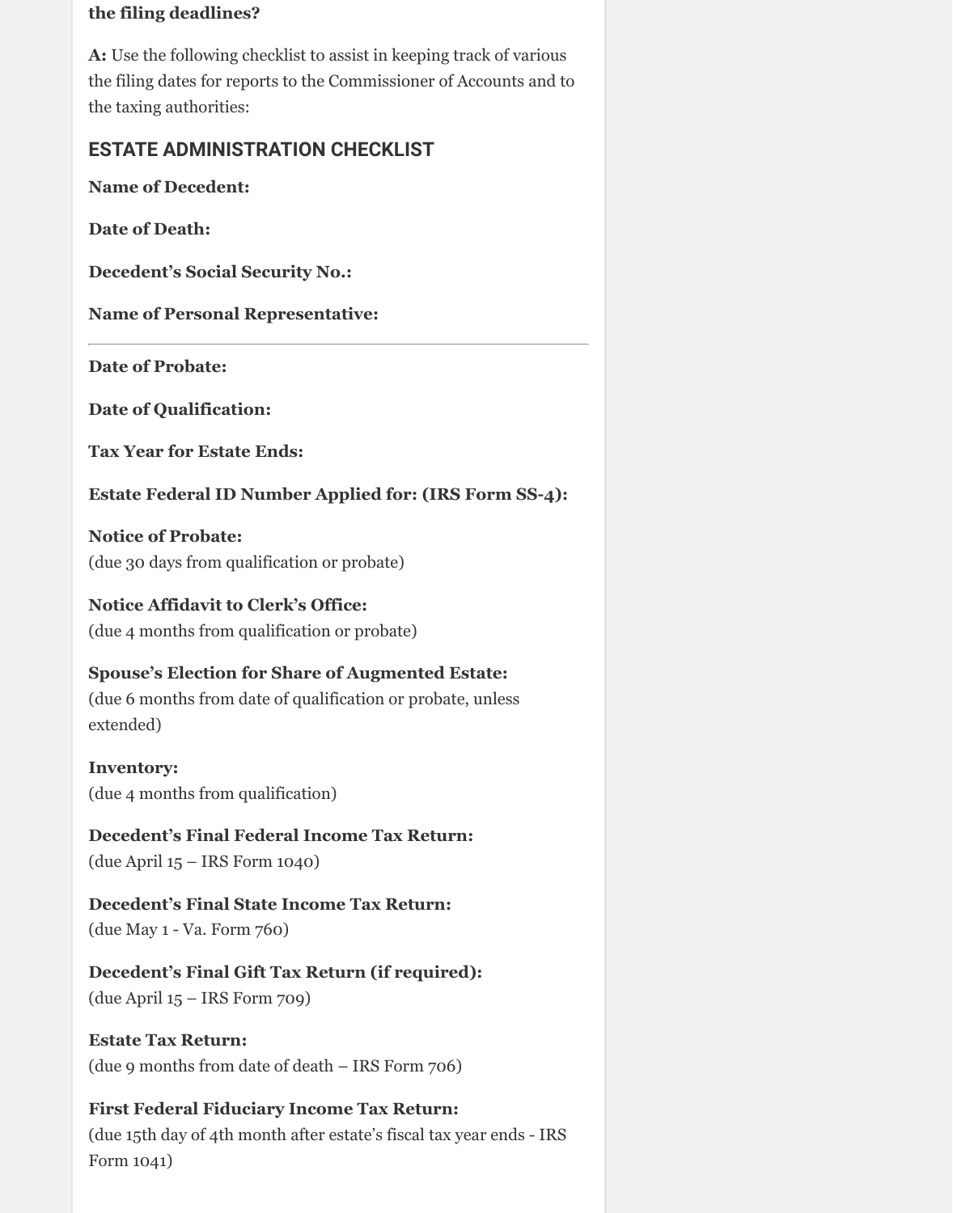**the filing deadlines?**

**A:** Use the following checklist to assist in keeping track of various the filing dates for reports to the Commissioner of Accounts and to the taxing authorities:

## ESTATE ADMINISTRATION CHECKLIST

**Name of Decedent:**

**Date of Death:**

**Decedent's Social Security No.:**

**Name of Personal Representative:**

---

**Date of Probate:**

**Date of Qualification:**

**Tax Year for Estate Ends:**

**Estate Federal ID Number Applied for: (IRS Form SS-4):**

**Notice of Probate:**
(due 30 days from qualification or probate)

**Notice Affidavit to Clerk's Office:**
(due 4 months from qualification or probate)

**Spouse's Election for Share of Augmented Estate:**
(due 6 months from date of qualification or probate, unless extended)

**Inventory:**
(due 4 months from qualification)

**Decedent's Final Federal Income Tax Return:**
(due April 15 – IRS Form 1040)

**Decedent's Final State Income Tax Return:**
(due May 1 - Va. Form 760)

**Decedent's Final Gift Tax Return (if required):**
(due April 15 – IRS Form 709)

**Estate Tax Return:**
(due 9 months from date of death – IRS Form 706)

**First Federal Fiduciary Income Tax Return:**
(due 15th day of 4th month after estate's fiscal tax year ends - IRS Form 1041)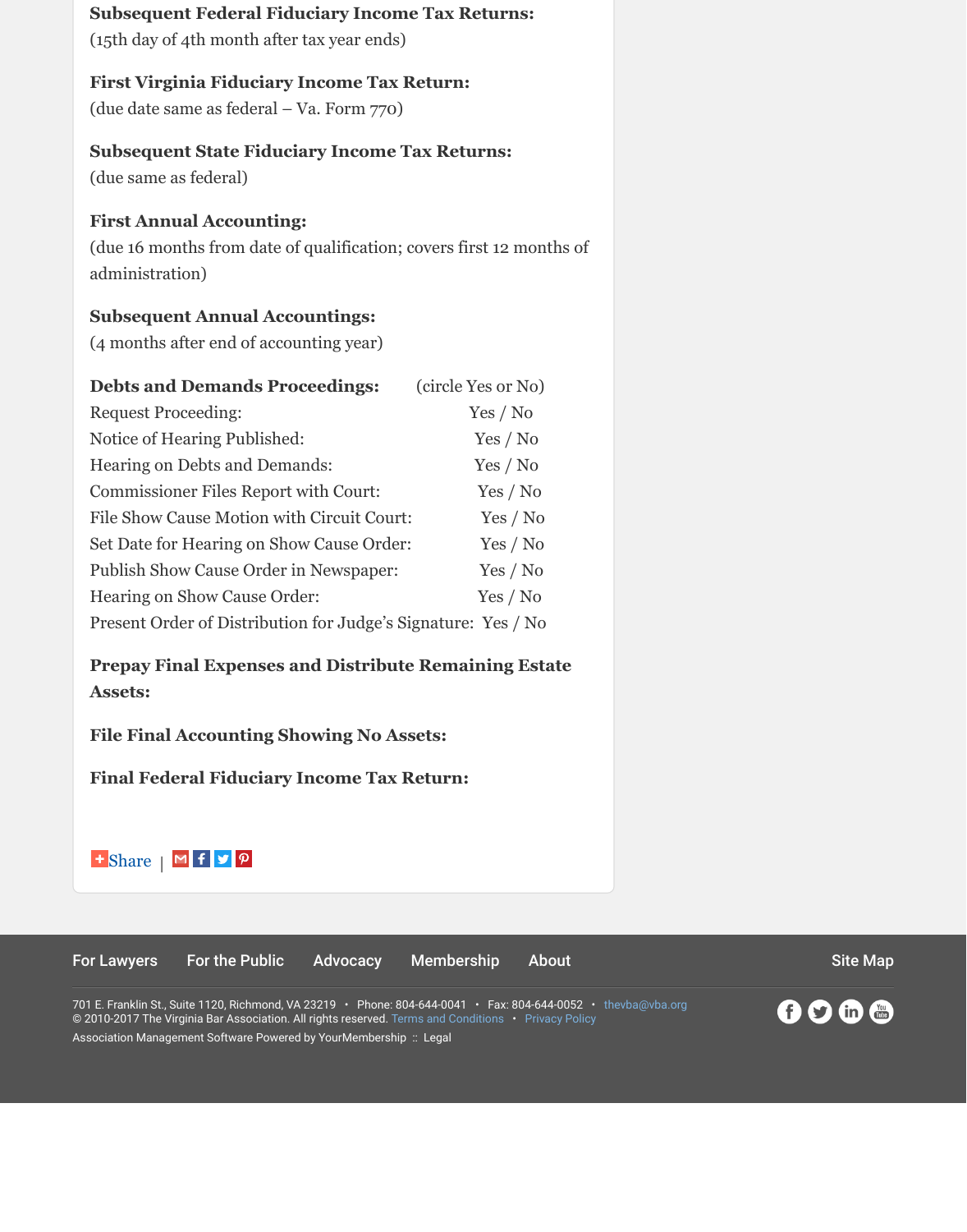**Subsequent Federal Fiduciary Income Tax Returns:**
(15th day of 4th month after tax year ends)

**First Virginia Fiduciary Income Tax Return:**
(due date same as federal – Va. Form 770)

**Subsequent State Fiduciary Income Tax Returns:**
(due same as federal)

**First Annual Accounting:**
(due 16 months from date of qualification; covers first 12 months of administration)

**Subsequent Annual Accountings:**
(4 months after end of accounting year)

| **Debts and Demands Proceedings:** | (circle Yes or No) |
|---|---|
| Request Proceeding: | Yes / No |
| Notice of Hearing Published: | Yes / No |
| Hearing on Debts and Demands: | Yes / No |
| Commissioner Files Report with Court: | Yes / No |
| File Show Cause Motion with Circuit Court: | Yes / No |
| Set Date for Hearing on Show Cause Order: | Yes / No |
| Publish Show Cause Order in Newspaper: | Yes / No |
| Hearing on Show Cause Order: | Yes / No |
| Present Order of Distribution for Judge's Signature: | Yes / No |

**Prepay Final Expenses and Distribute Remaining Estate Assets:**

**File Final Accounting Showing No Assets:**

**Final Federal Fiduciary Income Tax Return:**

Share |

For Lawyers   For the Public   Advocacy   Membership   About   Site Map

701 E. Franklin St., Suite 1120, Richmond, VA 23219 • Phone: 804-644-0041 • Fax: 804-644-0052 • thevba@vba.org
© 2010-2017 The Virginia Bar Association. All rights reserved. Terms and Conditions • Privacy Policy
Association Management Software Powered by YourMembership :: Legal